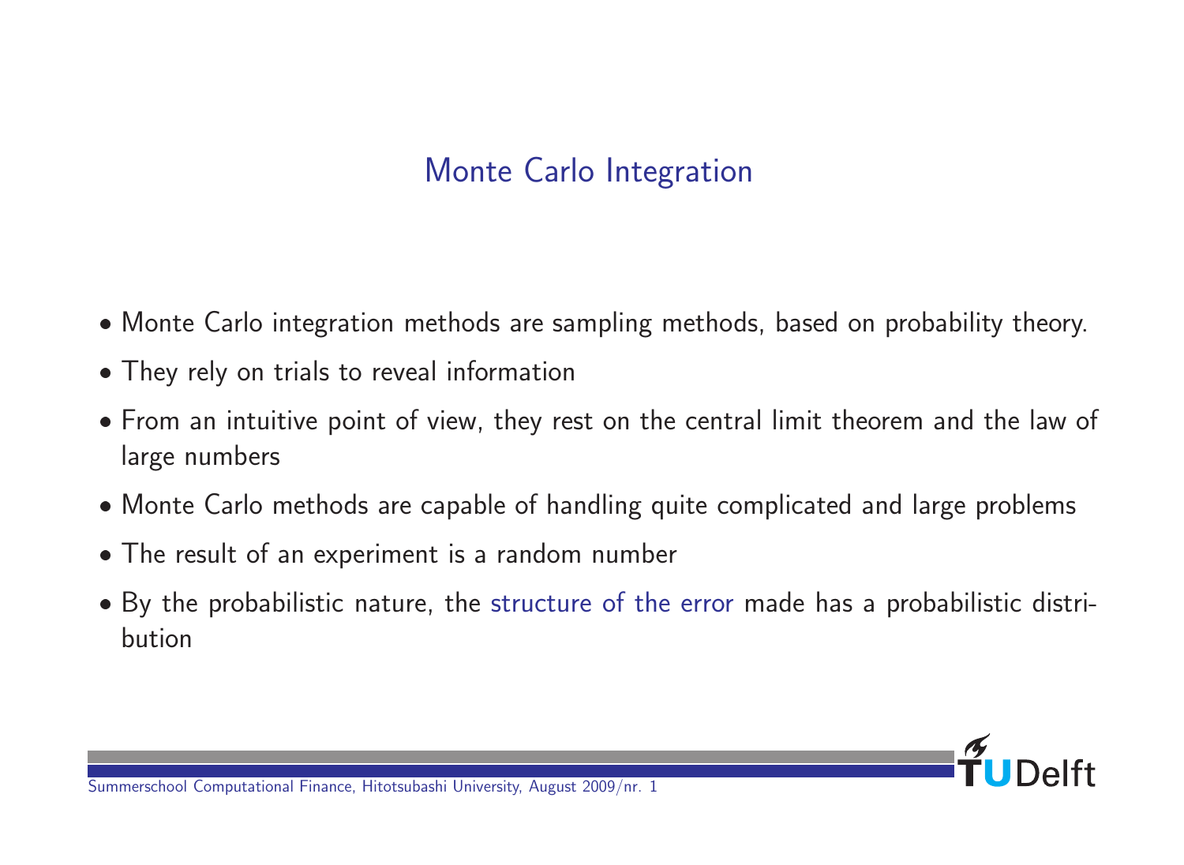# Monte Carlo Integration

- Monte Carlo integration methods are sampling methods, based on probability theory.
- They rely on trials to reveal information
- From an intuitive point of view, they rest on the central limit theorem and the law of large numbers
- Monte Carlo methods are capable of handling quite complicated and large problems
- The result of an experiment is a random number
- By the probabilistic nature, the structure of the error made has a probabilistic distribution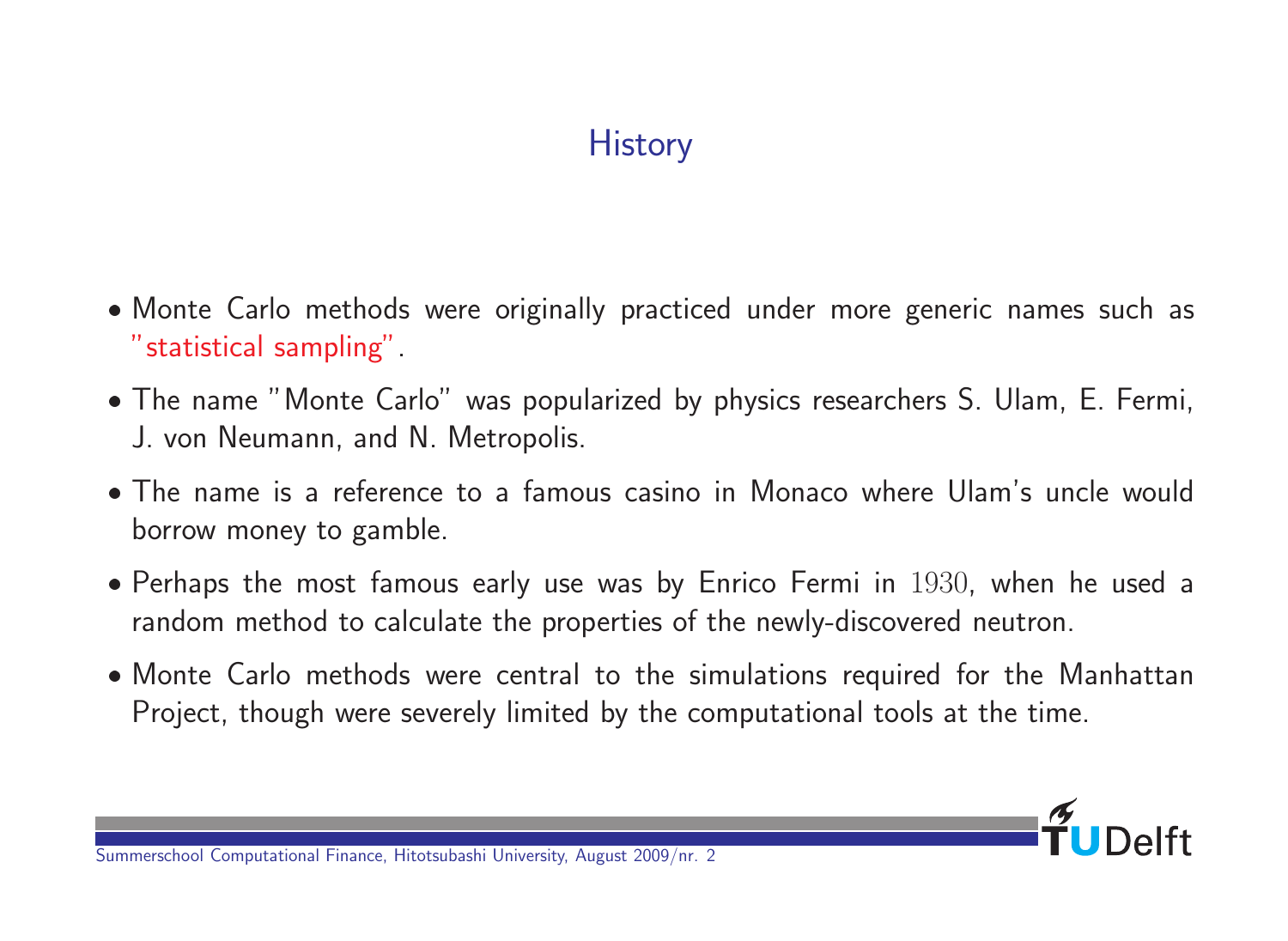# History

- Monte Carlo methods were originally practiced under more generic names such as "statistical sampling".
- The name "Monte Carlo" was popularized by physics researchers S. Ulam, E. Fermi, J. von Neumann, and N. Metropolis.
- The name is a reference to a famous casino in Monaco where Ulam's uncle would borrow money to gamble.
- Perhaps the most famous early use was by Enrico Fermi in 1930, when he used a random method to calculate the properties of the newly-discovered neutron.
- Monte Carlo methods were central to the simulations required for the Manhattan Project, though were severely limited by the computational tools at the time.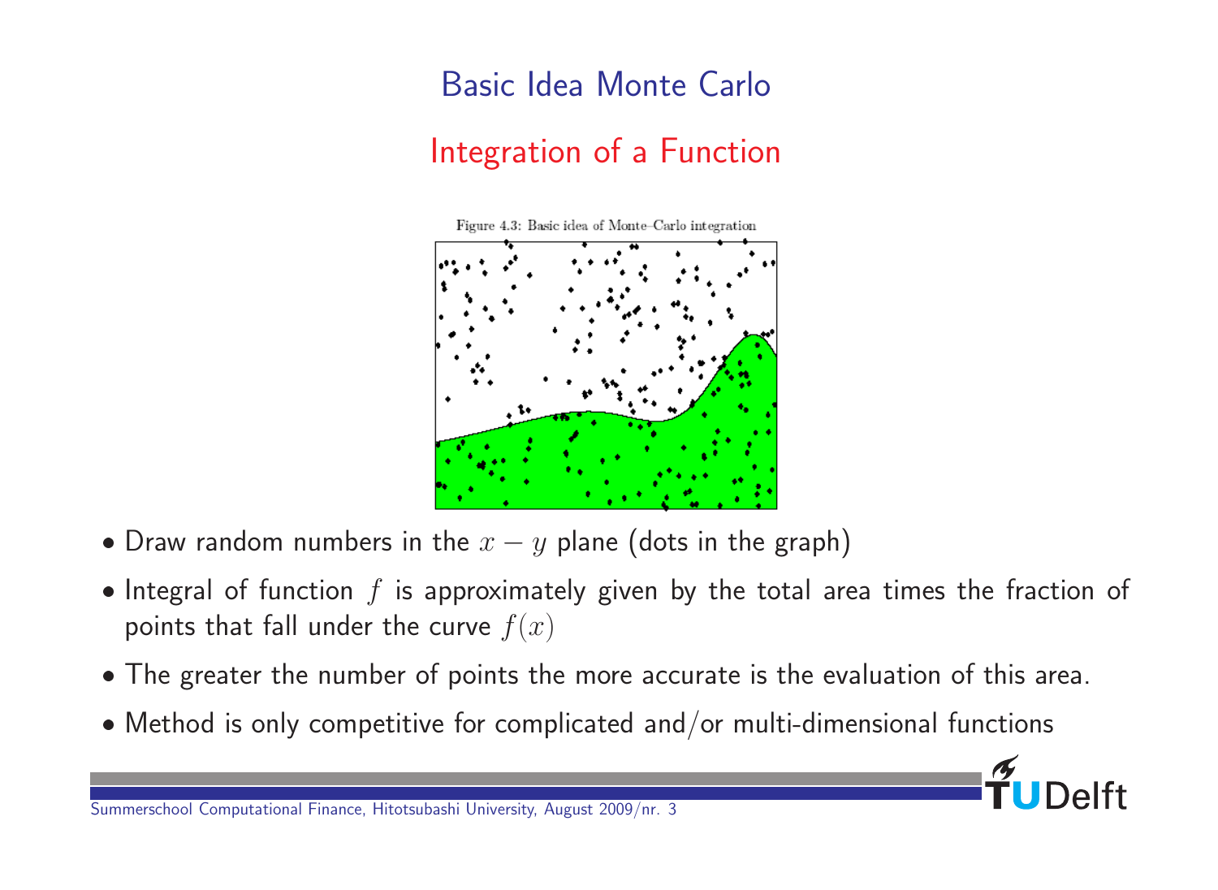# Basic Idea Monte Carlo

## Integration of a Function

Figure 4.3: Basic idea of Monte–Carlo integration

- Draw random numbers in the $x - y$ plane (dots in the graph)
- Integral of function $f$ is approximately given by the total area times the fraction of points that fall under the curve $f(x)$
- The greater the number of points the more accurate is the evaluation of this area.
- Method is only competitive for complicated and/or multi-dimensional functions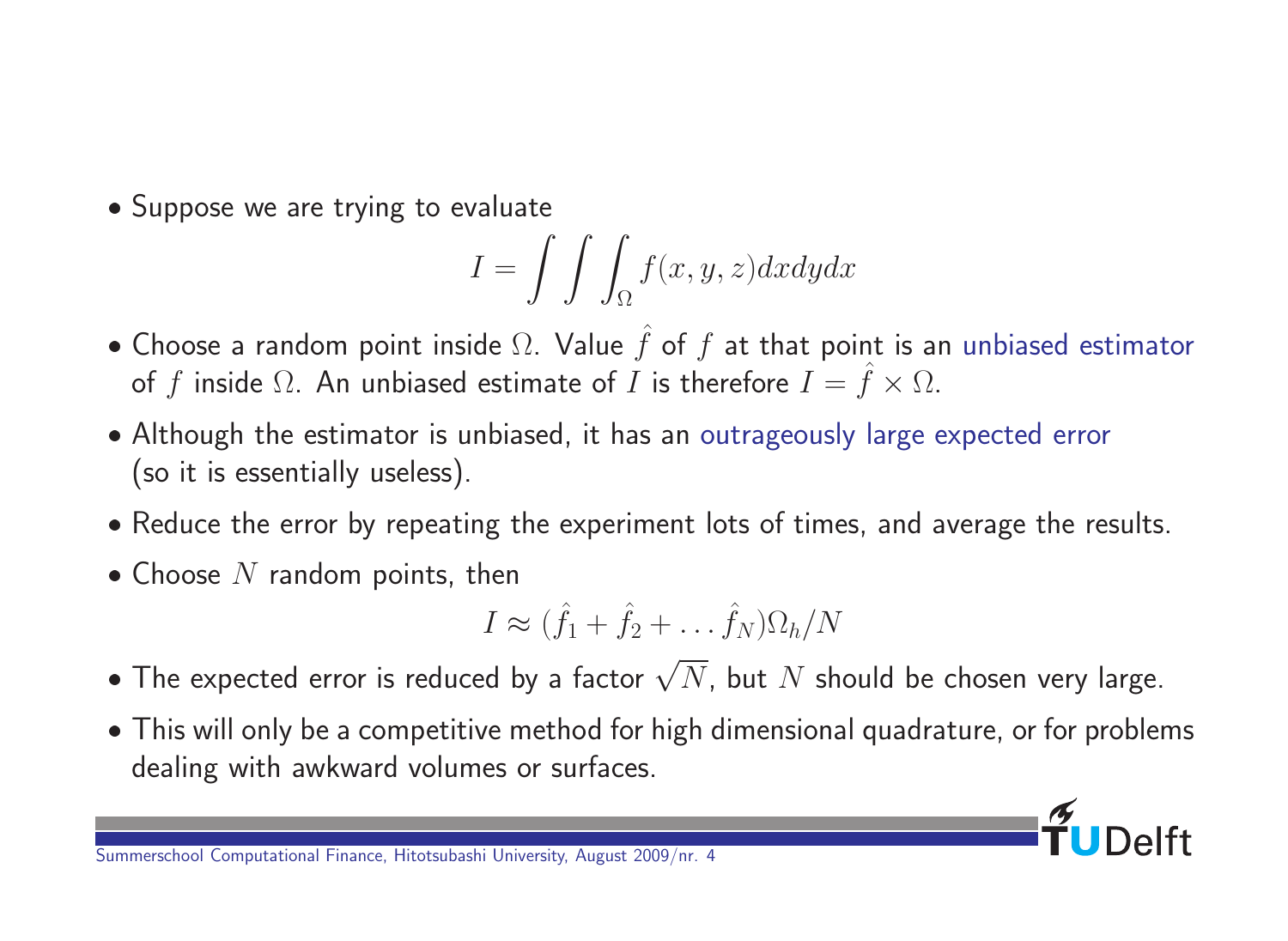- Suppose we are trying to evaluate

$$I = \int \int \int_{\Omega} f(x, y, z) dx dy dx$$

- Choose a random point inside $\Omega$. Value $\hat{f}$ of $f$ at that point is an unbiased estimator of $f$ inside $\Omega$. An unbiased estimate of $I$ is therefore $I = \hat{f} \times \Omega$.
- Although the estimator is unbiased, it has an outrageously large expected error (so it is essentially useless).
- Reduce the error by repeating the experiment lots of times, and average the results.
- Choose $N$ random points, then

$$I \approx (\hat{f}_1 + \hat{f}_2 + \ldots \hat{f}_N)\Omega_h / N$$

- The expected error is reduced by a factor $\sqrt{N}$, but $N$ should be chosen very large.
- This will only be a competitive method for high dimensional quadrature, or for problems dealing with awkward volumes or surfaces.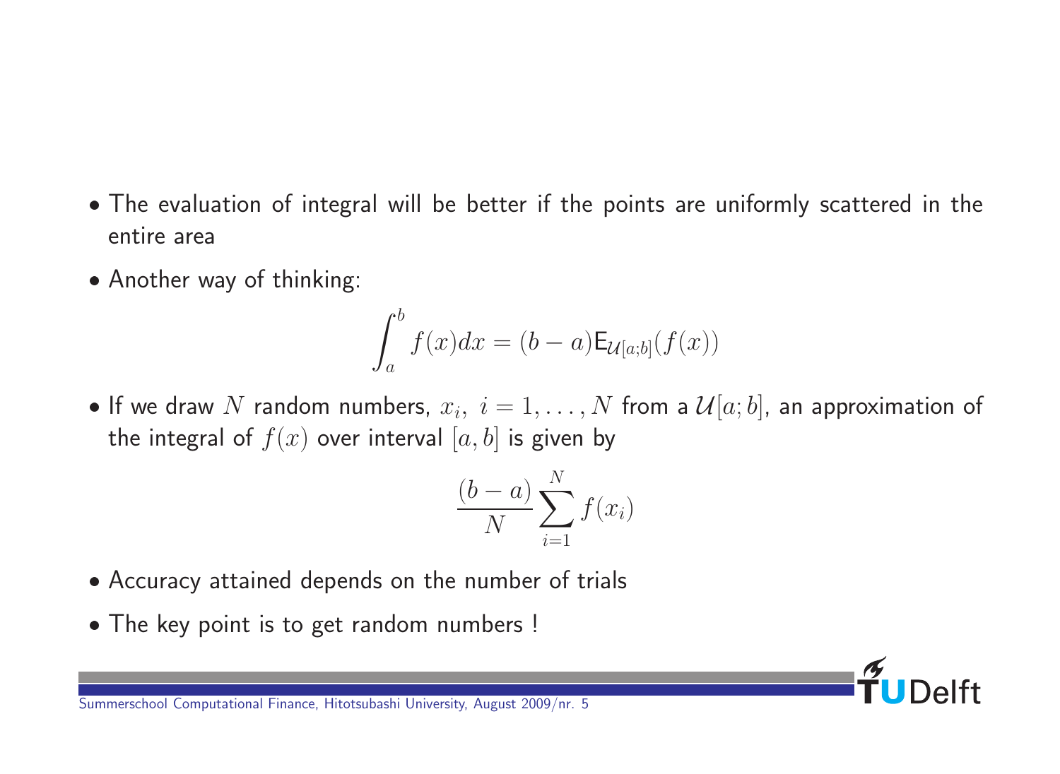- The evaluation of integral will be better if the points are uniformly scattered in the entire area
- Another way of thinking:

$$\int_a^b f(x)dx = (b-a)\mathsf{E}_{\mathcal{U}[a;b]}(f(x))$$

- If we draw $N$ random numbers, $x_i,\ i = 1, \ldots, N$ from a $\mathcal{U}[a;b]$, an approximation of the integral of $f(x)$ over interval $[a,b]$ is given by

$$\frac{(b-a)}{N}\sum_{i=1}^{N} f(x_i)$$

- Accuracy attained depends on the number of trials
- The key point is to get random numbers !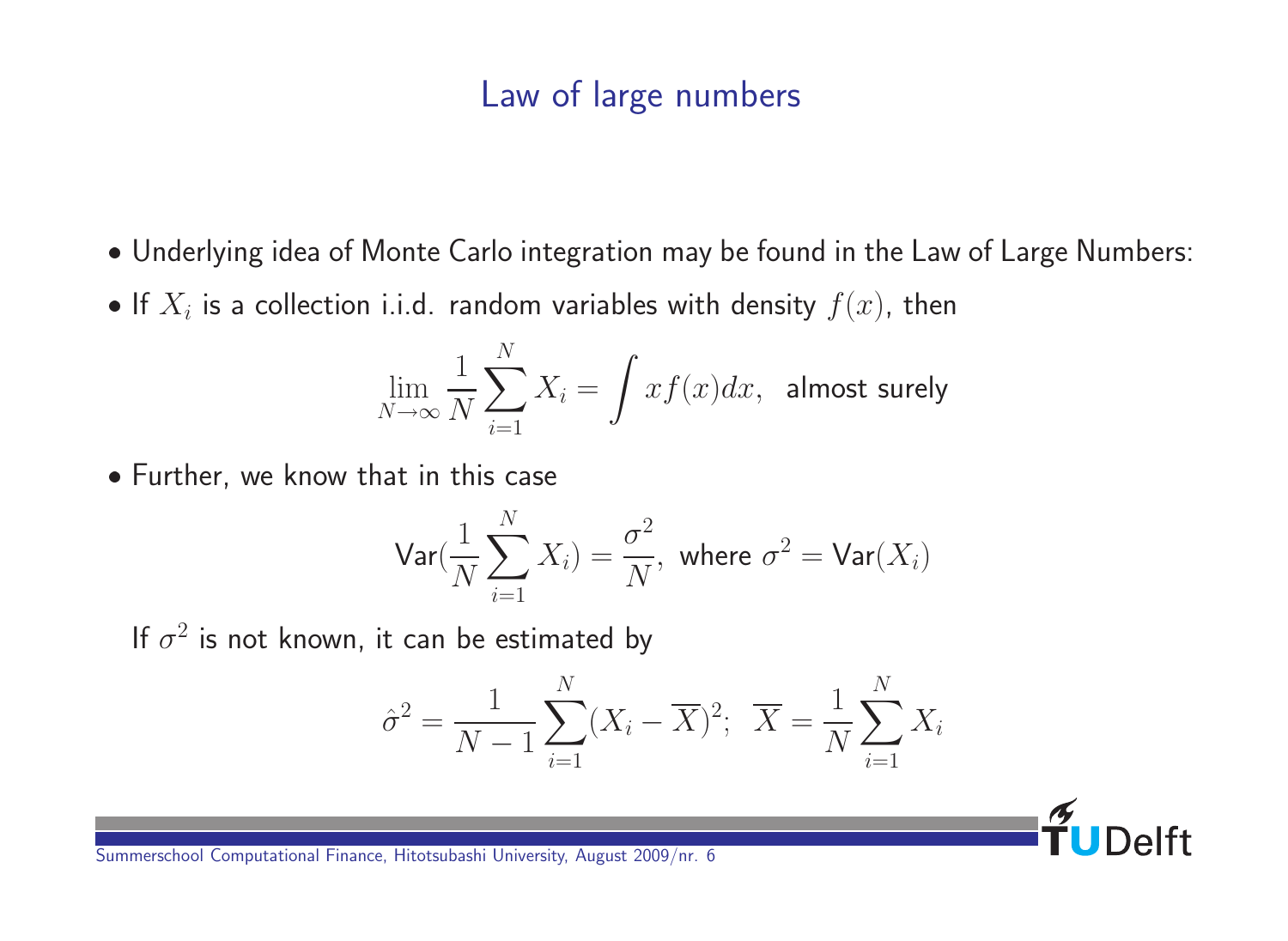# Law of large numbers

- Underlying idea of Monte Carlo integration may be found in the Law of Large Numbers:
- If $X_i$ is a collection i.i.d. random variables with density $f(x)$, then

$$\lim_{N\to\infty} \frac{1}{N}\sum_{i=1}^{N} X_i = \int x f(x) dx, \text{ almost surely}$$

- Further, we know that in this case

$$\mathsf{Var}\left(\frac{1}{N}\sum_{i=1}^{N} X_i\right) = \frac{\sigma^2}{N}, \text{ where } \sigma^2 = \mathsf{Var}(X_i)$$

If $\sigma^2$ is not known, it can be estimated by

$$\hat{\sigma}^2 = \frac{1}{N-1}\sum_{i=1}^{N}(X_i - \overline{X})^2; \quad \overline{X} = \frac{1}{N}\sum_{i=1}^{N} X_i$$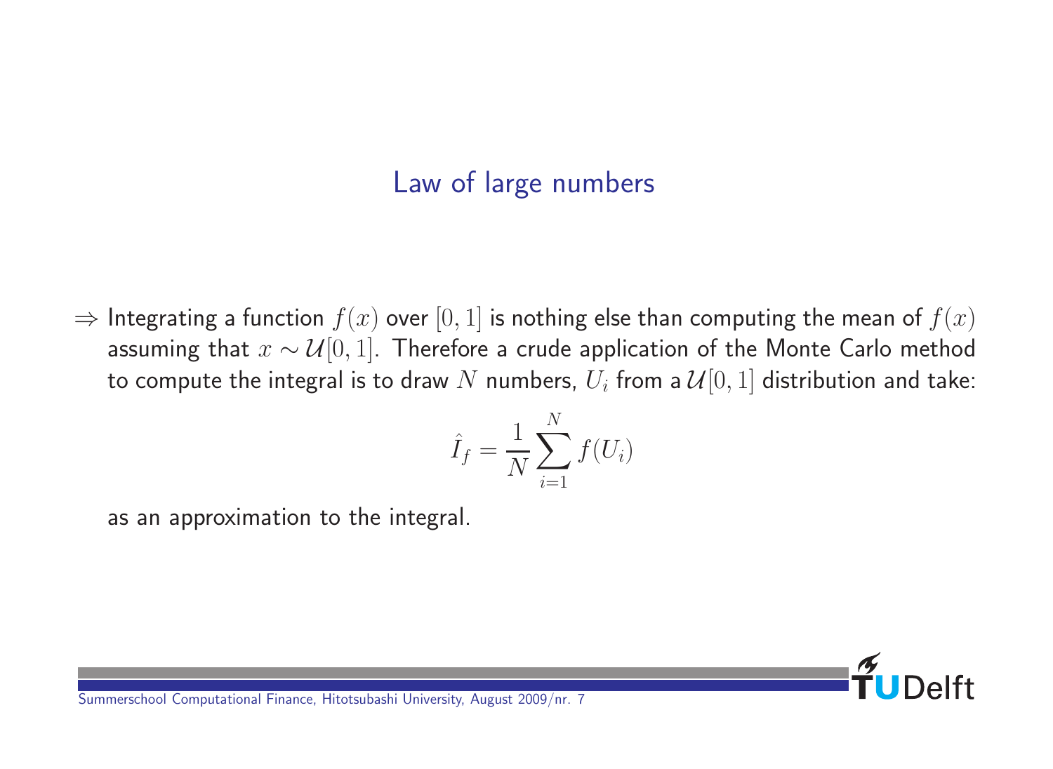## Law of large numbers

$\Rightarrow$ Integrating a function $f(x)$ over $[0, 1]$ is nothing else than computing the mean of $f(x)$ assuming that $x \sim \mathcal{U}[0, 1]$. Therefore a crude application of the Monte Carlo method to compute the integral is to draw $N$ numbers, $U_i$ from a $\mathcal{U}[0, 1]$ distribution and take:

$$\hat{I}_f = \frac{1}{N} \sum_{i=1}^{N} f(U_i)$$

as an approximation to the integral.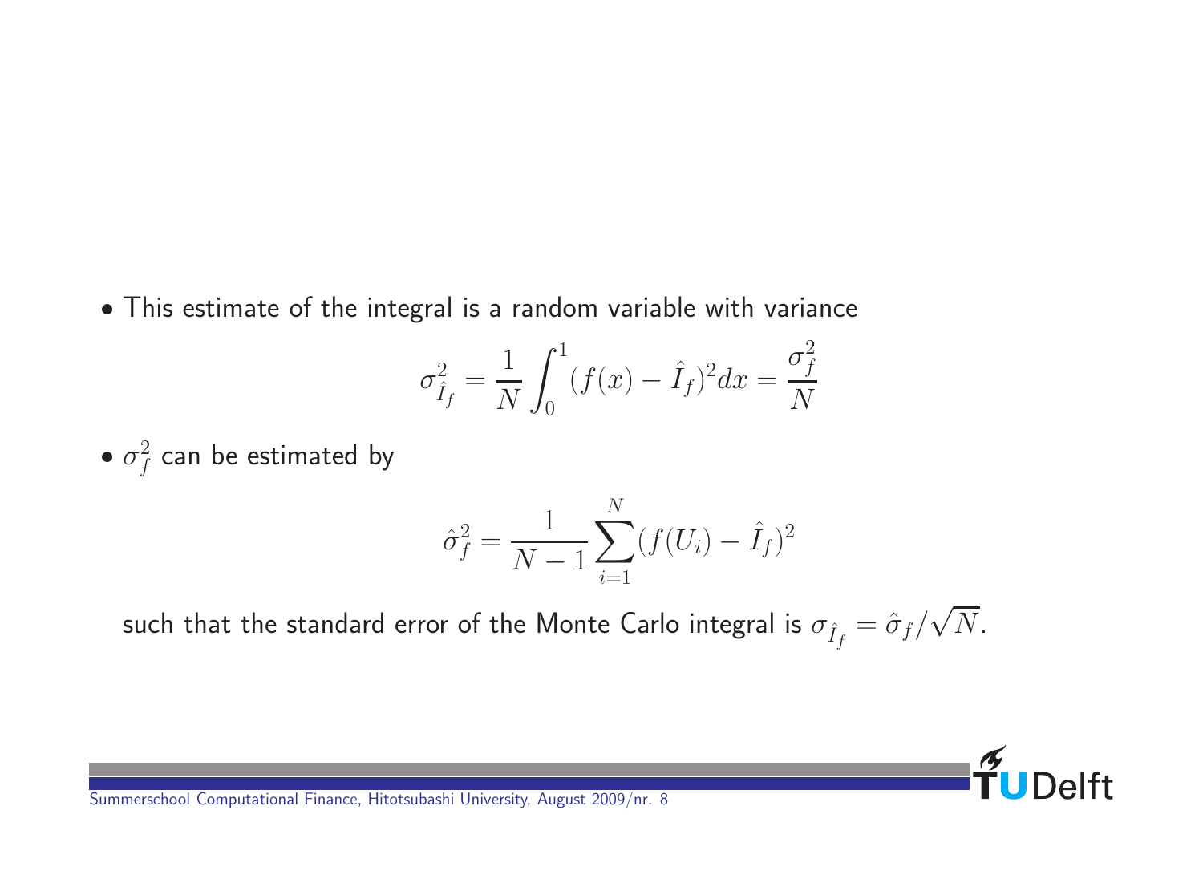- This estimate of the integral is a random variable with variance

$$\sigma_{\hat{I}_f}^2 = \frac{1}{N}\int_0^1 (f(x) - \hat{I}_f)^2 dx = \frac{\sigma_f^2}{N}$$

- $\sigma_f^2$ can be estimated by

$$\hat{\sigma}_f^2 = \frac{1}{N-1}\sum_{i=1}^{N}(f(U_i) - \hat{I}_f)^2$$

such that the standard error of the Monte Carlo integral is $\sigma_{\hat{I}_f} = \hat{\sigma}_f/\sqrt{N}$.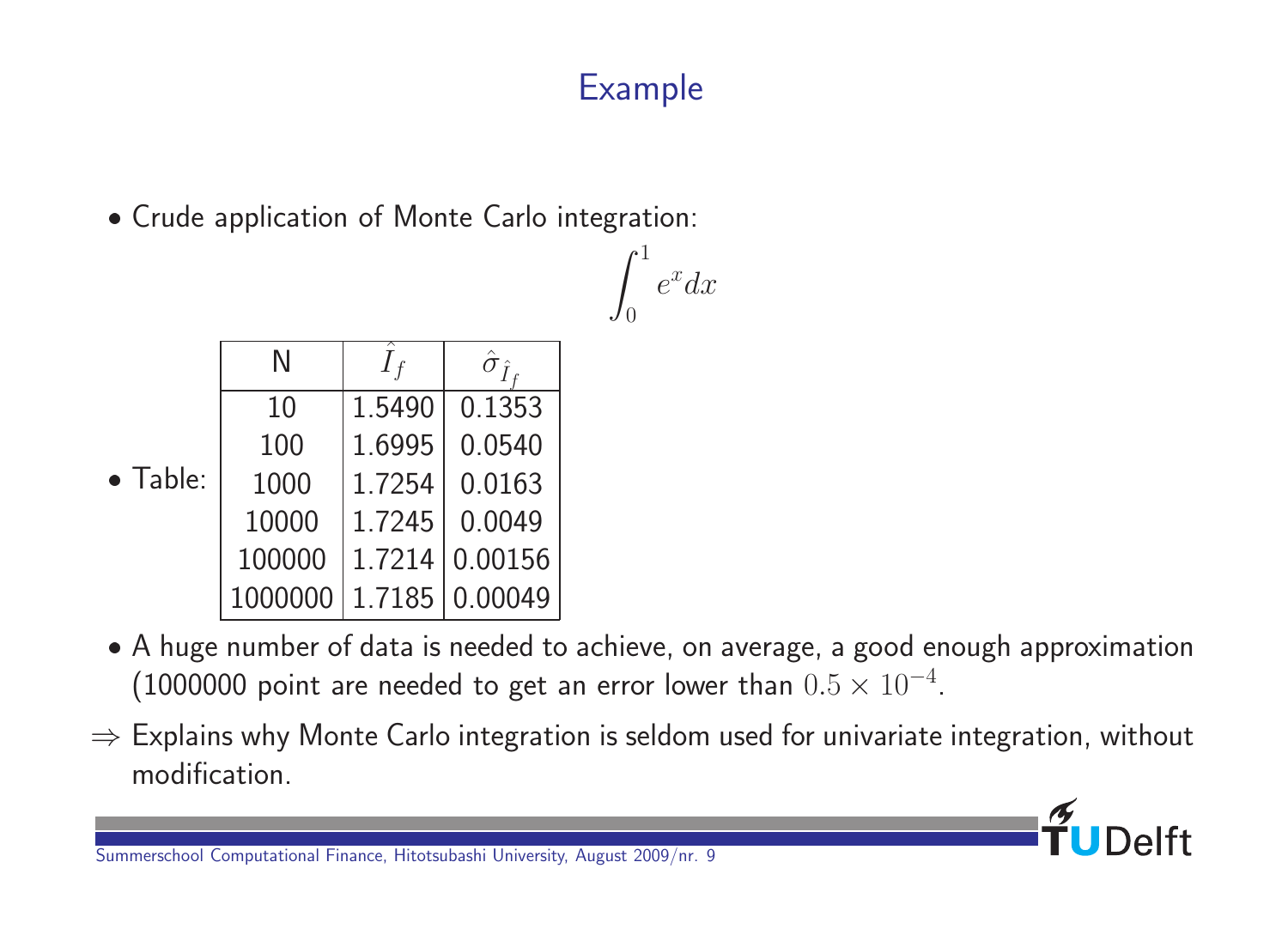## Example

- Crude application of Monte Carlo integration:

$$\int_0^1 e^x dx$$

- Table:

| N | $\hat{I}_f$ | $\hat{\sigma}_{\hat{I}_f}$ |
|---|---|---|
| 10 | 1.5490 | 0.1353 |
| 100 | 1.6995 | 0.0540 |
| 1000 | 1.7254 | 0.0163 |
| 10000 | 1.7245 | 0.0049 |
| 100000 | 1.7214 | 0.00156 |
| 1000000 | 1.7185 | 0.00049 |

- A huge number of data is needed to achieve, on average, a good enough approximation (1000000 point are needed to get an error lower than $0.5 \times 10^{-4}$.

$\Rightarrow$ Explains why Monte Carlo integration is seldom used for univariate integration, without modification.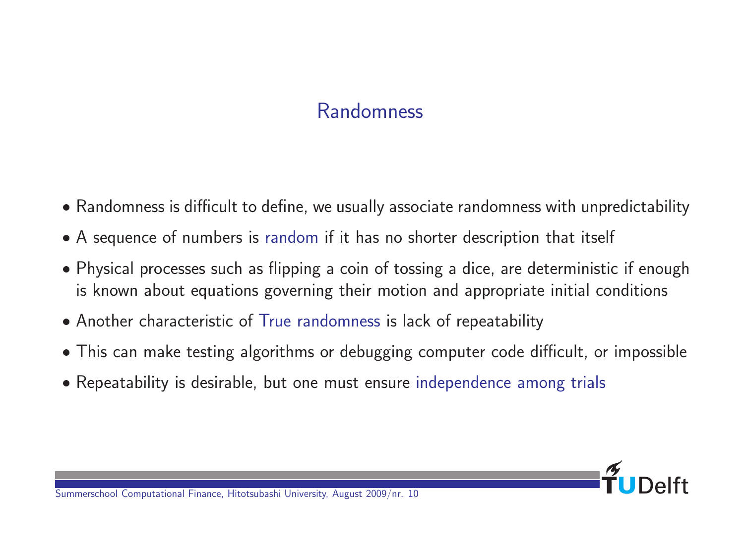# Randomness

- Randomness is difficult to define, we usually associate randomness with unpredictability
- A sequence of numbers is random if it has no shorter description that itself
- Physical processes such as flipping a coin of tossing a dice, are deterministic if enough is known about equations governing their motion and appropriate initial conditions
- Another characteristic of True randomness is lack of repeatability
- This can make testing algorithms or debugging computer code difficult, or impossible
- Repeatability is desirable, but one must ensure independence among trials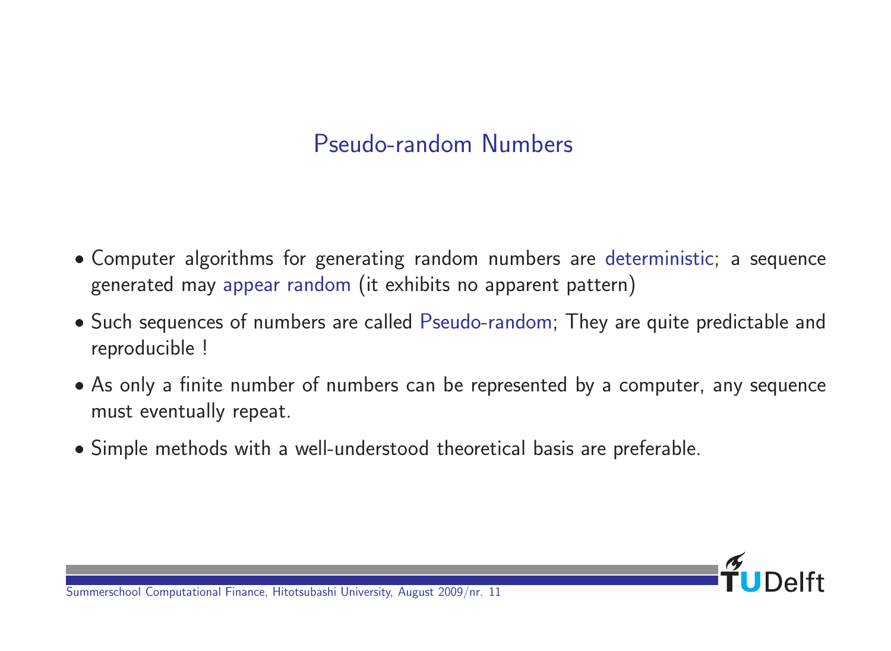# Pseudo-random Numbers

- Computer algorithms for generating random numbers are deterministic; a sequence generated may appear random (it exhibits no apparent pattern)
- Such sequences of numbers are called Pseudo-random; They are quite predictable and reproducible !
- As only a finite number of numbers can be represented by a computer, any sequence must eventually repeat.
- Simple methods with a well-understood theoretical basis are preferable.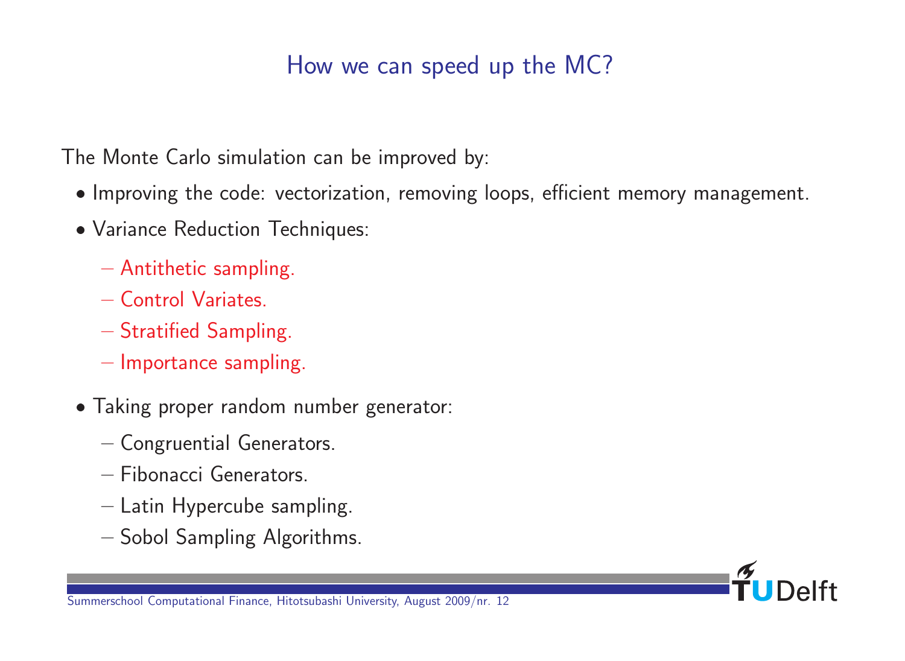## How we can speed up the MC?

The Monte Carlo simulation can be improved by:

- Improving the code: vectorization, removing loops, efficient memory management.
- Variance Reduction Techniques:
  - Antithetic sampling.
  - Control Variates.
  - Stratified Sampling.
  - Importance sampling.
- Taking proper random number generator:
  - Congruential Generators.
  - Fibonacci Generators.
  - Latin Hypercube sampling.
  - Sobol Sampling Algorithms.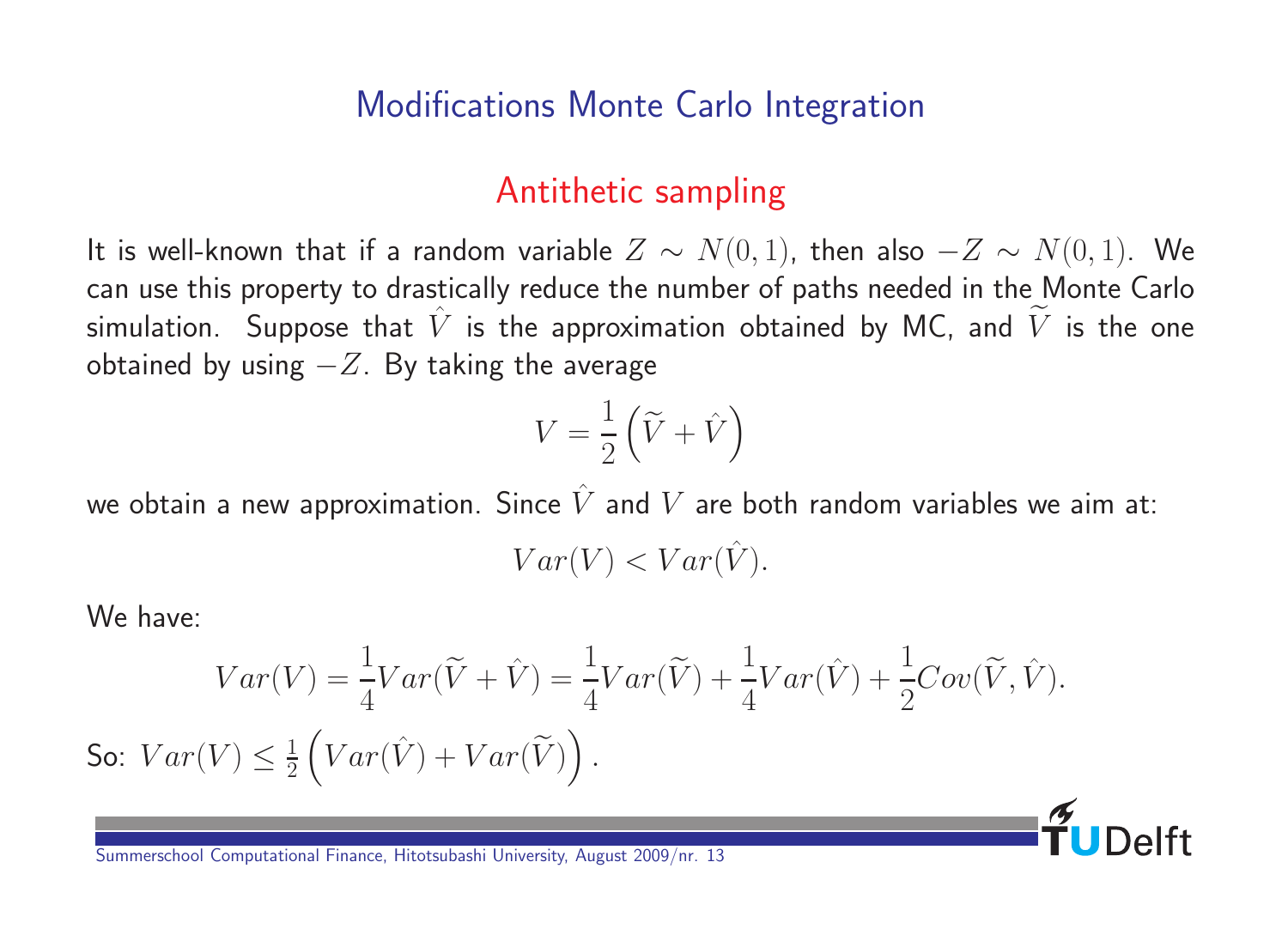# Modifications Monte Carlo Integration

## Antithetic sampling

It is well-known that if a random variable $Z \sim N(0,1)$, then also $-Z \sim N(0,1)$. We can use this property to drastically reduce the number of paths needed in the Monte Carlo simulation. Suppose that $\hat{V}$ is the approximation obtained by MC, and $\widetilde{V}$ is the one obtained by using $-Z$. By taking the average

$$V = \frac{1}{2}\left(\widetilde{V} + \hat{V}\right)$$

we obtain a new approximation. Since $\hat{V}$ and $V$ are both random variables we aim at:

$$Var(V) < Var(\hat{V}).$$

We have:

$$Var(V) = \frac{1}{4}Var(\widetilde{V} + \hat{V}) = \frac{1}{4}Var(\widetilde{V}) + \frac{1}{4}Var(\hat{V}) + \frac{1}{2}Cov(\widetilde{V}, \hat{V}).$$

So: $Var(V) \leq \frac{1}{2}\left(Var(\hat{V}) + Var(\widetilde{V})\right)$.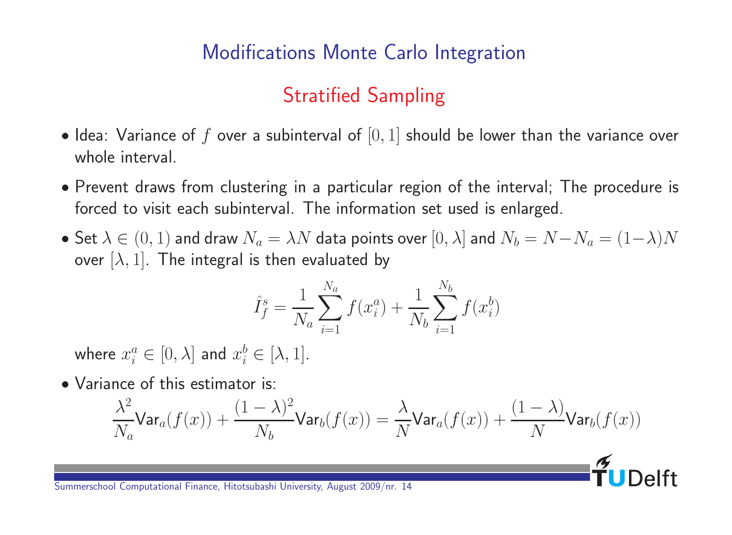# Modifications Monte Carlo Integration

## Stratified Sampling

- Idea: Variance of $f$ over a subinterval of $[0, 1]$ should be lower than the variance over whole interval.
- Prevent draws from clustering in a particular region of the interval; The procedure is forced to visit each subinterval. The information set used is enlarged.
- Set $\lambda \in (0, 1)$ and draw $N_a = \lambda N$ data points over $[0, \lambda]$ and $N_b = N - N_a = (1-\lambda)N$ over $[\lambda, 1]$. The integral is then evaluated by

$$\hat{I}_f^s = \frac{1}{N_a} \sum_{i=1}^{N_a} f(x_i^a) + \frac{1}{N_b} \sum_{i=1}^{N_b} f(x_i^b)$$

  where $x_i^a \in [0, \lambda]$ and $x_i^b \in [\lambda, 1]$.

- Variance of this estimator is:

$$\frac{\lambda^2}{N_a} \mathsf{Var}_a(f(x)) + \frac{(1-\lambda)^2}{N_b} \mathsf{Var}_b(f(x)) = \frac{\lambda}{N} \mathsf{Var}_a(f(x)) + \frac{(1-\lambda)}{N} \mathsf{Var}_b(f(x))$$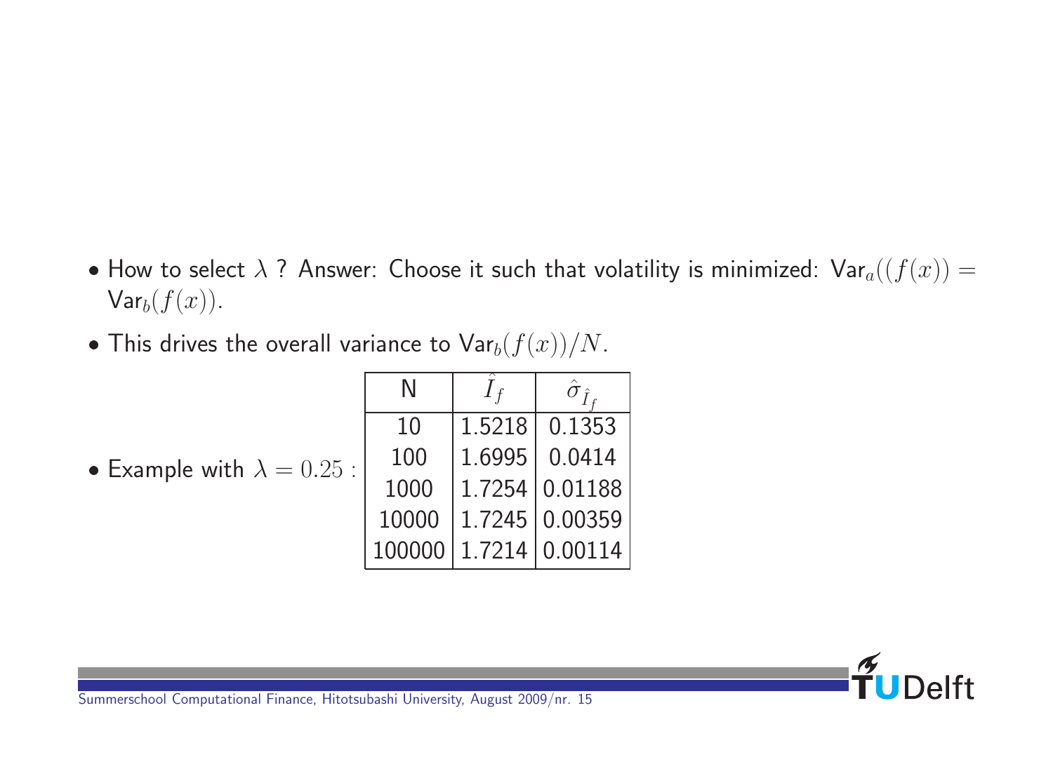- How to select $\lambda$ ? Answer: Choose it such that volatility is minimized: $\mathsf{Var}_a((f(x)) = \mathsf{Var}_b(f(x))$.
- This drives the overall variance to $\mathsf{Var}_b(f(x))/N$.
- Example with $\lambda = 0.25$ :

| N | $\hat{I}_f$ | $\hat{\sigma}_{\hat{I}_f}$ |
|---|---|---|
| 10 | 1.5218 | 0.1353 |
| 100 | 1.6995 | 0.0414 |
| 1000 | 1.7254 | 0.01188 |
| 10000 | 1.7245 | 0.00359 |
| 100000 | 1.7214 | 0.00114 |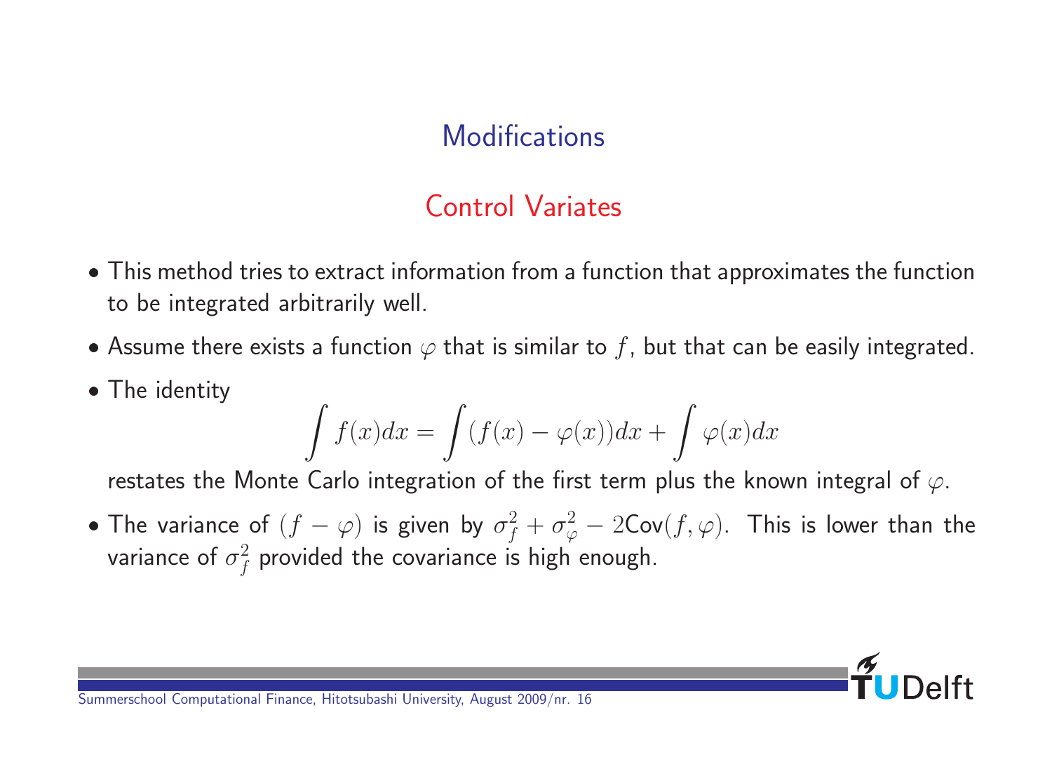# Modifications

## Control Variates

- This method tries to extract information from a function that approximates the function to be integrated arbitrarily well.
- Assume there exists a function $\varphi$ that is similar to $f$, but that can be easily integrated.
- The identity

$$\int f(x)dx = \int (f(x) - \varphi(x))dx + \int \varphi(x)dx$$

  restates the Monte Carlo integration of the first term plus the known integral of $\varphi$.

- The variance of $(f - \varphi)$ is given by $\sigma_f^2 + \sigma_\varphi^2 - 2\text{Cov}(f, \varphi)$. This is lower than the variance of $\sigma_f^2$ provided the covariance is high enough.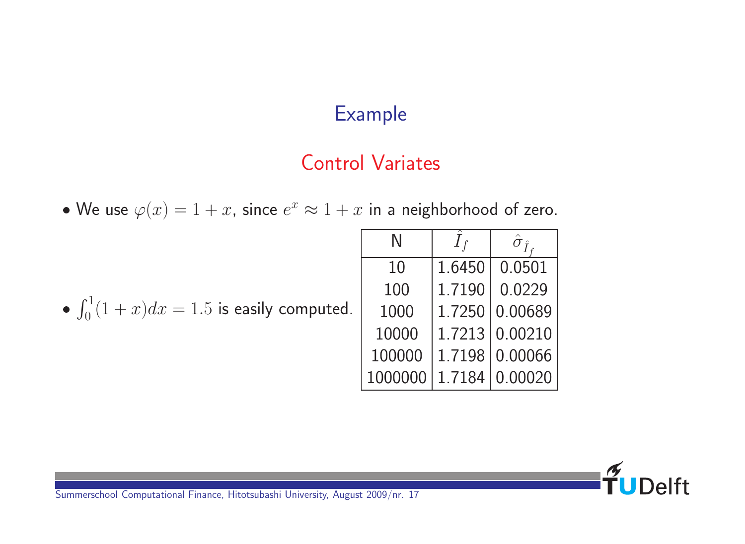## Example

### Control Variates

- We use $\varphi(x) = 1 + x$, since $e^x \approx 1 + x$ in a neighborhood of zero.

- $\int_0^1 (1+x)dx = 1.5$ is easily computed.

| N | $\hat{I}_f$ | $\hat{\sigma}_{\hat{I}_f}$ |
|---|---|---|
| 10 | 1.6450 | 0.0501 |
| 100 | 1.7190 | 0.0229 |
| 1000 | 1.7250 | 0.00689 |
| 10000 | 1.7213 | 0.00210 |
| 100000 | 1.7198 | 0.00066 |
| 1000000 | 1.7184 | 0.00020 |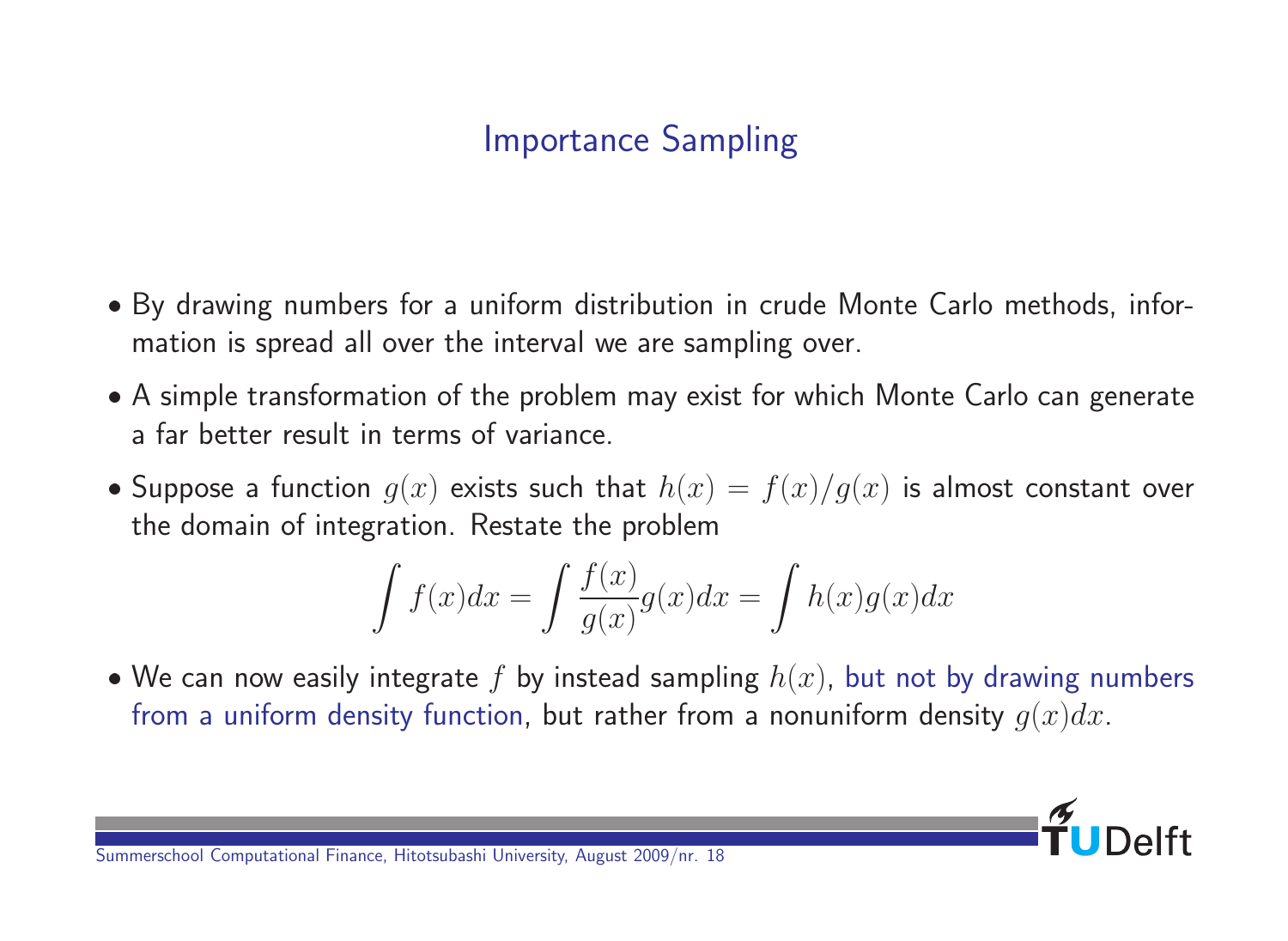## Importance Sampling

- By drawing numbers for a uniform distribution in crude Monte Carlo methods, information is spread all over the interval we are sampling over.
- A simple transformation of the problem may exist for which Monte Carlo can generate a far better result in terms of variance.
- Suppose a function $g(x)$ exists such that $h(x) = f(x)/g(x)$ is almost constant over the domain of integration. Restate the problem

$$\int f(x)dx = \int \frac{f(x)}{g(x)} g(x)dx = \int h(x)g(x)dx$$

- We can now easily integrate $f$ by instead sampling $h(x)$, but not by drawing numbers from a uniform density function, but rather from a nonuniform density $g(x)dx$.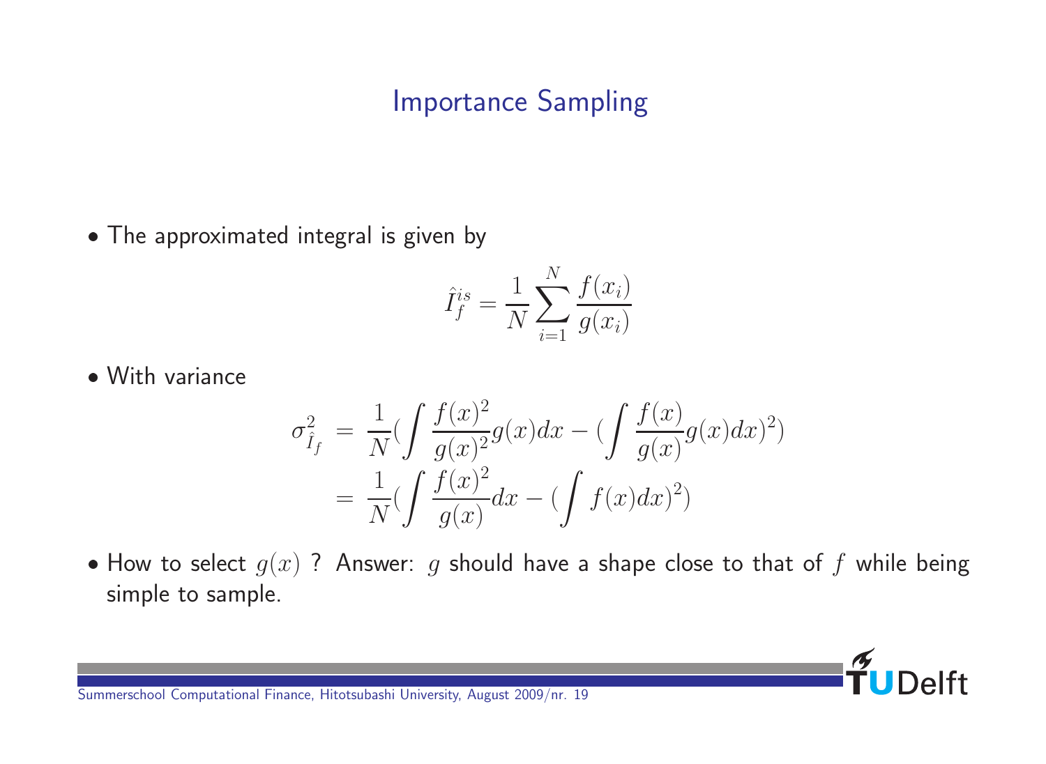# Importance Sampling

- The approximated integral is given by

$$\hat{I}_f^{is} = \frac{1}{N}\sum_{i=1}^{N}\frac{f(x_i)}{g(x_i)}$$

- With variance

$$\begin{aligned}
\sigma^2_{\hat{I}_f} &= \frac{1}{N}(\int \frac{f(x)^2}{g(x)^2}g(x)dx - (\int \frac{f(x)}{g(x)}g(x)dx)^2) \\
&= \frac{1}{N}(\int \frac{f(x)^2}{g(x)}dx - (\int f(x)dx)^2)
\end{aligned}$$

- How to select $g(x)$ ? Answer: $g$ should have a shape close to that of $f$ while being simple to sample.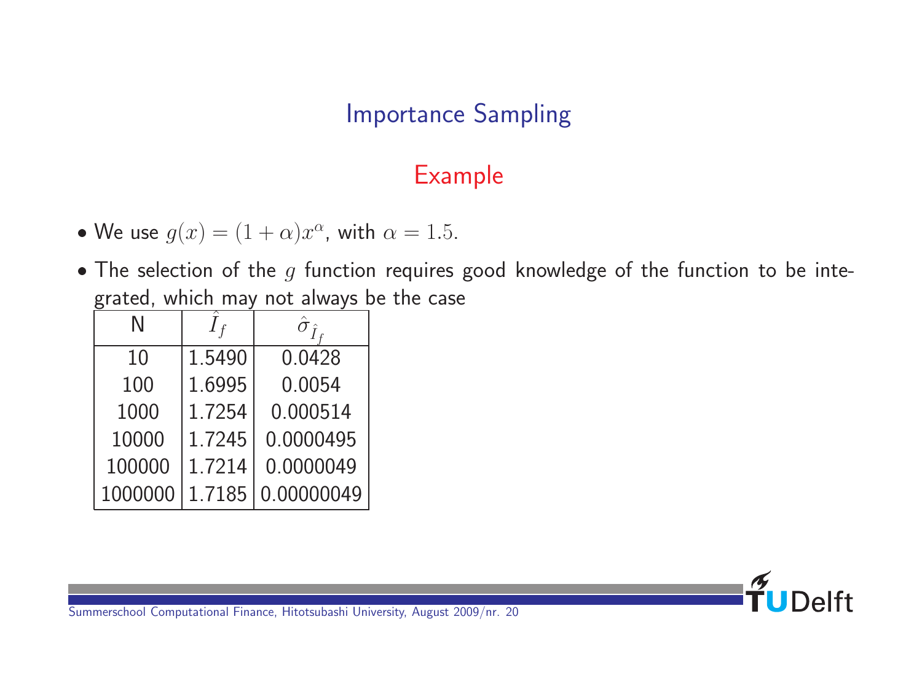# Importance Sampling

## Example

- We use $g(x) = (1 + \alpha)x^{\alpha}$, with $\alpha = 1.5$.
- The selection of the $g$ function requires good knowledge of the function to be integrated, which may not always be the case

| N | $\hat{I}_f$ | $\hat{\sigma}_{\hat{I}_f}$ |
|---|---|---|
| 10 | 1.5490 | 0.0428 |
| 100 | 1.6995 | 0.0054 |
| 1000 | 1.7254 | 0.000514 |
| 10000 | 1.7245 | 0.0000495 |
| 100000 | 1.7214 | 0.0000049 |
| 1000000 | 1.7185 | 0.00000049 |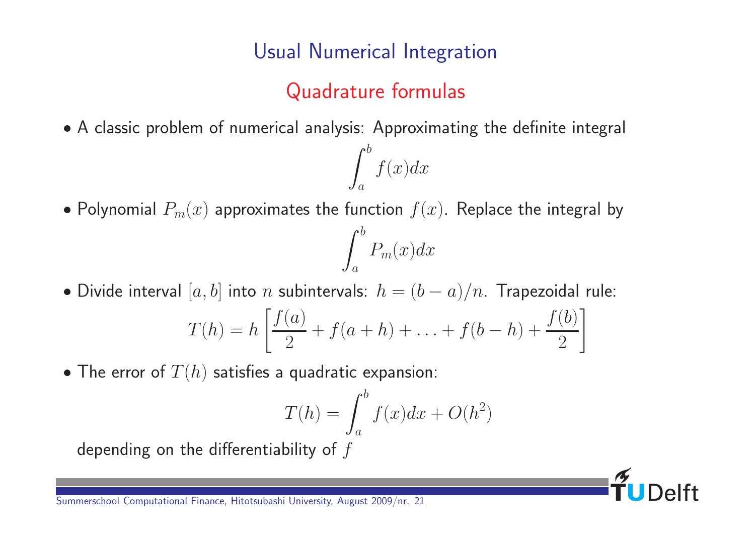# Usual Numerical Integration

## Quadrature formulas

- A classic problem of numerical analysis: Approximating the definite integral

$$\int_a^b f(x)dx$$

- Polynomial $P_m(x)$ approximates the function $f(x)$. Replace the integral by

$$\int_a^b P_m(x)dx$$

- Divide interval $[a, b]$ into $n$ subintervals: $h = (b - a)/n$. Trapezoidal rule:

$$T(h) = h\left[\frac{f(a)}{2} + f(a+h) + \ldots + f(b-h) + \frac{f(b)}{2}\right]$$

- The error of $T(h)$ satisfies a quadratic expansion:

$$T(h) = \int_a^b f(x)dx + O(h^2)$$

depending on the differentiability of $f$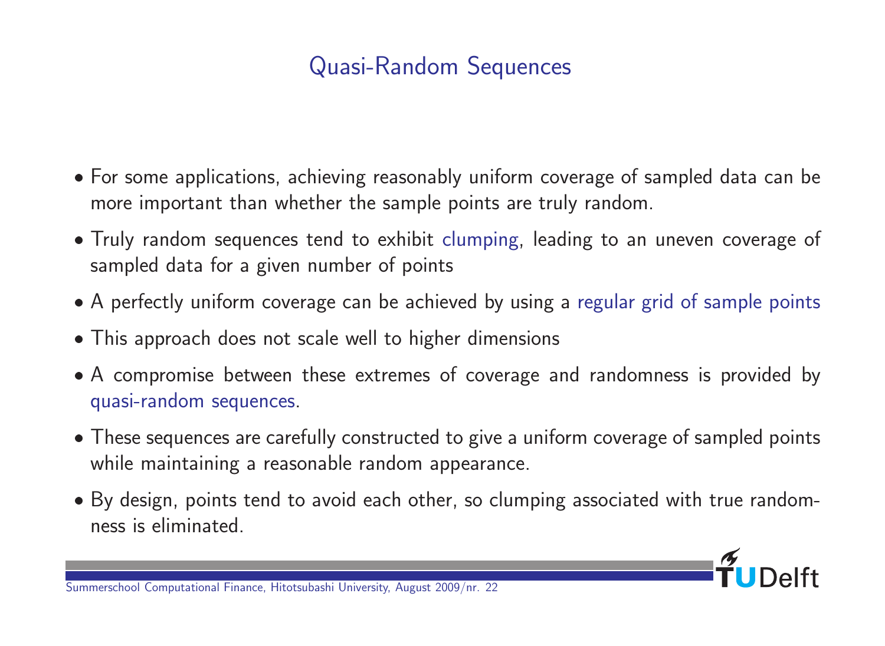# Quasi-Random Sequences

- For some applications, achieving reasonably uniform coverage of sampled data can be more important than whether the sample points are truly random.
- Truly random sequences tend to exhibit clumping, leading to an uneven coverage of sampled data for a given number of points
- A perfectly uniform coverage can be achieved by using a regular grid of sample points
- This approach does not scale well to higher dimensions
- A compromise between these extremes of coverage and randomness is provided by quasi-random sequences.
- These sequences are carefully constructed to give a uniform coverage of sampled points while maintaining a reasonable random appearance.
- By design, points tend to avoid each other, so clumping associated with true randomness is eliminated.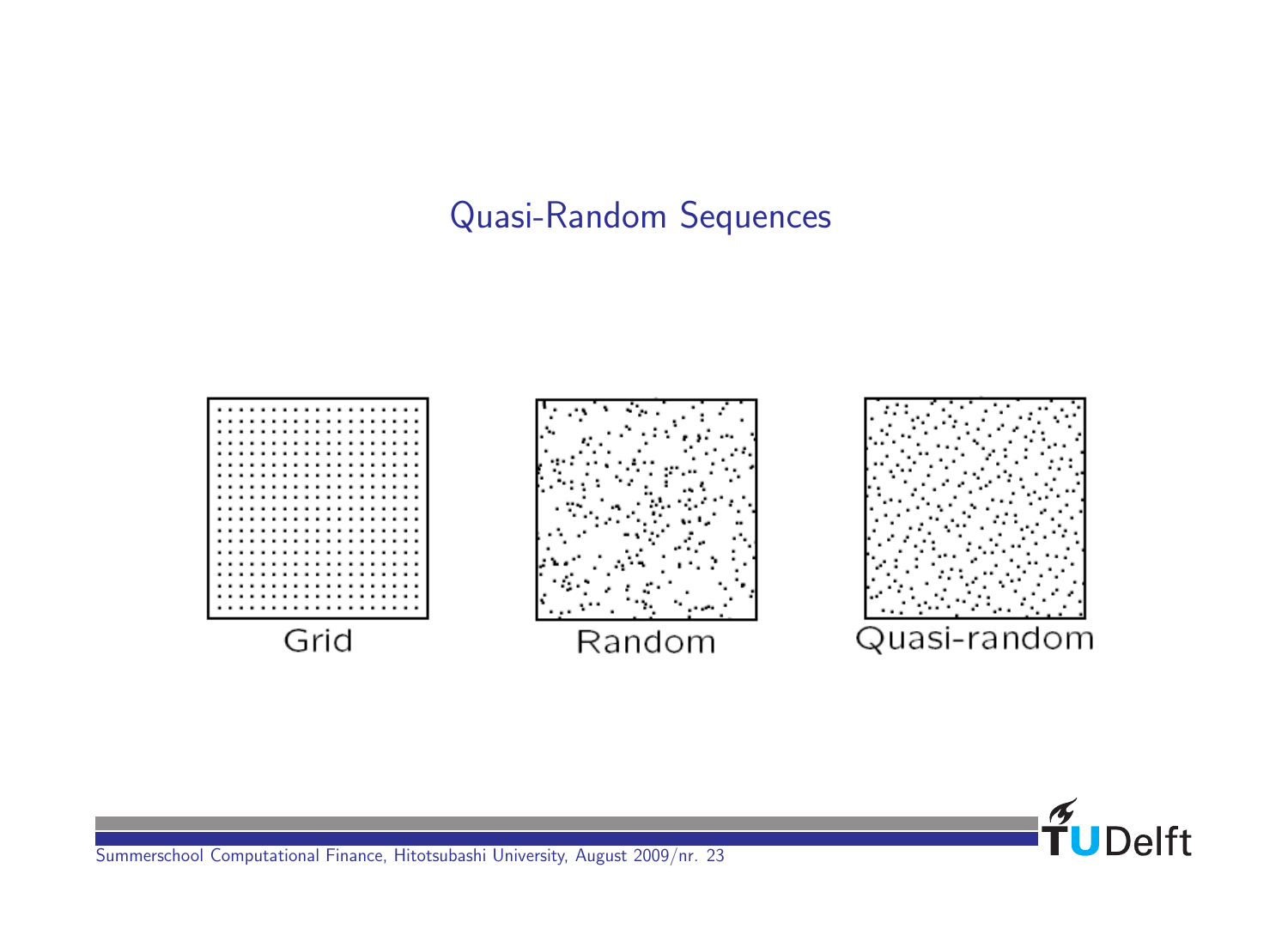# Quasi-Random Sequences

Grid

Random

Quasi-random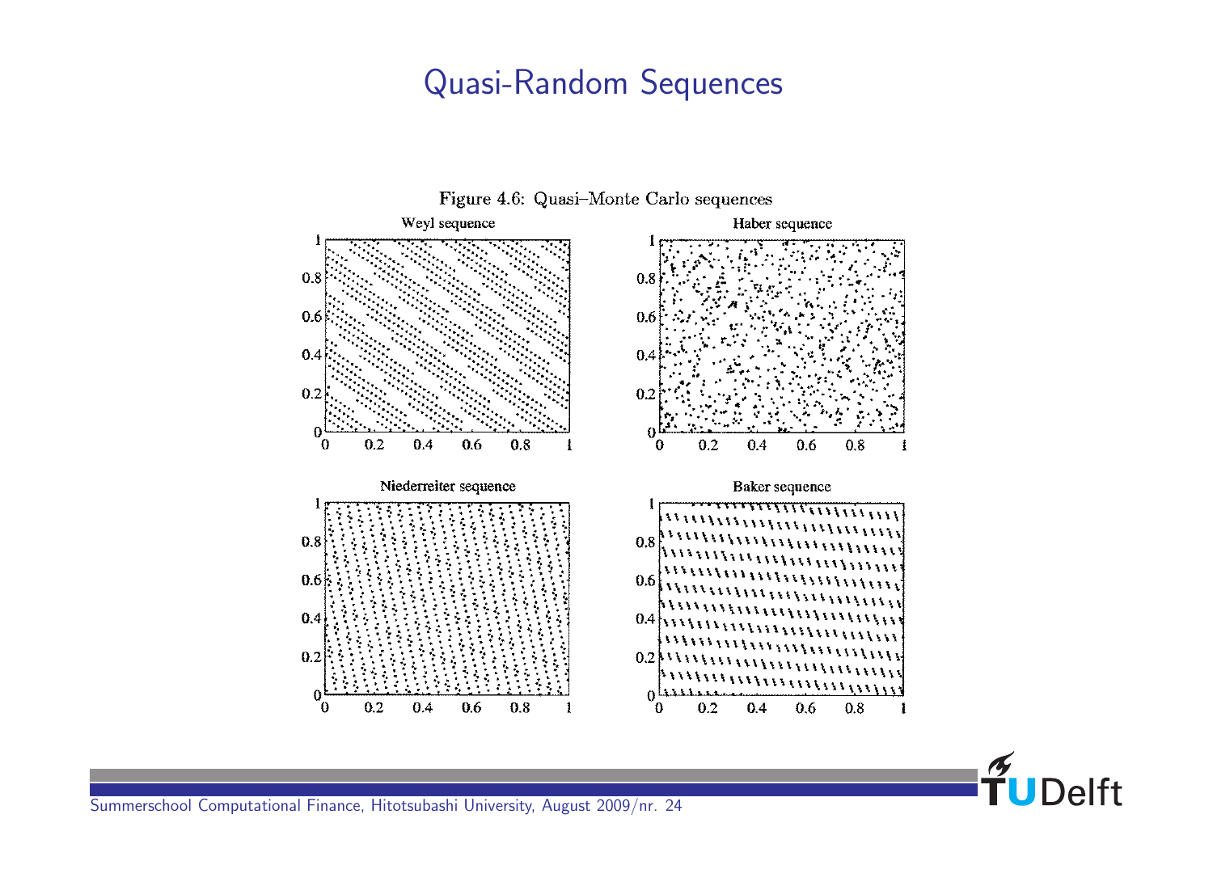# Quasi-Random Sequences

Figure 4.6: Quasi–Monte Carlo sequences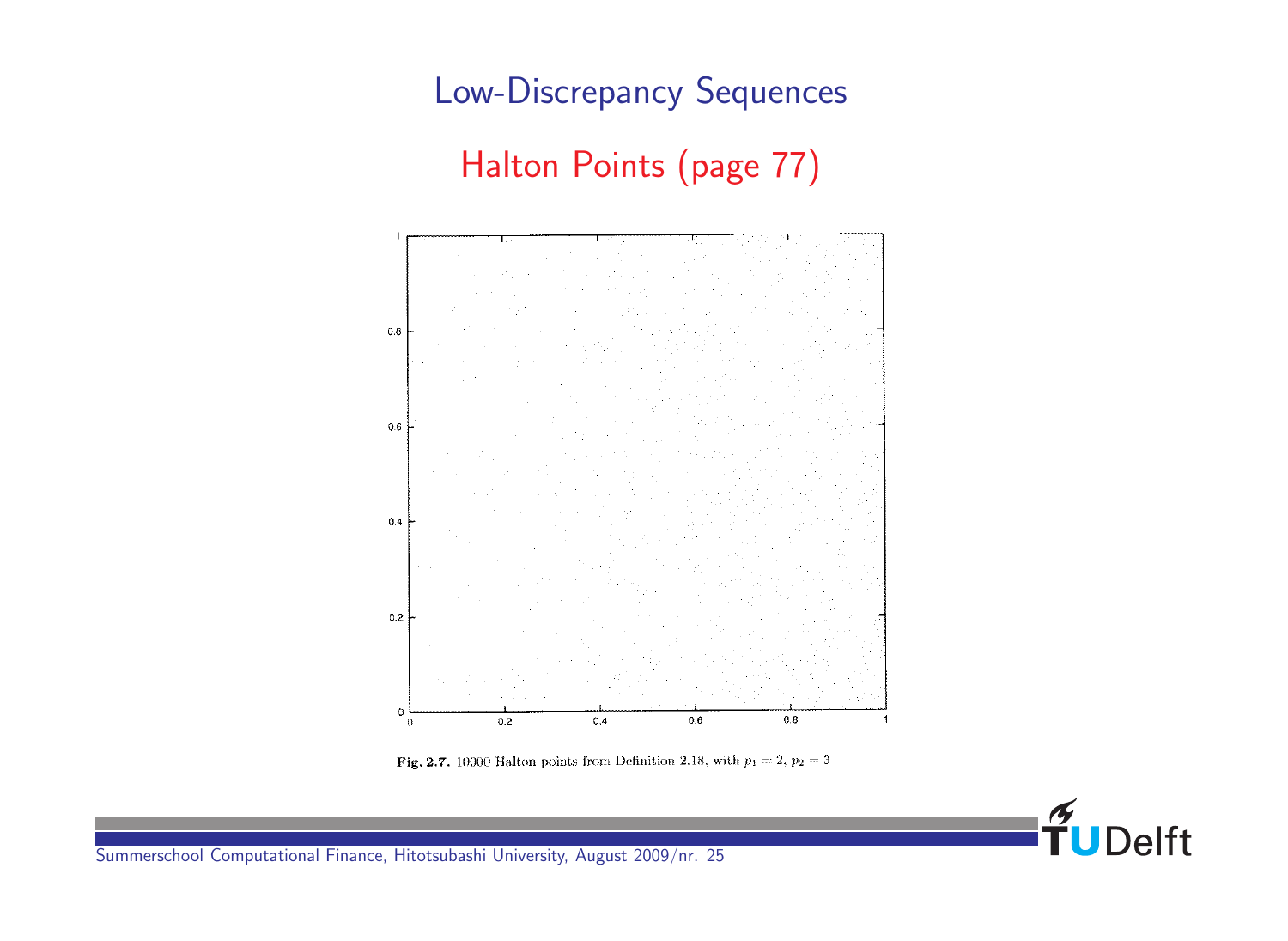# Low-Discrepancy Sequences

## Halton Points (page 77)

**Fig. 2.7.** 10000 Halton points from Definition 2.18, with $p_1 = 2$, $p_2 = 3$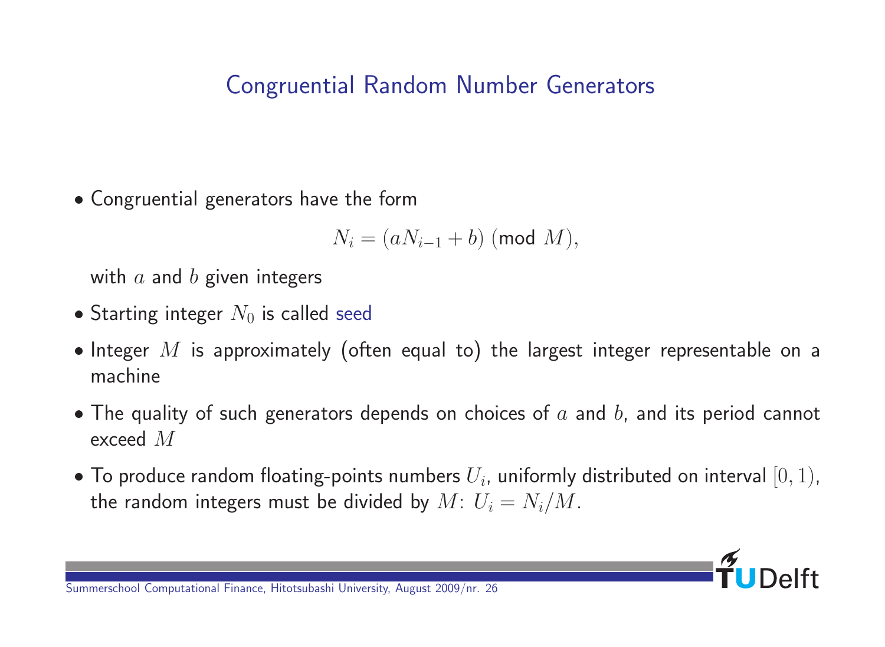# Congruential Random Number Generators

- Congruential generators have the form

$$N_i = (aN_{i-1} + b) \ (\text{mod } M),$$

  with $a$ and $b$ given integers

- Starting integer $N_0$ is called seed
- Integer $M$ is approximately (often equal to) the largest integer representable on a machine
- The quality of such generators depends on choices of $a$ and $b$, and its period cannot exceed $M$
- To produce random floating-points numbers $U_i$, uniformly distributed on interval $[0, 1)$, the random integers must be divided by $M$: $U_i = N_i/M$.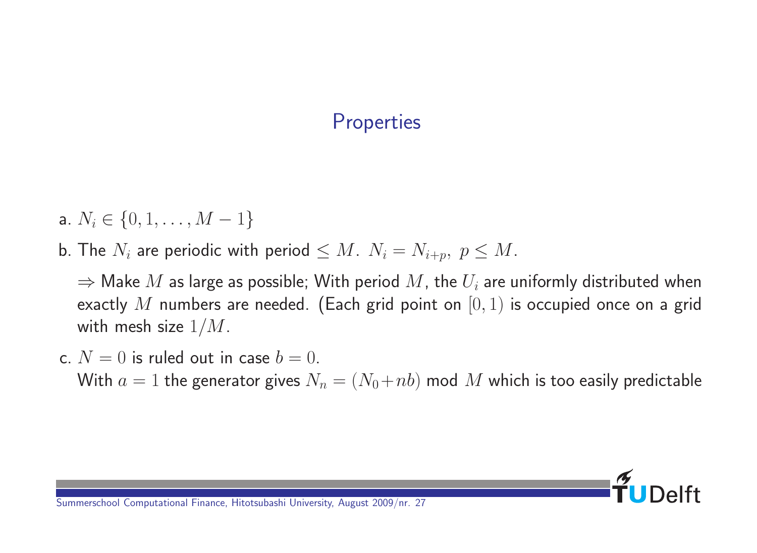## Properties

a. $N_i \in \{0, 1, \ldots, M-1\}$

b. The $N_i$ are periodic with period $\leq M$. $N_i = N_{i+p},\ p \leq M$.

   $\Rightarrow$ Make $M$ as large as possible; With period $M$, the $U_i$ are uniformly distributed when exactly $M$ numbers are needed. (Each grid point on $[0, 1)$ is occupied once on a grid with mesh size $1/M$.

c. $N = 0$ is ruled out in case $b = 0$.
   With $a = 1$ the generator gives $N_n = (N_0 + nb)$ mod $M$ which is too easily predictable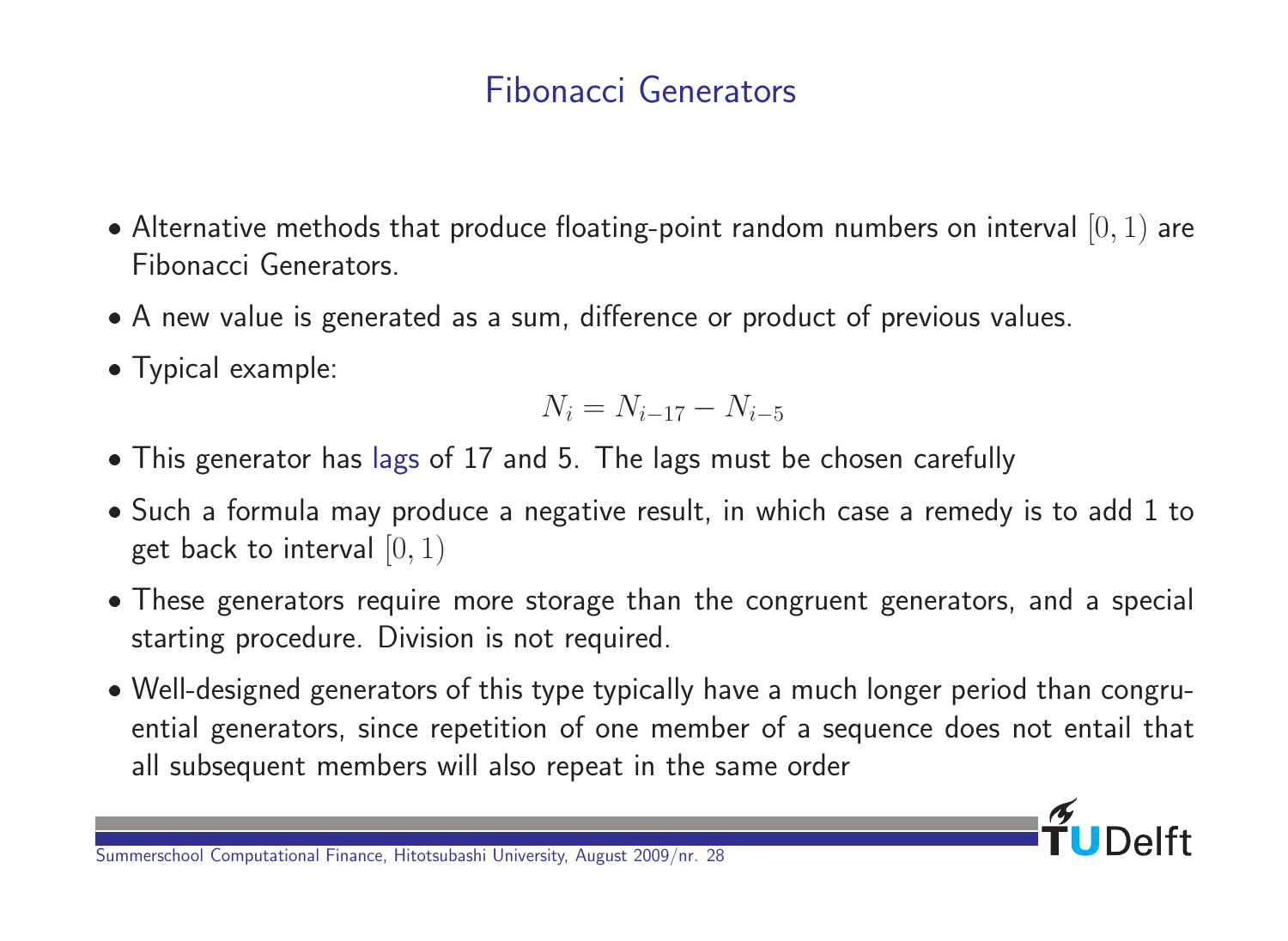## Fibonacci Generators

- Alternative methods that produce floating-point random numbers on interval $[0, 1)$ are Fibonacci Generators.
- A new value is generated as a sum, difference or product of previous values.
- Typical example:

$$N_i = N_{i-17} - N_{i-5}$$

- This generator has lags of 17 and 5. The lags must be chosen carefully
- Such a formula may produce a negative result, in which case a remedy is to add 1 to get back to interval $[0, 1)$
- These generators require more storage than the congruent generators, and a special starting procedure. Division is not required.
- Well-designed generators of this type typically have a much longer period than congruential generators, since repetition of one member of a sequence does not entail that all subsequent members will also repeat in the same order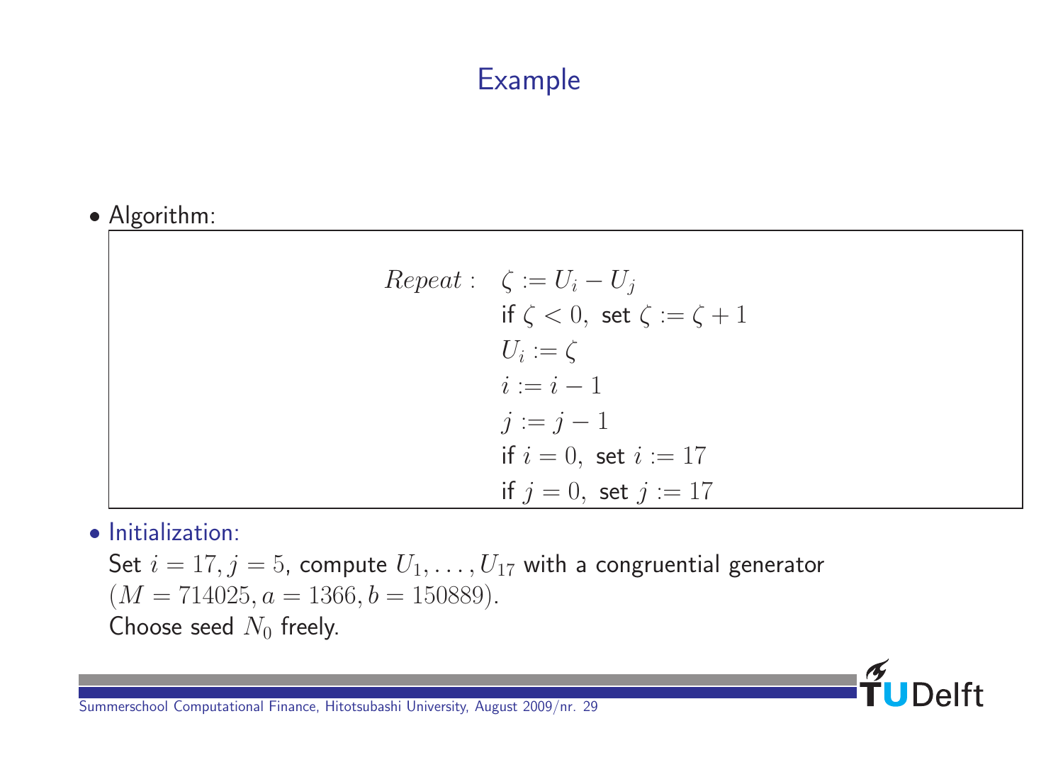## Example

- Algorithm:

$$
\begin{aligned}
Repeat: \quad & \zeta := U_i - U_j \\
& \text{if } \zeta < 0, \text{ set } \zeta := \zeta + 1 \\
& U_i := \zeta \\
& i := i - 1 \\
& j := j - 1 \\
& \text{if } i = 0, \text{ set } i := 17 \\
& \text{if } j = 0, \text{ set } j := 17
\end{aligned}
$$

- Initialization:
  Set $i = 17, j = 5$, compute $U_1, \ldots, U_{17}$ with a congruential generator $(M = 714025, a = 1366, b = 150889)$.
  Choose seed $N_0$ freely.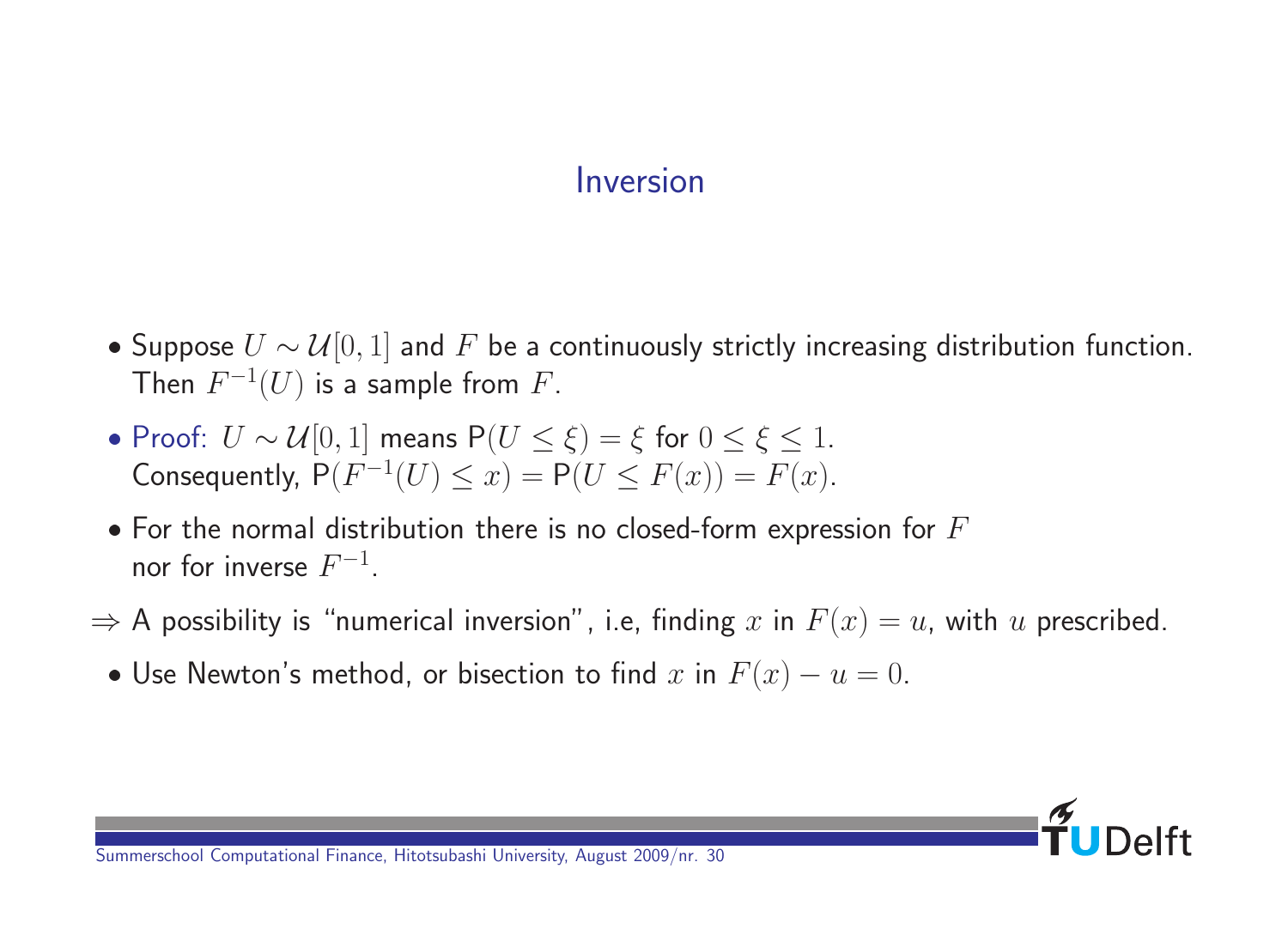# Inversion

- Suppose $U \sim \mathcal{U}[0,1]$ and $F$ be a continuously strictly increasing distribution function. Then $F^{-1}(U)$ is a sample from $F$.
- Proof: $U \sim \mathcal{U}[0,1]$ means $\mathsf{P}(U \leq \xi) = \xi$ for $0 \leq \xi \leq 1$.
  Consequently, $\mathsf{P}(F^{-1}(U) \leq x) = \mathsf{P}(U \leq F(x)) = F(x)$.
- For the normal distribution there is no closed-form expression for $F$ nor for inverse $F^{-1}$.

$\Rightarrow$ A possibility is "numerical inversion", i.e, finding $x$ in $F(x) = u$, with $u$ prescribed.

- Use Newton's method, or bisection to find $x$ in $F(x) - u = 0$.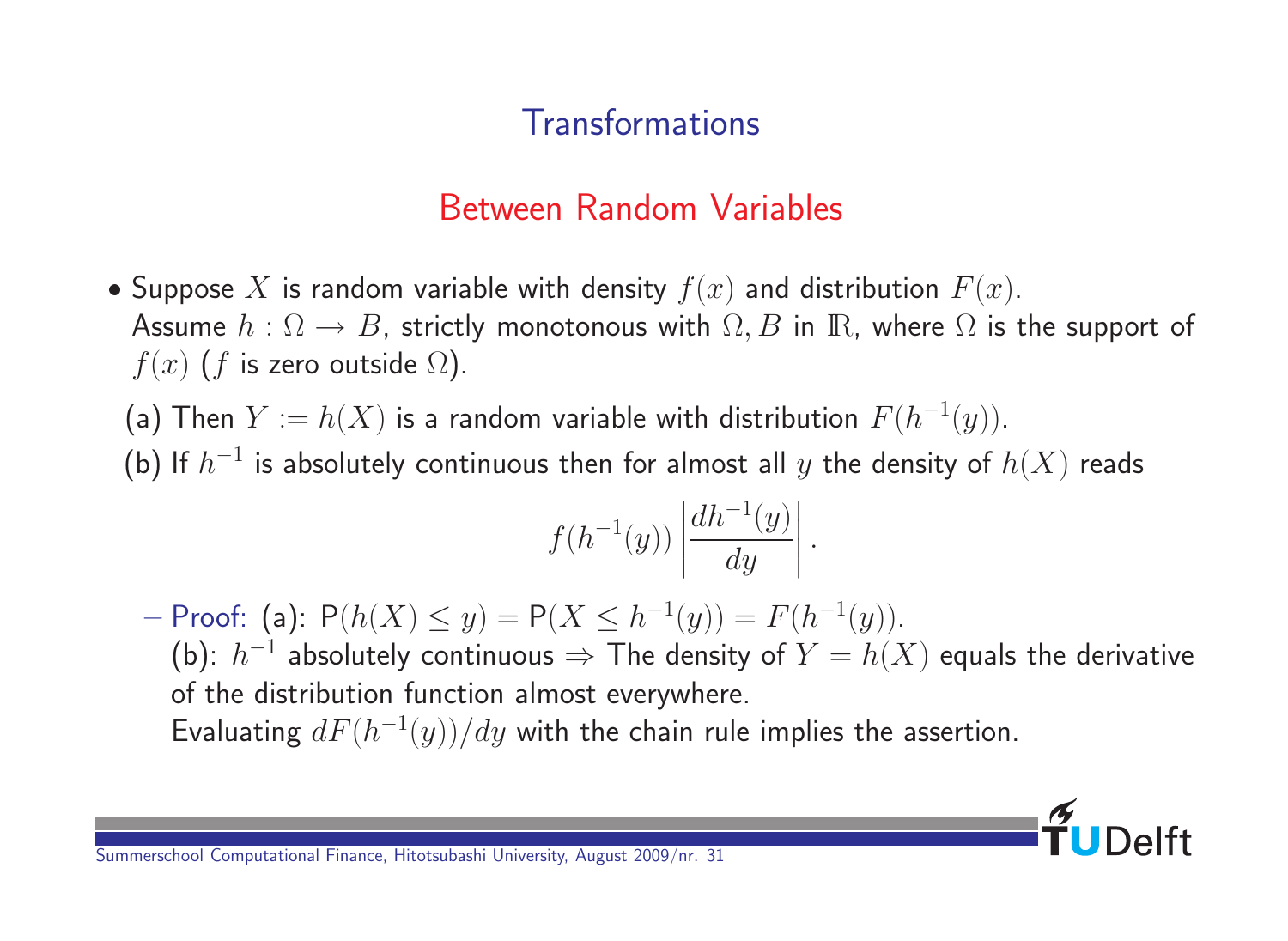# Transformations

## Between Random Variables

- Suppose $X$ is random variable with density $f(x)$ and distribution $F(x)$. Assume $h : \Omega \to B$, strictly monotonous with $\Omega, B$ in $\mathbb{R}$, where $\Omega$ is the support of $f(x)$ ($f$ is zero outside $\Omega$).

  (a) Then $Y := h(X)$ is a random variable with distribution $F(h^{-1}(y))$.

  (b) If $h^{-1}$ is absolutely continuous then for almost all $y$ the density of $h(X)$ reads

$$f(h^{-1}(y)) \left| \frac{dh^{-1}(y)}{dy} \right|.$$

  – Proof: (a): $\mathsf{P}(h(X) \leq y) = \mathsf{P}(X \leq h^{-1}(y)) = F(h^{-1}(y))$.
  (b): $h^{-1}$ absolutely continuous $\Rightarrow$ The density of $Y = h(X)$ equals the derivative of the distribution function almost everywhere.
  Evaluating $dF(h^{-1}(y))/dy$ with the chain rule implies the assertion.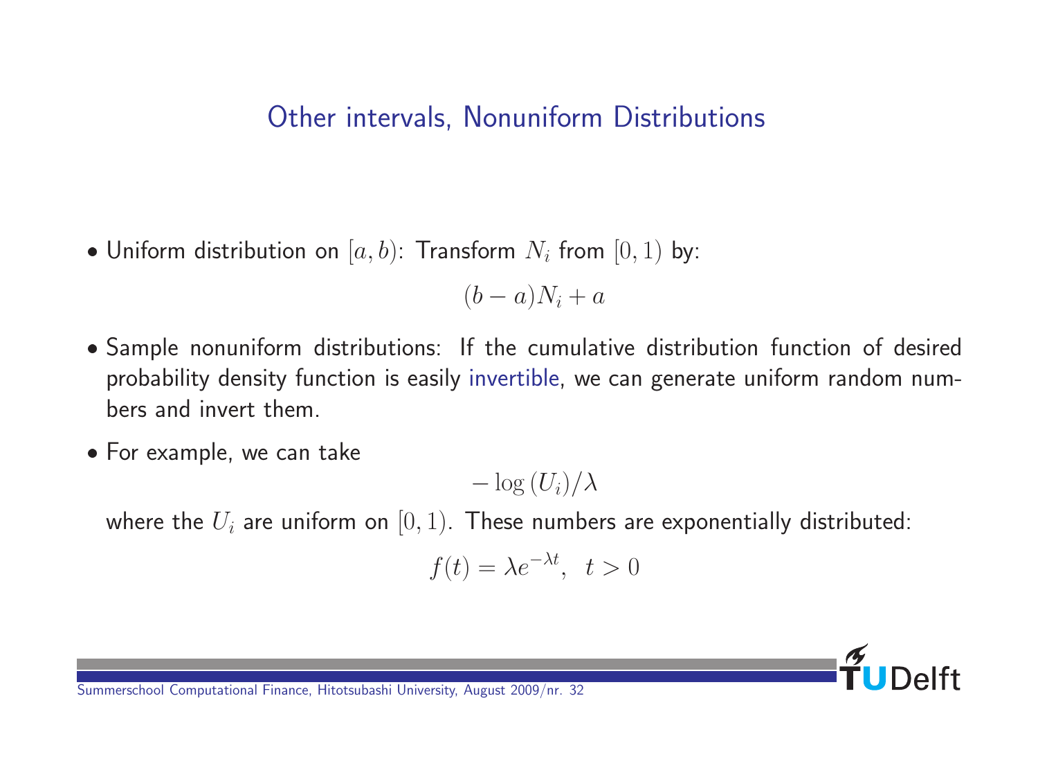## Other intervals, Nonuniform Distributions

- Uniform distribution on $[a, b)$: Transform $N_i$ from $[0, 1)$ by:

$$(b - a)N_i + a$$

- Sample nonuniform distributions: If the cumulative distribution function of desired probability density function is easily invertible, we can generate uniform random numbers and invert them.

- For example, we can take

$$-\log{(U_i)}/\lambda$$

where the $U_i$ are uniform on $[0, 1)$. These numbers are exponentially distributed:

$$f(t) = \lambda e^{-\lambda t}, \;\; t > 0$$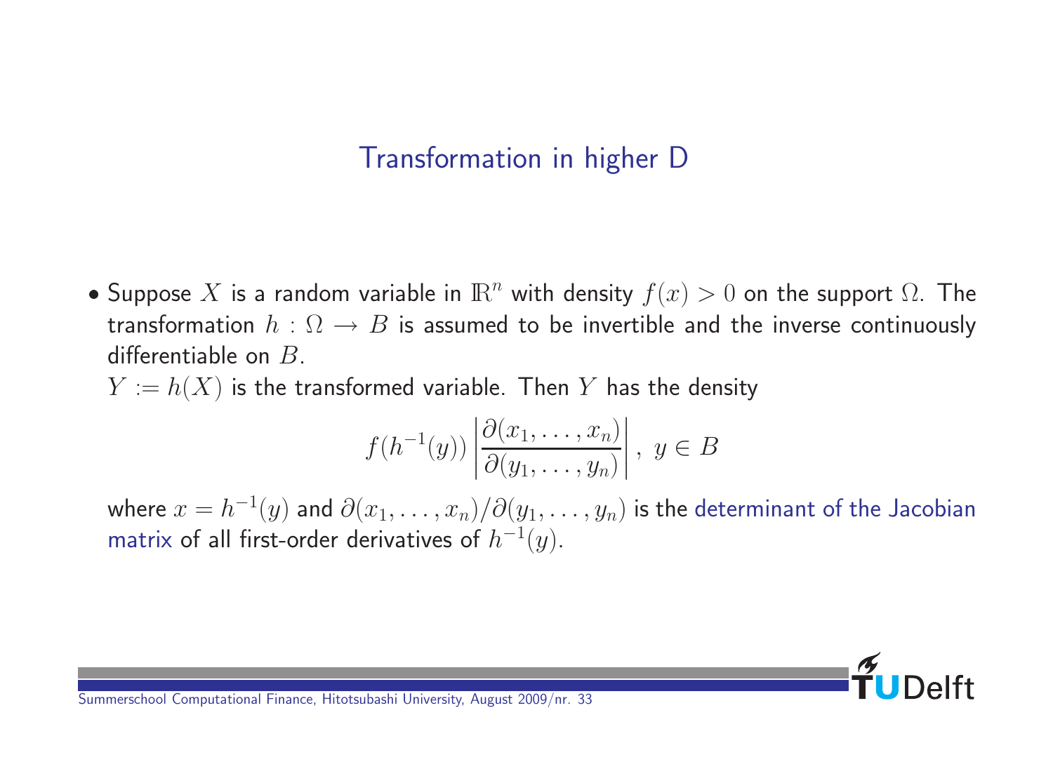# Transformation in higher D

- Suppose $X$ is a random variable in $\mathbb{R}^n$ with density $f(x) > 0$ on the support $\Omega$. The transformation $h : \Omega \to B$ is assumed to be invertible and the inverse continuously differentiable on $B$.

  $Y := h(X)$ is the transformed variable. Then $Y$ has the density

  $$f(h^{-1}(y)) \left| \frac{\partial(x_1, \ldots, x_n)}{\partial(y_1, \ldots, y_n)} \right|, \; y \in B$$

  where $x = h^{-1}(y)$ and $\partial(x_1, \ldots, x_n)/\partial(y_1, \ldots, y_n)$ is the determinant of the Jacobian matrix of all first-order derivatives of $h^{-1}(y)$.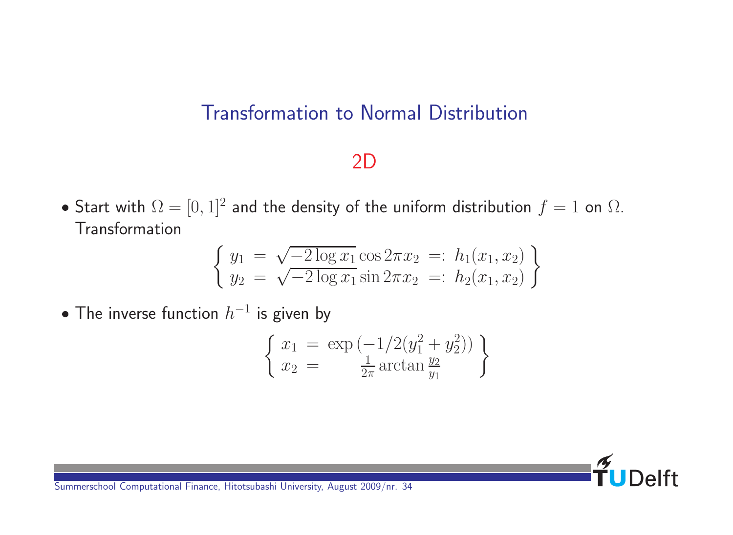# Transformation to Normal Distribution

## 2D

- Start with $\Omega = [0,1]^2$ and the density of the uniform distribution $f = 1$ on $\Omega$. Transformation

$$\left\{ \begin{array}{lcl} y_1 &=& \sqrt{-2\log x_1}\cos 2\pi x_2 \;=:\; h_1(x_1, x_2) \\ y_2 &=& \sqrt{-2\log x_1}\sin 2\pi x_2 \;=:\; h_2(x_1, x_2) \end{array} \right\}$$

- The inverse function $h^{-1}$ is given by

$$\left\{ \begin{array}{lcl} x_1 &=& \exp\left(-1/2(y_1^2 + y_2^2)\right) \\ x_2 &=& \frac{1}{2\pi}\arctan\frac{y_2}{y_1} \end{array} \right\}$$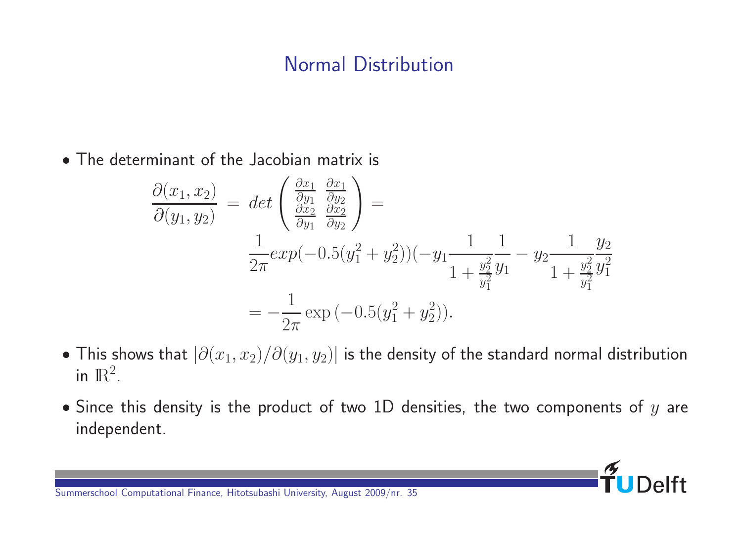## Normal Distribution

- The determinant of the Jacobian matrix is

$$
\begin{aligned}
\frac{\partial(x_1, x_2)}{\partial(y_1, y_2)} &= det \begin{pmatrix} \frac{\partial x_1}{\partial y_1} & \frac{\partial x_1}{\partial y_2} \\ \frac{\partial x_2}{\partial y_1} & \frac{\partial x_2}{\partial y_2} \end{pmatrix} = \\
&\frac{1}{2\pi} exp(-0.5(y_1^2 + y_2^2))(-y_1 \frac{1}{1 + \frac{y_2^2}{y_1^2}} \frac{1}{y_1} - y_2 \frac{1}{1 + \frac{y_2^2}{y_1^2}} \frac{y_2}{y_1^2} \\
&= -\frac{1}{2\pi} \exp\left(-0.5(y_1^2 + y_2^2)\right).
\end{aligned}
$$

- This shows that $|\partial(x_1, x_2)/\partial(y_1, y_2)|$ is the density of the standard normal distribution in $\mathbb{R}^2$.
- Since this density is the product of two 1D densities, the two components of $y$ are independent.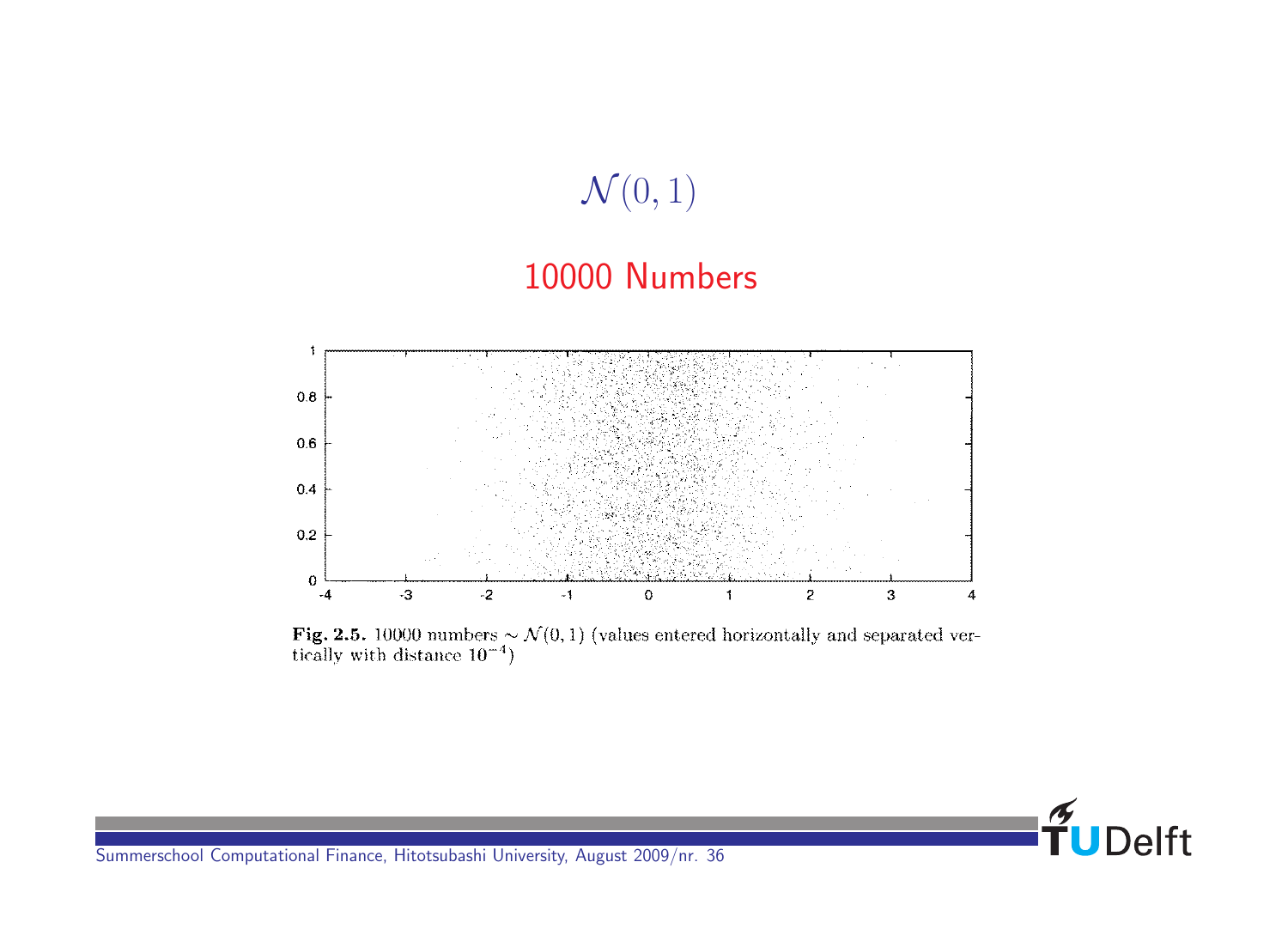# $\mathcal{N}(0,1)$

## 10000 Numbers

**Fig. 2.5.** 10000 numbers $\sim \mathcal{N}(0,1)$ (values entered horizontally and separated vertically with distance $10^{-4}$)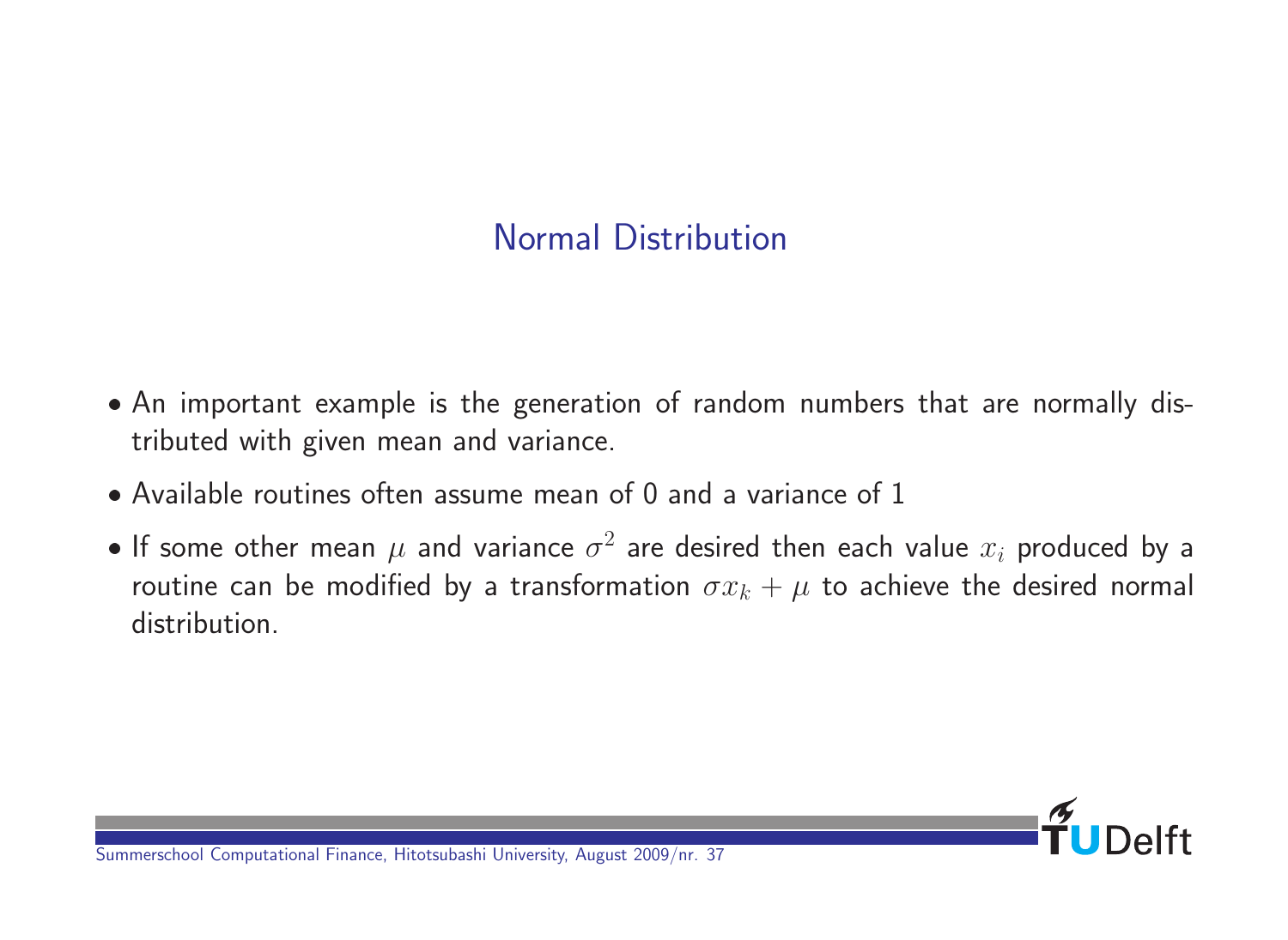## Normal Distribution

- An important example is the generation of random numbers that are normally distributed with given mean and variance.
- Available routines often assume mean of 0 and a variance of 1
- If some other mean $\mu$ and variance $\sigma^2$ are desired then each value $x_i$ produced by a routine can be modified by a transformation $\sigma x_k + \mu$ to achieve the desired normal distribution.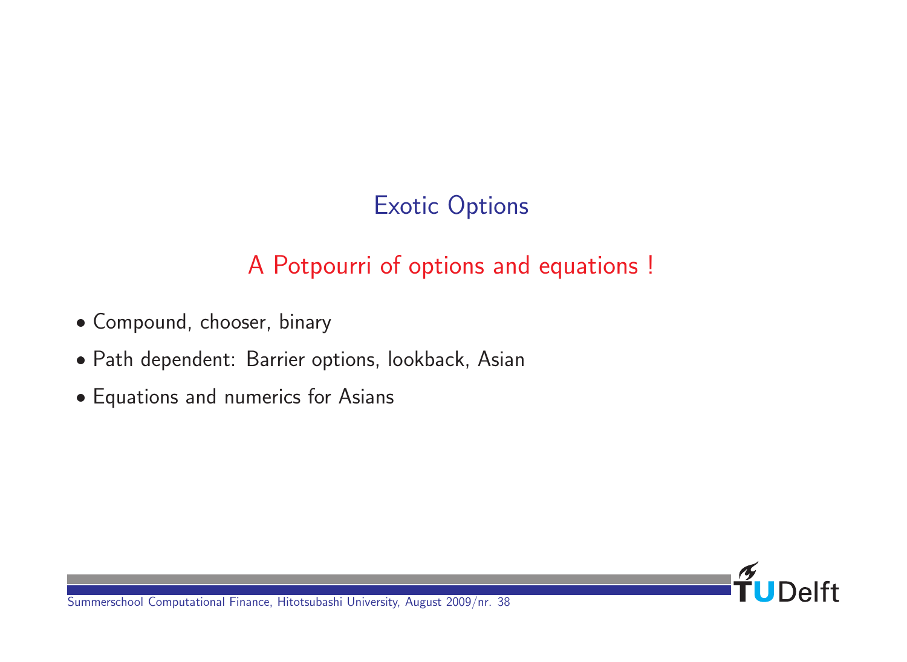# Exotic Options

## A Potpourri of options and equations !

- Compound, chooser, binary
- Path dependent: Barrier options, lookback, Asian
- Equations and numerics for Asians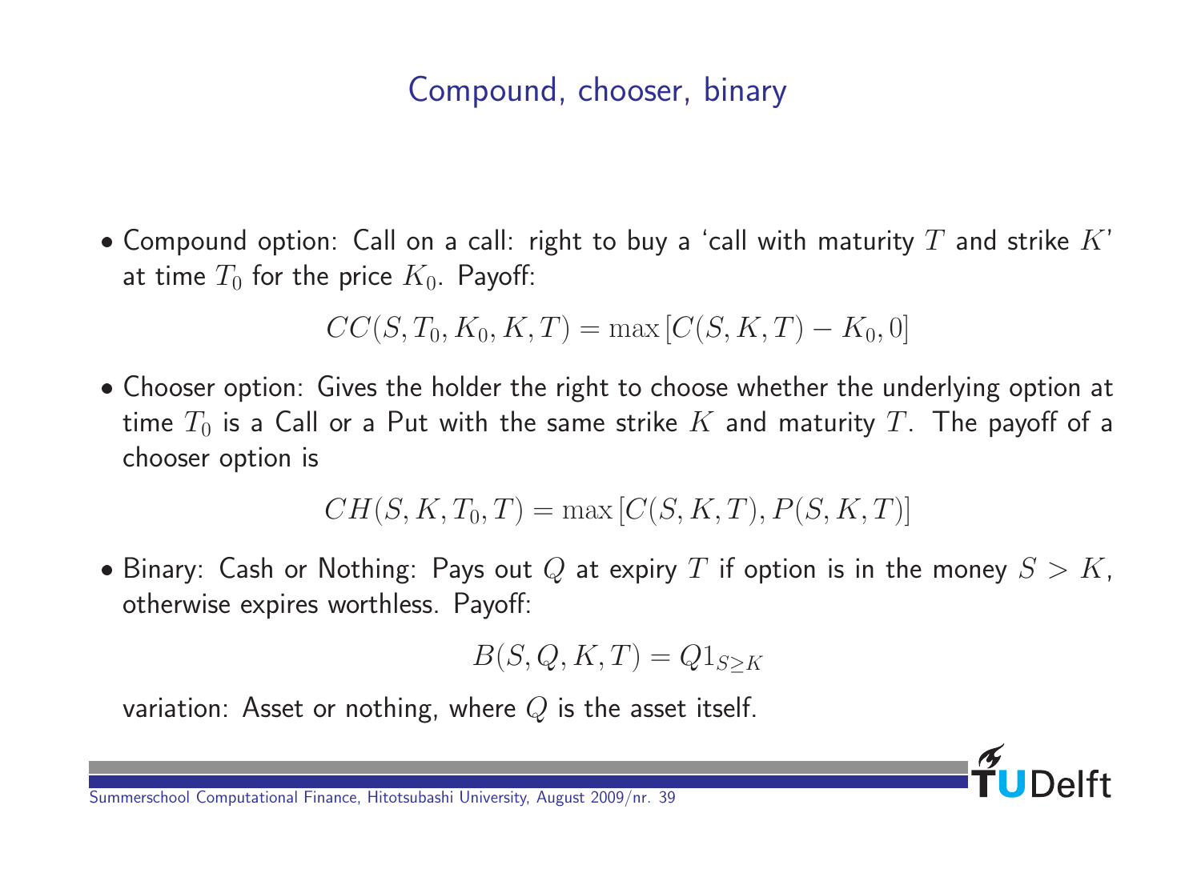## Compound, chooser, binary

- Compound option: Call on a call: right to buy a 'call with maturity $T$ and strike $K$' at time $T_0$ for the price $K_0$. Payoff:

$$CC(S, T_0, K_0, K, T) = \max\left[C(S, K, T) - K_0, 0\right]$$

- Chooser option: Gives the holder the right to choose whether the underlying option at time $T_0$ is a Call or a Put with the same strike $K$ and maturity $T$. The payoff of a chooser option is

$$CH(S, K, T_0, T) = \max\left[C(S, K, T), P(S, K, T)\right]$$

- Binary: Cash or Nothing: Pays out $Q$ at expiry $T$ if option is in the money $S > K$, otherwise expires worthless. Payoff:

$$B(S, Q, K, T) = Q 1_{S \geq K}$$

variation: Asset or nothing, where $Q$ is the asset itself.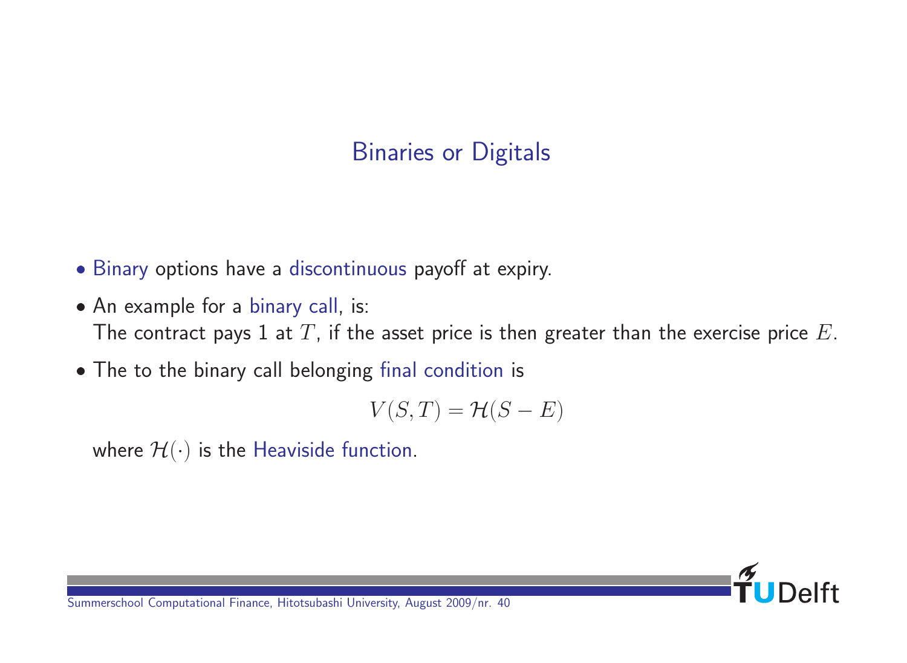# Binaries or Digitals

- Binary options have a discontinuous payoff at expiry.
- An example for a binary call, is:
  The contract pays 1 at $T$, if the asset price is then greater than the exercise price $E$.
- The to the binary call belonging final condition is

$$V(S, T) = \mathcal{H}(S - E)$$

  where $\mathcal{H}(\cdot)$ is the Heaviside function.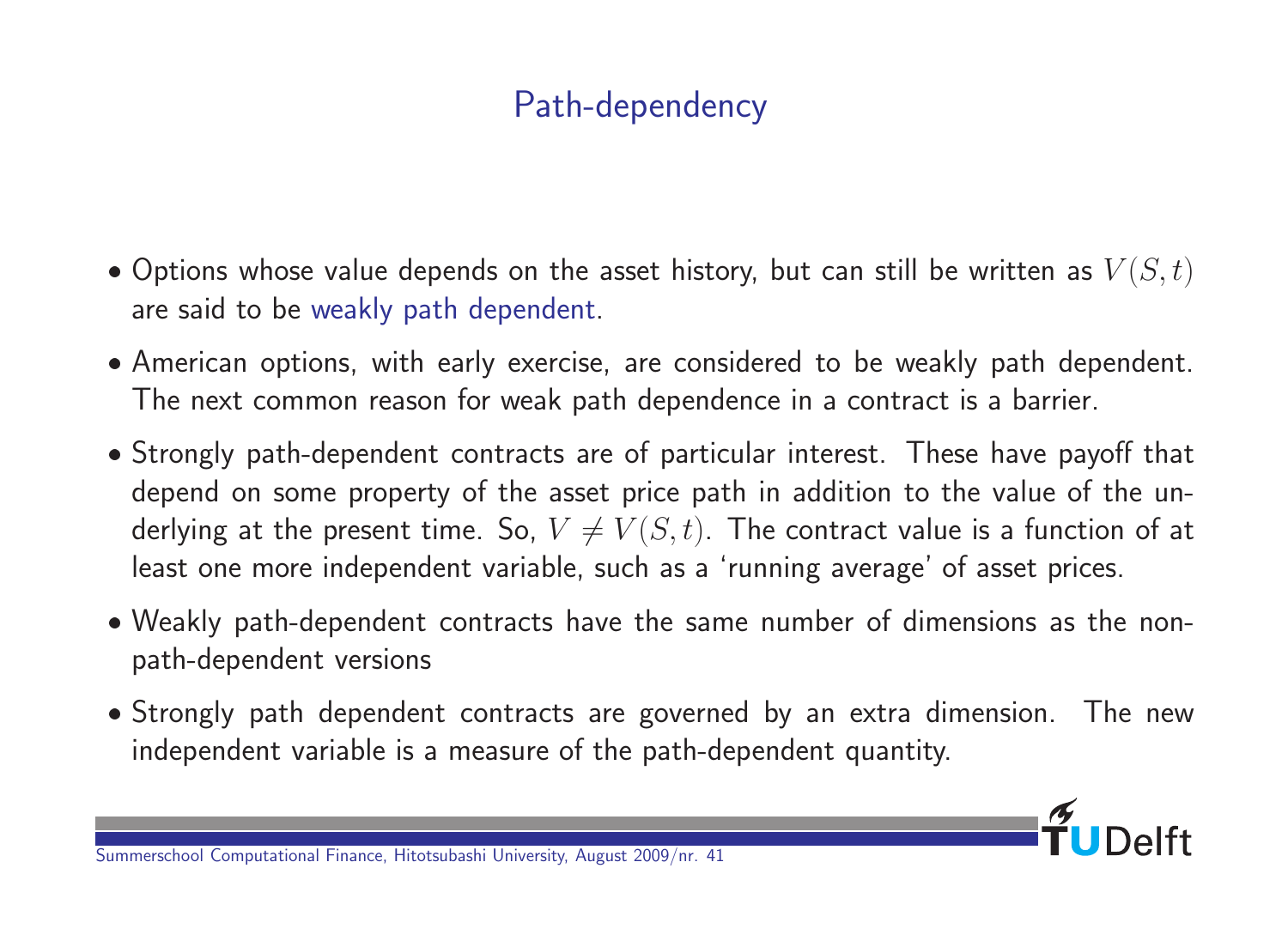# Path-dependency

- Options whose value depends on the asset history, but can still be written as $V(S,t)$ are said to be weakly path dependent.
- American options, with early exercise, are considered to be weakly path dependent. The next common reason for weak path dependence in a contract is a barrier.
- Strongly path-dependent contracts are of particular interest. These have payoff that depend on some property of the asset price path in addition to the value of the underlying at the present time. So, $V \neq V(S,t)$. The contract value is a function of at least one more independent variable, such as a 'running average' of asset prices.
- Weakly path-dependent contracts have the same number of dimensions as the non-path-dependent versions
- Strongly path dependent contracts are governed by an extra dimension. The new independent variable is a measure of the path-dependent quantity.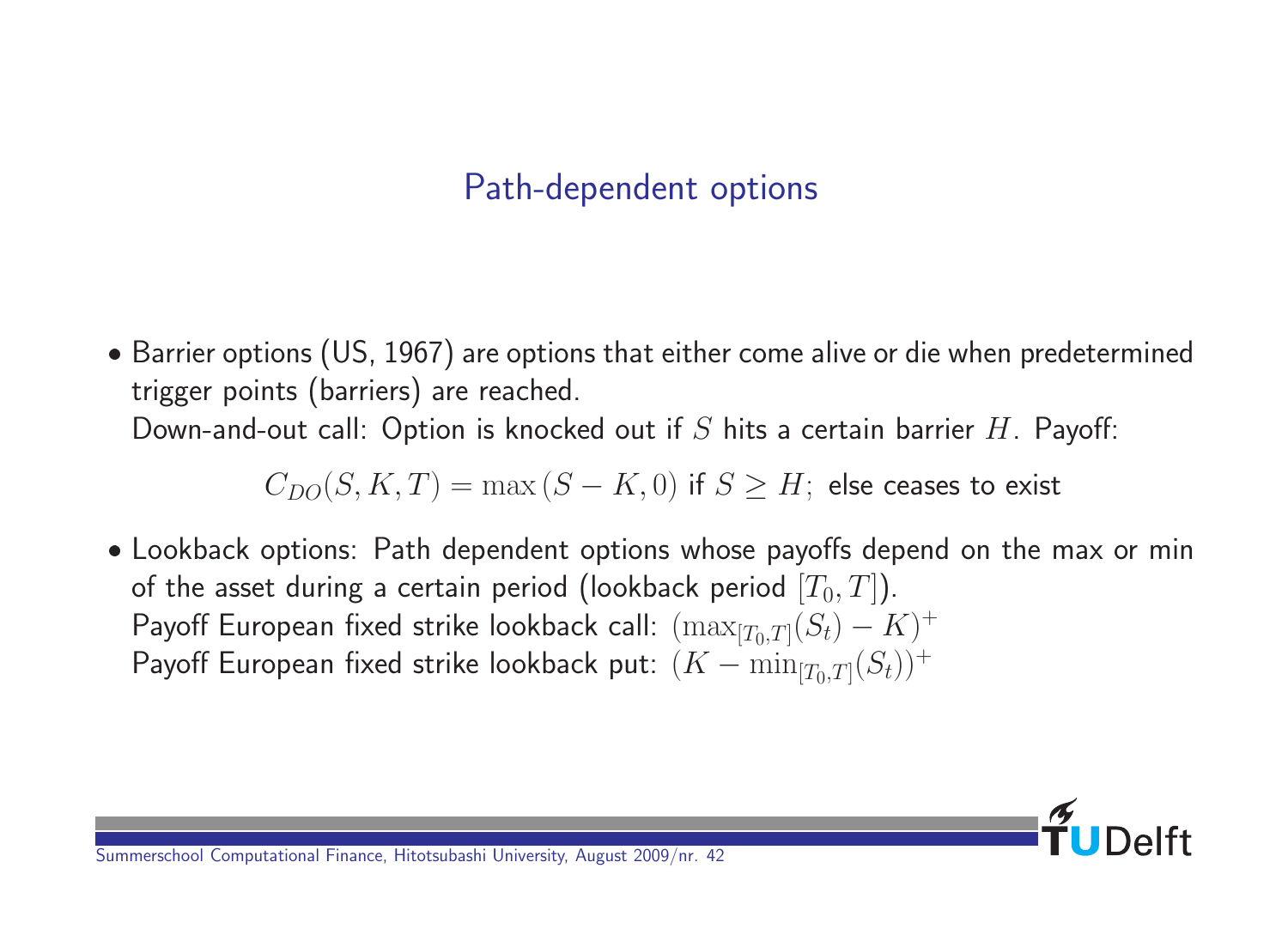## Path-dependent options

- Barrier options (US, 1967) are options that either come alive or die when predetermined trigger points (barriers) are reached.
  Down-and-out call: Option is knocked out if $S$ hits a certain barrier $H$. Payoff:

  $$C_{DO}(S, K, T) = \max(S - K, 0) \text{ if } S \geq H; \text{ else ceases to exist}$$

- Lookback options: Path dependent options whose payoffs depend on the max or min of the asset during a certain period (lookback period $[T_0, T]$).
  Payoff European fixed strike lookback call: $(\max_{[T_0,T]}(S_t) - K)^+$
  Payoff European fixed strike lookback put: $(K - \min_{[T_0,T]}(S_t))^+$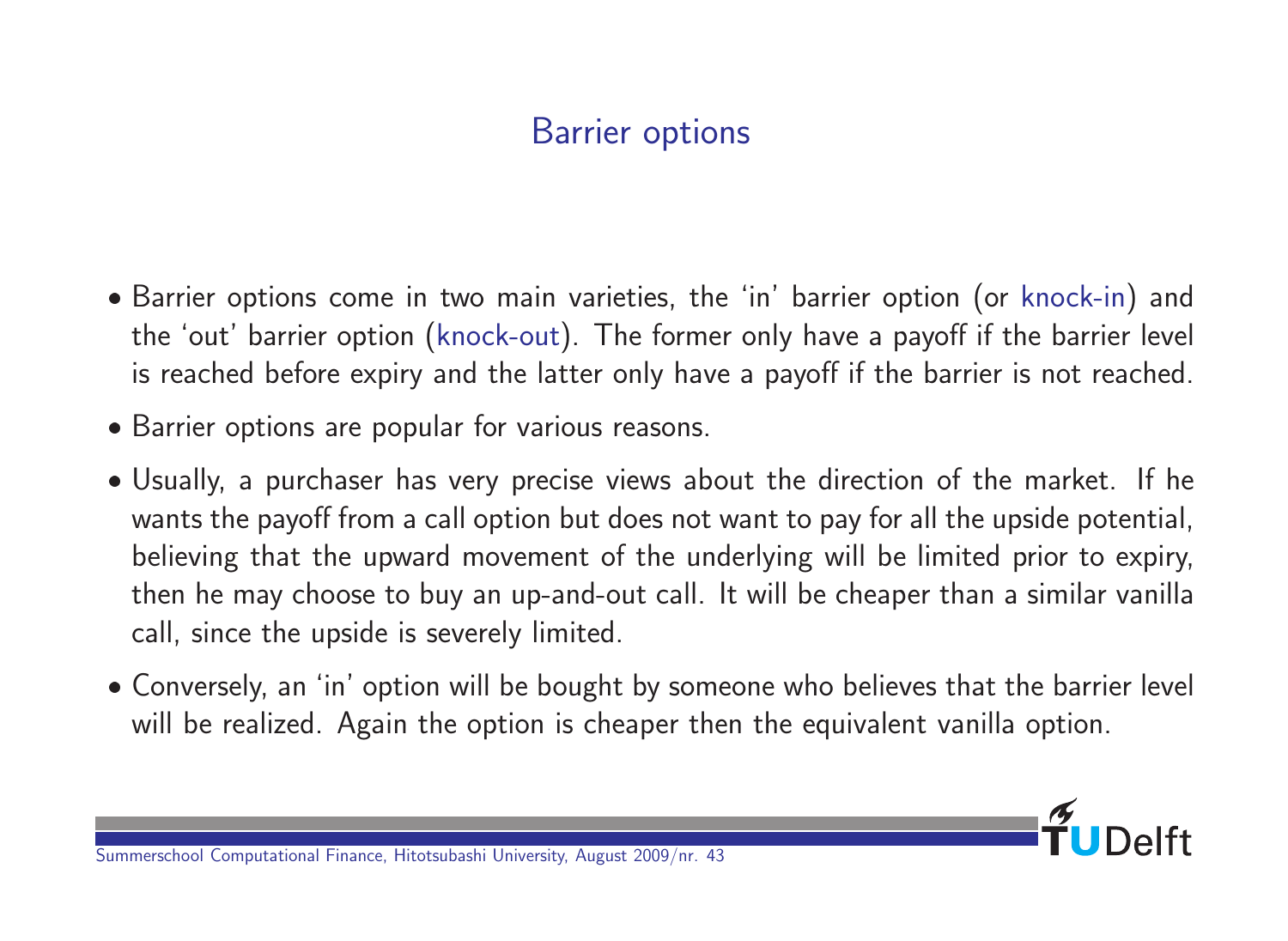## Barrier options

- Barrier options come in two main varieties, the 'in' barrier option (or knock-in) and the 'out' barrier option (knock-out). The former only have a payoff if the barrier level is reached before expiry and the latter only have a payoff if the barrier is not reached.
- Barrier options are popular for various reasons.
- Usually, a purchaser has very precise views about the direction of the market. If he wants the payoff from a call option but does not want to pay for all the upside potential, believing that the upward movement of the underlying will be limited prior to expiry, then he may choose to buy an up-and-out call. It will be cheaper than a similar vanilla call, since the upside is severely limited.
- Conversely, an 'in' option will be bought by someone who believes that the barrier level will be realized. Again the option is cheaper then the equivalent vanilla option.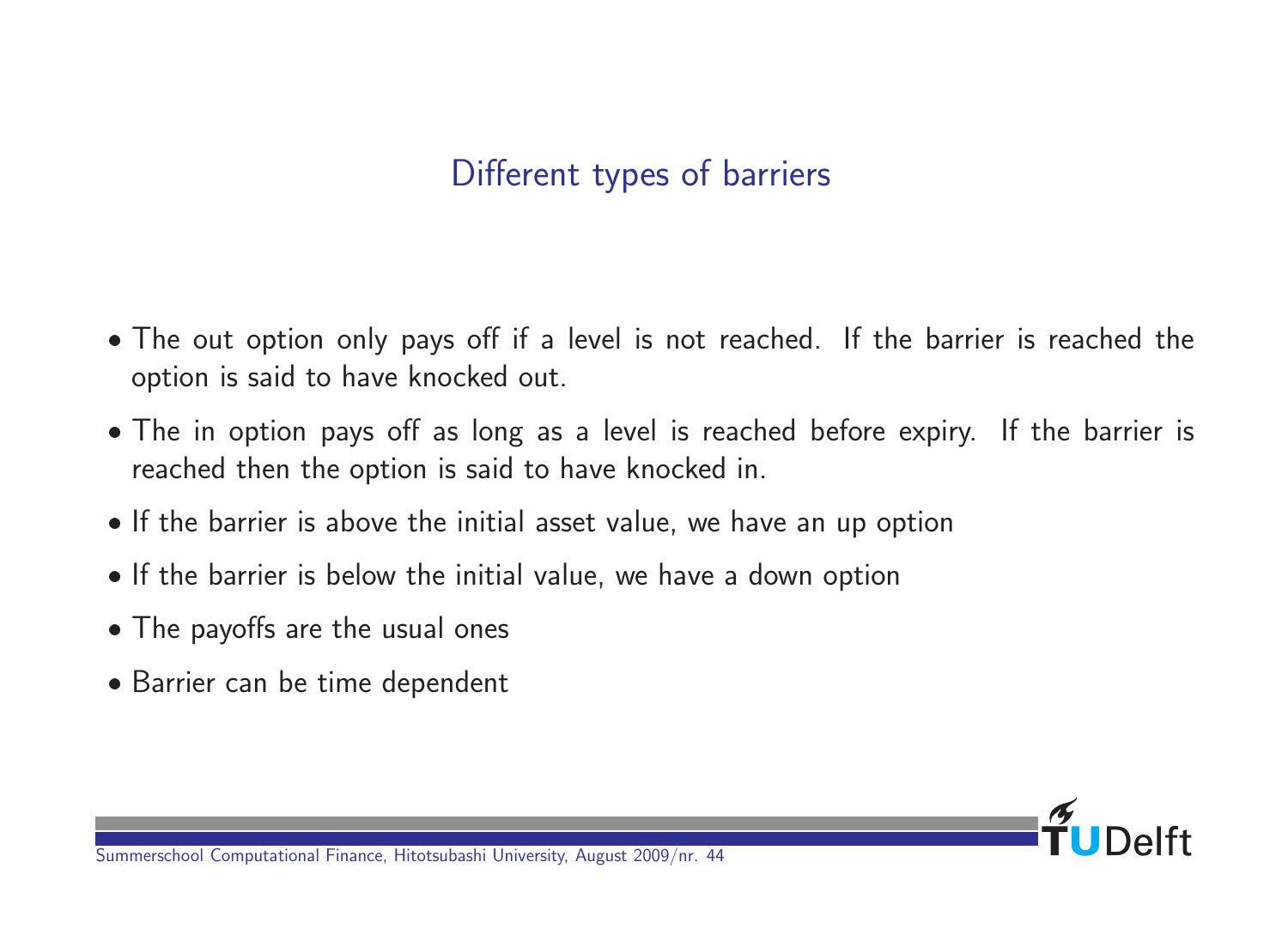## Different types of barriers

- The out option only pays off if a level is not reached. If the barrier is reached the option is said to have knocked out.
- The in option pays off as long as a level is reached before expiry. If the barrier is reached then the option is said to have knocked in.
- If the barrier is above the initial asset value, we have an up option
- If the barrier is below the initial value, we have a down option
- The payoffs are the usual ones
- Barrier can be time dependent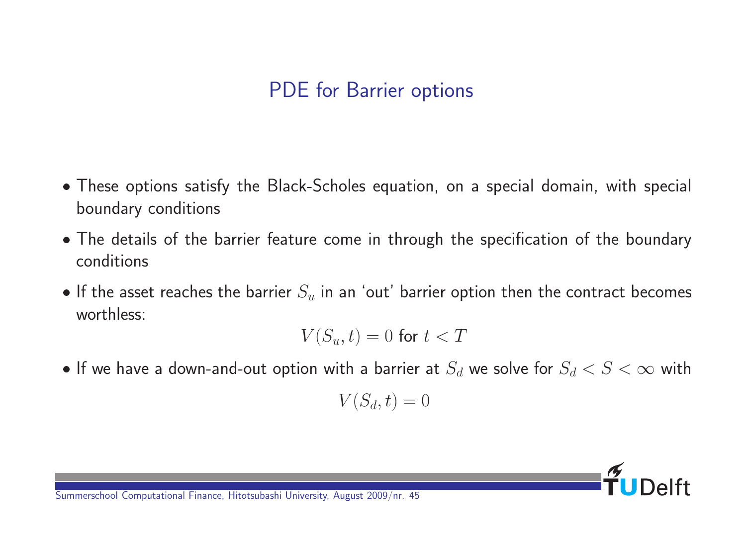## PDE for Barrier options

- These options satisfy the Black-Scholes equation, on a special domain, with special boundary conditions
- The details of the barrier feature come in through the specification of the boundary conditions
- If the asset reaches the barrier $S_u$ in an 'out' barrier option then the contract becomes worthless:

$$V(S_u, t) = 0 \text{ for } t < T$$

- If we have a down-and-out option with a barrier at $S_d$ we solve for $S_d < S < \infty$ with

$$V(S_d, t) = 0$$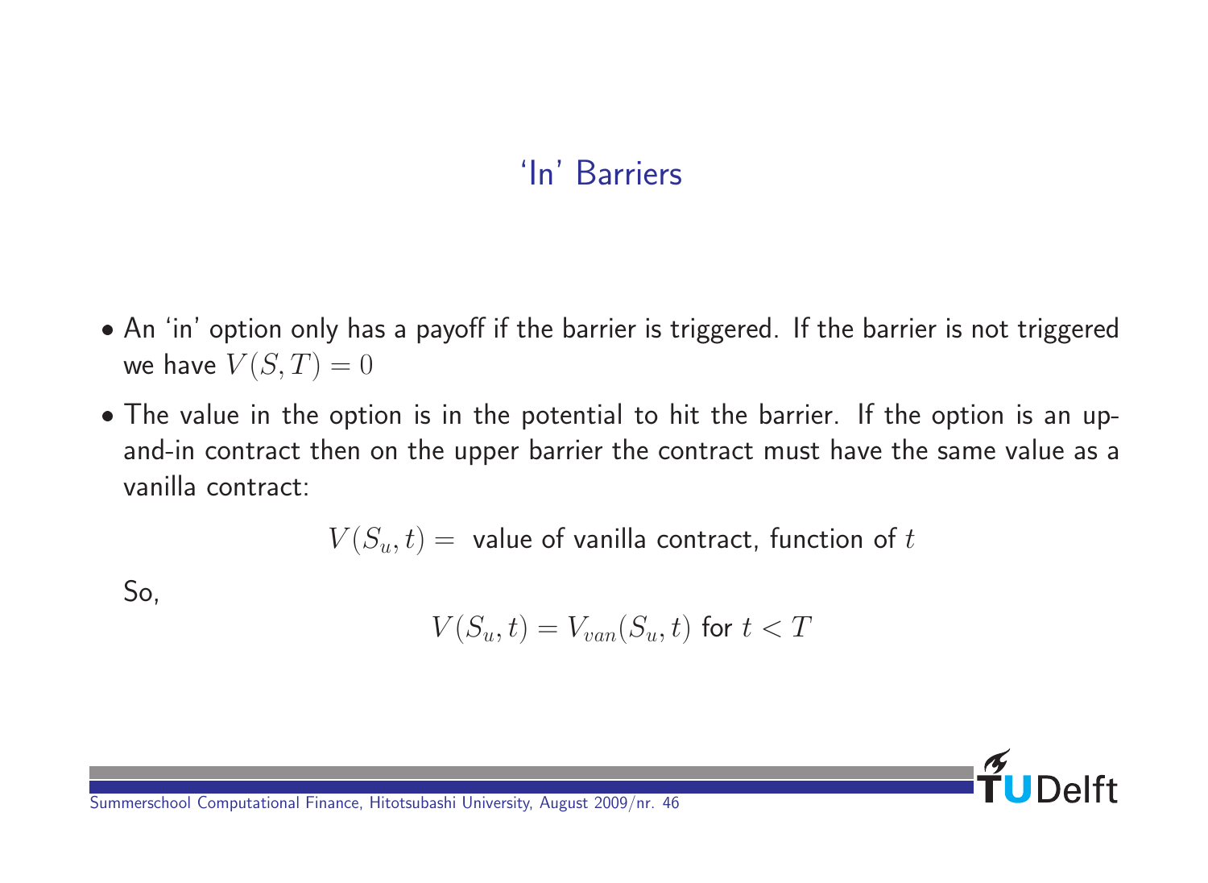## 'In' Barriers

- An 'in' option only has a payoff if the barrier is triggered. If the barrier is not triggered we have $V(S, T) = 0$
- The value in the option is in the potential to hit the barrier. If the option is an up-and-in contract then on the upper barrier the contract must have the same value as a vanilla contract:

$$V(S_u, t) = \text{ value of vanilla contract, function of } t$$

So,

$$V(S_u, t) = V_{van}(S_u, t) \text{ for } t < T$$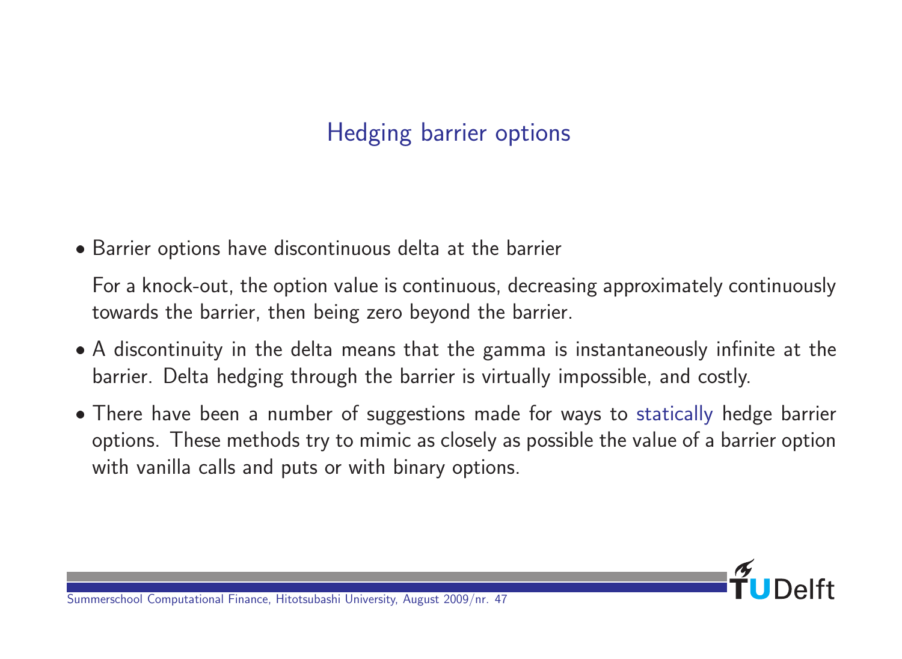## Hedging barrier options

- Barrier options have discontinuous delta at the barrier

  For a knock-out, the option value is continuous, decreasing approximately continuously towards the barrier, then being zero beyond the barrier.

- A discontinuity in the delta means that the gamma is instantaneously infinite at the barrier. Delta hedging through the barrier is virtually impossible, and costly.

- There have been a number of suggestions made for ways to statically hedge barrier options. These methods try to mimic as closely as possible the value of a barrier option with vanilla calls and puts or with binary options.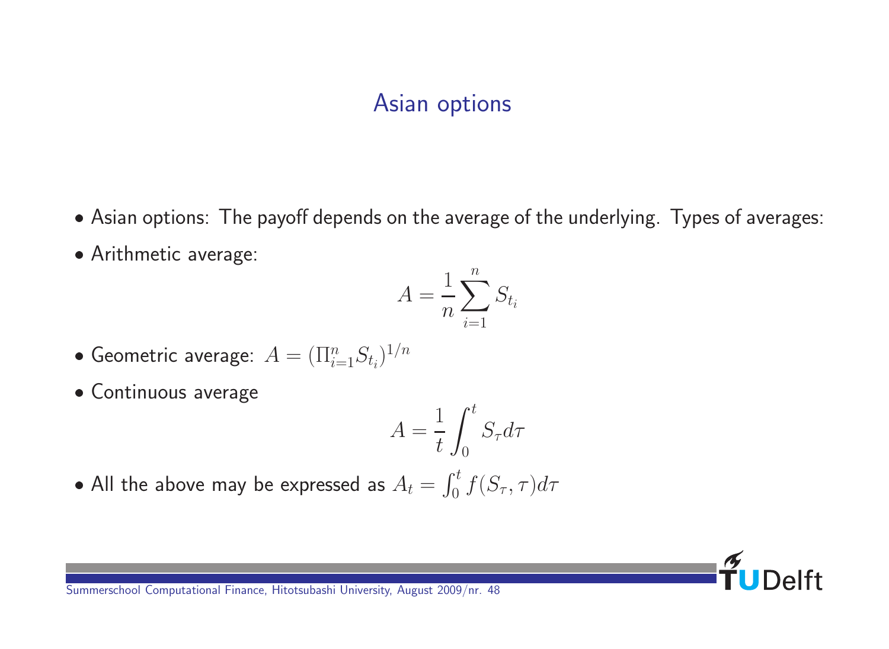## Asian options

- Asian options: The payoff depends on the average of the underlying. Types of averages:
- Arithmetic average:

$$A = \frac{1}{n} \sum_{i=1}^{n} S_{t_i}$$

- Geometric average: $A = (\Pi_{i=1}^{n} S_{t_i})^{1/n}$
- Continuous average

$$A = \frac{1}{t} \int_0^t S_\tau d\tau$$

- All the above may be expressed as $A_t = \int_0^t f(S_\tau, \tau) d\tau$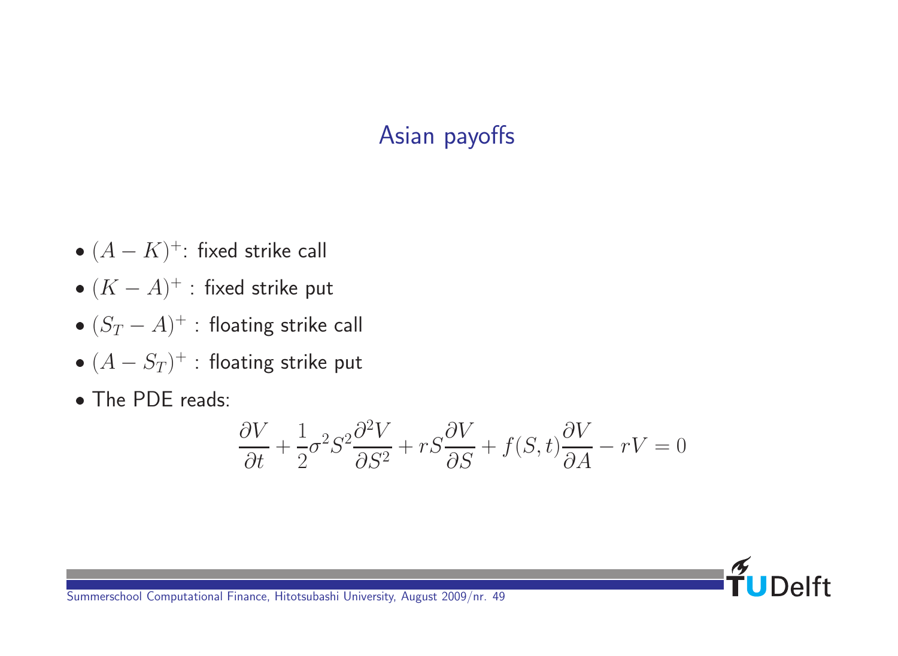## Asian payoffs

- $(A - K)^+$: fixed strike call
- $(K - A)^+$ : fixed strike put
- $(S_T - A)^+$ : floating strike call
- $(A - S_T)^+$ : floating strike put
- The PDE reads:

$$\frac{\partial V}{\partial t} + \frac{1}{2}\sigma^2 S^2 \frac{\partial^2 V}{\partial S^2} + rS\frac{\partial V}{\partial S} + f(S,t)\frac{\partial V}{\partial A} - rV = 0$$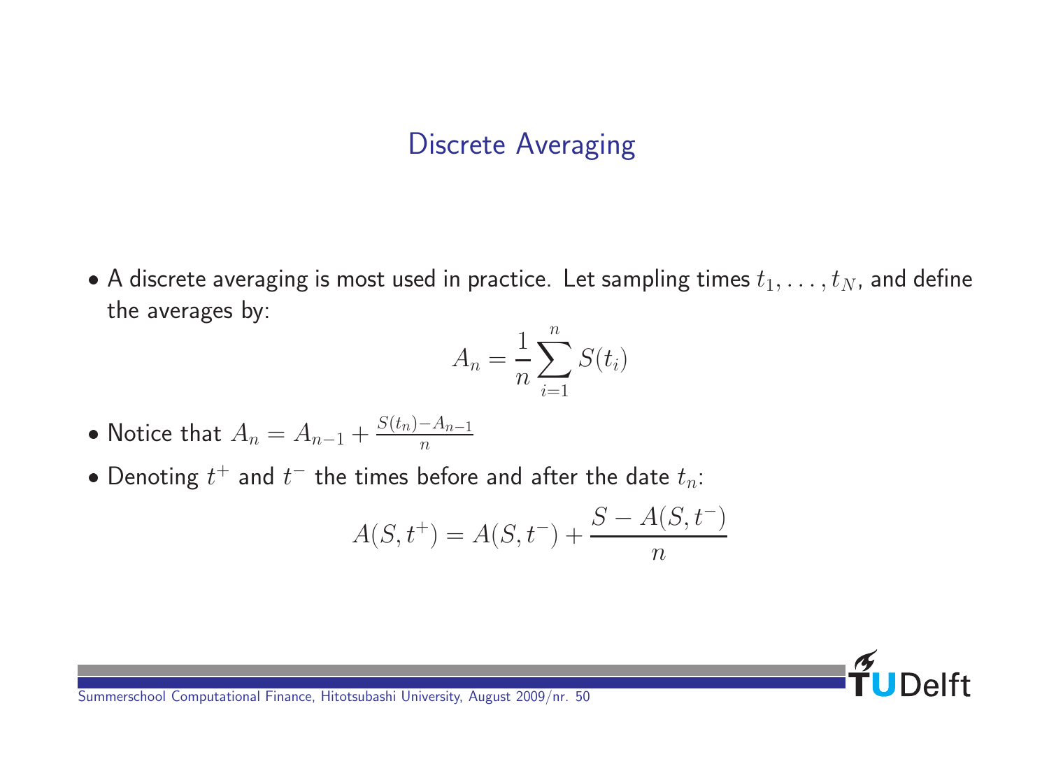## Discrete Averaging

- A discrete averaging is most used in practice. Let sampling times $t_1, \ldots, t_N$, and define the averages by:

$$A_n = \frac{1}{n} \sum_{i=1}^{n} S(t_i)$$

- Notice that $A_n = A_{n-1} + \frac{S(t_n) - A_{n-1}}{n}$
- Denoting $t^+$ and $t^-$ the times before and after the date $t_n$:

$$A(S, t^+) = A(S, t^-) + \frac{S - A(S, t^-)}{n}$$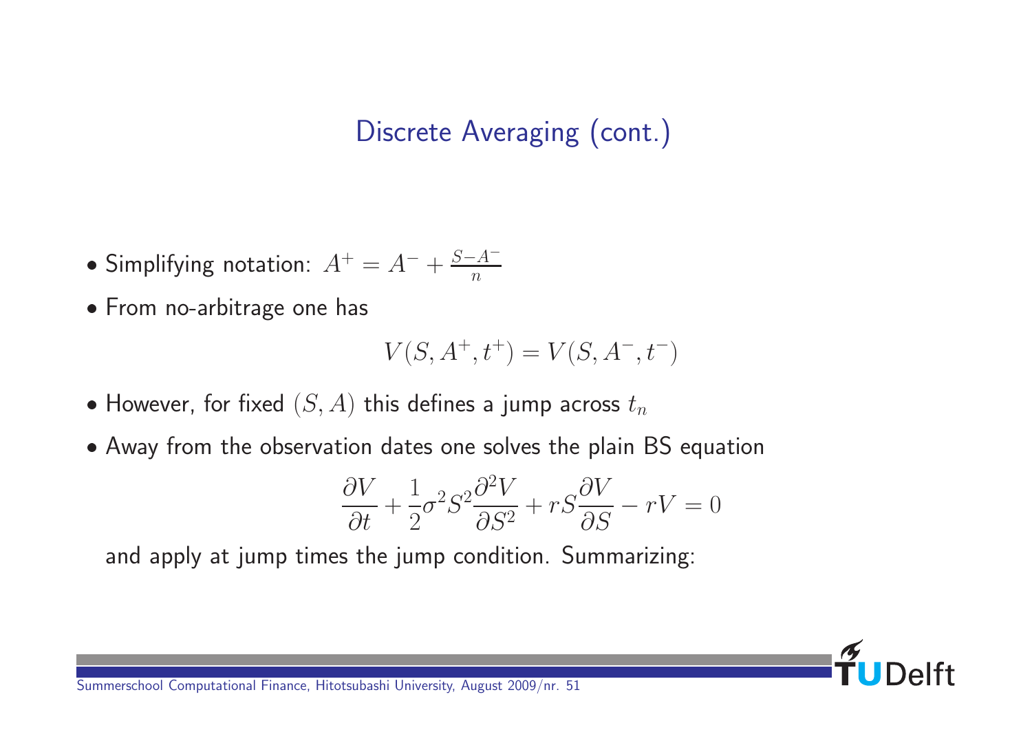## Discrete Averaging (cont.)

- Simplifying notation: $A^+ = A^- + \frac{S-A^-}{n}$
- From no-arbitrage one has

$$V(S, A^+, t^+) = V(S, A^-, t^-)$$

- However, for fixed $(S, A)$ this defines a jump across $t_n$
- Away from the observation dates one solves the plain BS equation

$$\frac{\partial V}{\partial t} + \frac{1}{2}\sigma^2 S^2 \frac{\partial^2 V}{\partial S^2} + rS\frac{\partial V}{\partial S} - rV = 0$$

and apply at jump times the jump condition. Summarizing: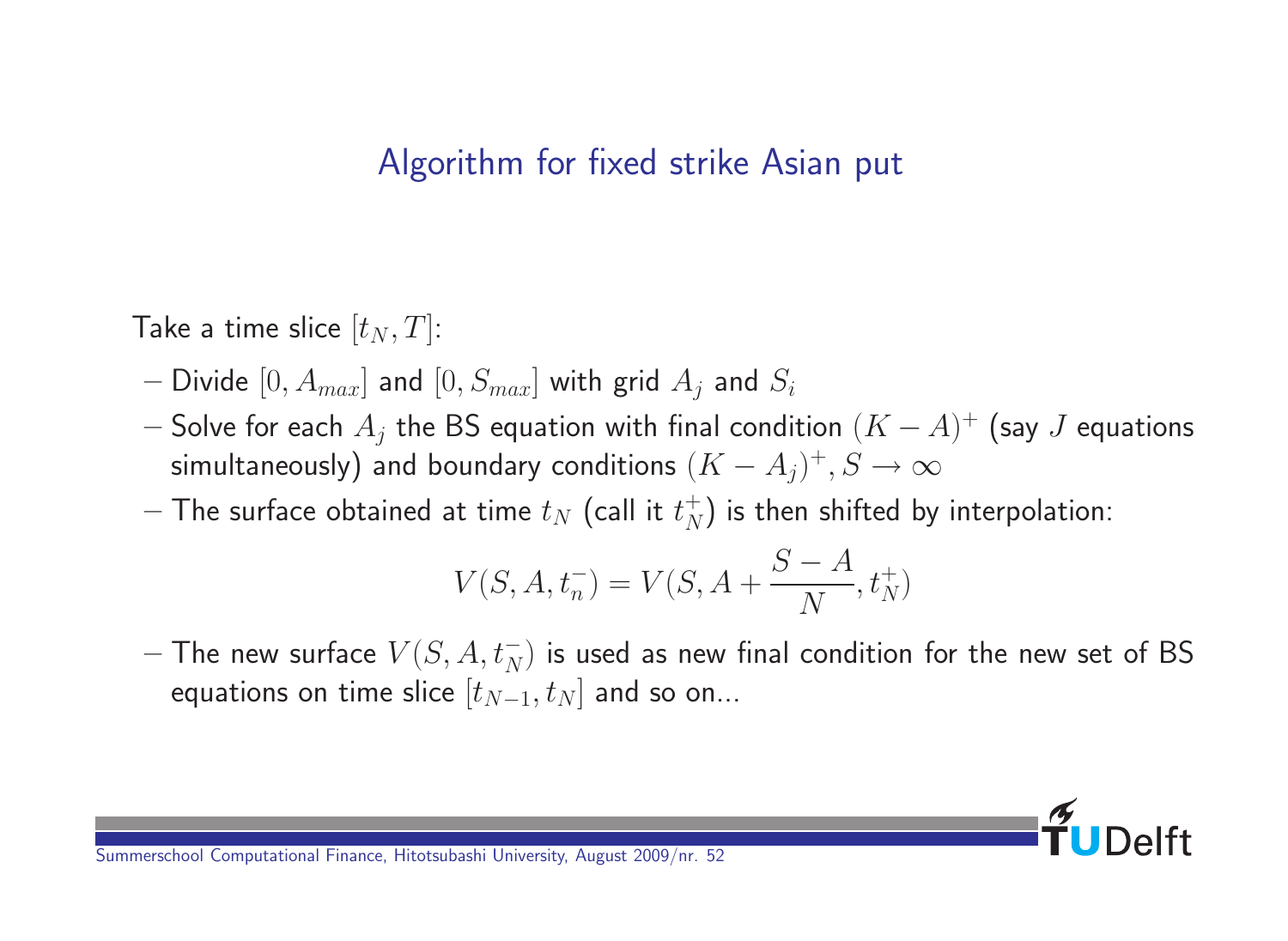## Algorithm for fixed strike Asian put

Take a time slice $[t_N, T]$:

- Divide $[0, A_{max}]$ and $[0, S_{max}]$ with grid $A_j$ and $S_i$
- Solve for each $A_j$ the BS equation with final condition $(K - A)^+$ (say $J$ equations simultaneously) and boundary conditions $(K - A_j)^+, S \to \infty$
- The surface obtained at time $t_N$ (call it $t_N^+$) is then shifted by interpolation:

$$V(S, A, t_n^-) = V(S, A + \frac{S - A}{N}, t_N^+)$$

- The new surface $V(S, A, t_N^-)$ is used as new final condition for the new set of BS equations on time slice $[t_{N-1}, t_N]$ and so on...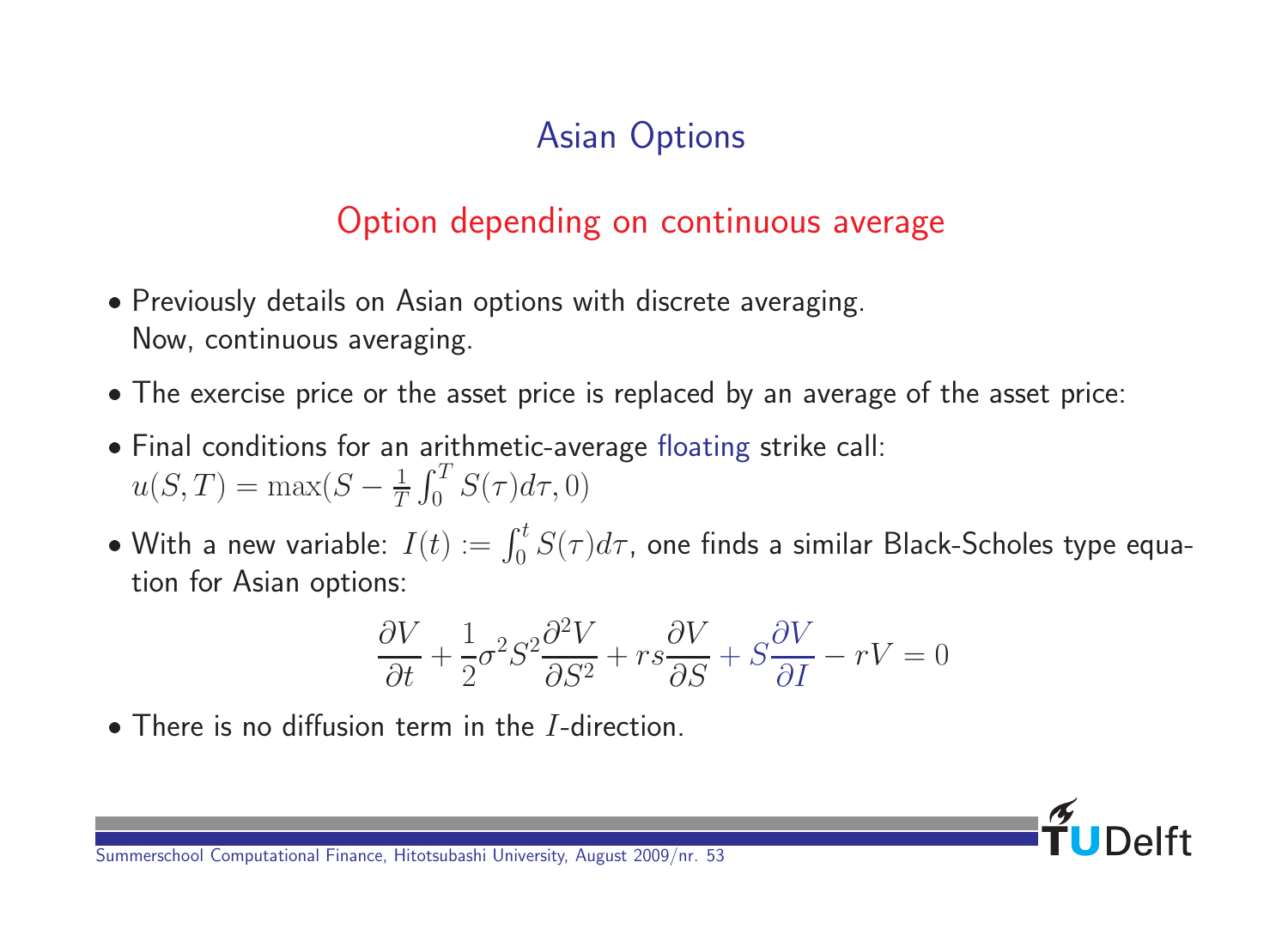# Asian Options

## Option depending on continuous average

- Previously details on Asian options with discrete averaging. Now, continuous averaging.
- The exercise price or the asset price is replaced by an average of the asset price:
- Final conditions for an arithmetic-average floating strike call: $u(S,T) = \max(S - \frac{1}{T}\int_0^T S(\tau)d\tau, 0)$
- With a new variable: $I(t) := \int_0^t S(\tau)d\tau$, one finds a similar Black-Scholes type equation for Asian options:

$$\frac{\partial V}{\partial t} + \frac{1}{2}\sigma^2 S^2 \frac{\partial^2 V}{\partial S^2} + rs\frac{\partial V}{\partial S} + S\frac{\partial V}{\partial I} - rV = 0$$

- There is no diffusion term in the $I$-direction.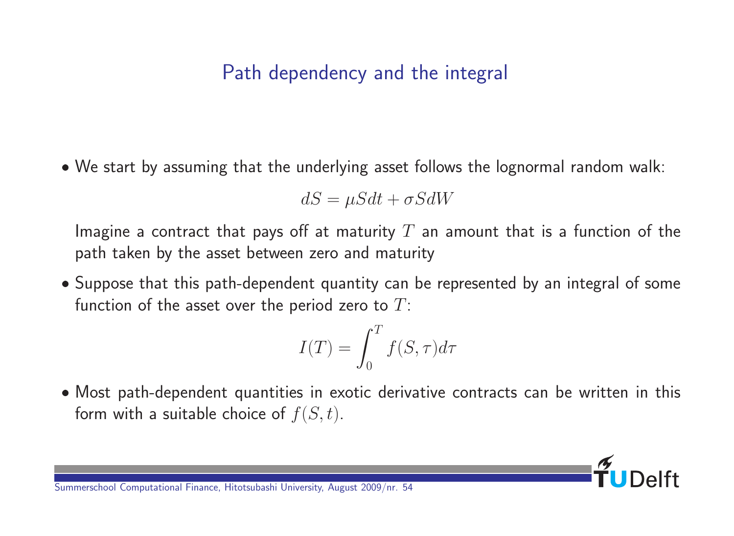## Path dependency and the integral

- We start by assuming that the underlying asset follows the lognormal random walk:

$$dS = \mu S dt + \sigma S dW$$

  Imagine a contract that pays off at maturity $T$ an amount that is a function of the path taken by the asset between zero and maturity

- Suppose that this path-dependent quantity can be represented by an integral of some function of the asset over the period zero to $T$:

$$I(T) = \int_0^T f(S, \tau) d\tau$$

- Most path-dependent quantities in exotic derivative contracts can be written in this form with a suitable choice of $f(S, t)$.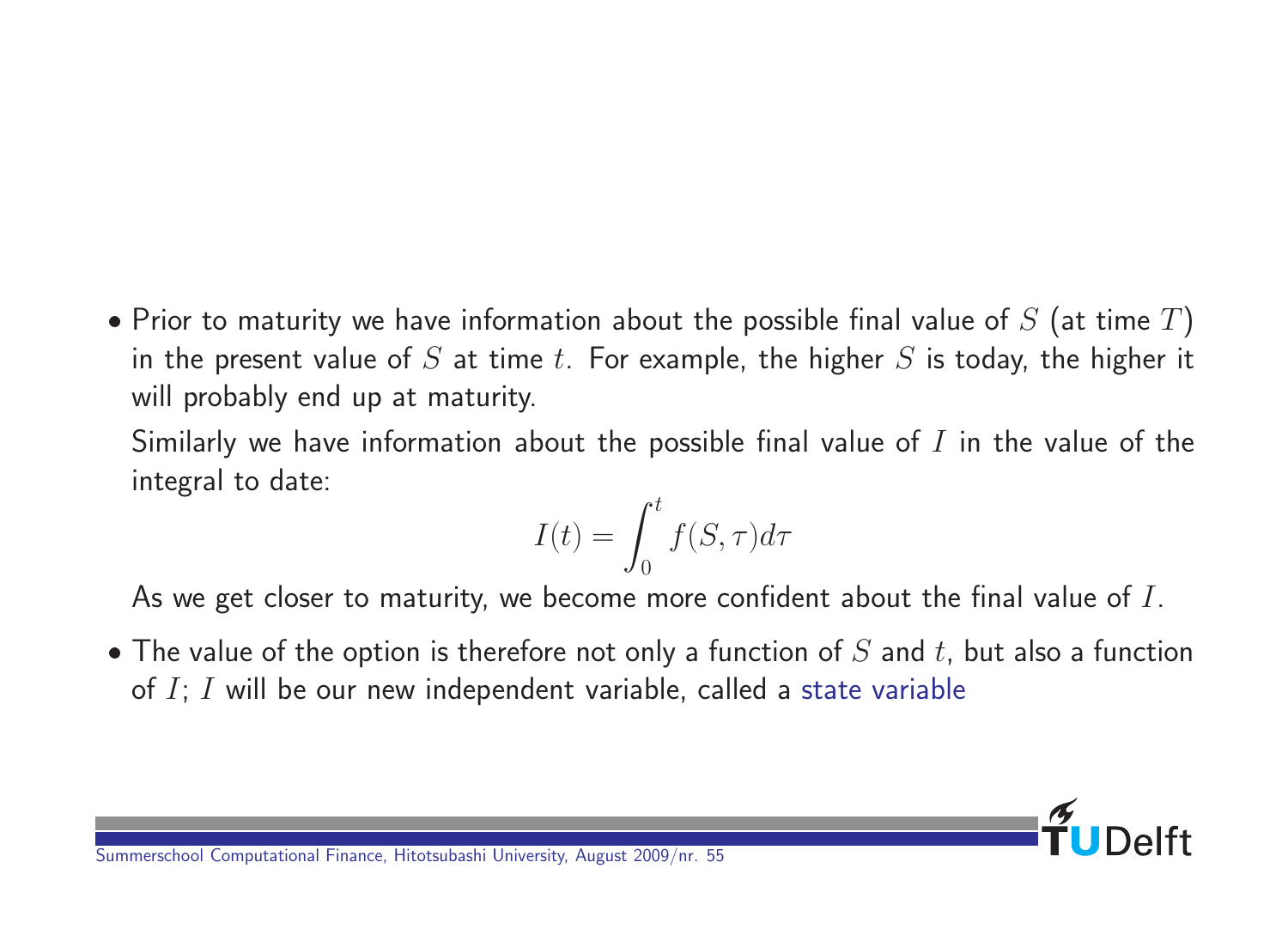- Prior to maturity we have information about the possible final value of $S$ (at time $T$) in the present value of $S$ at time $t$. For example, the higher $S$ is today, the higher it will probably end up at maturity.

  Similarly we have information about the possible final value of $I$ in the value of the integral to date:

$$I(t) = \int_0^t f(S, \tau) d\tau$$

  As we get closer to maturity, we become more confident about the final value of $I$.

- The value of the option is therefore not only a function of $S$ and $t$, but also a function of $I$; $I$ will be our new independent variable, called a state variable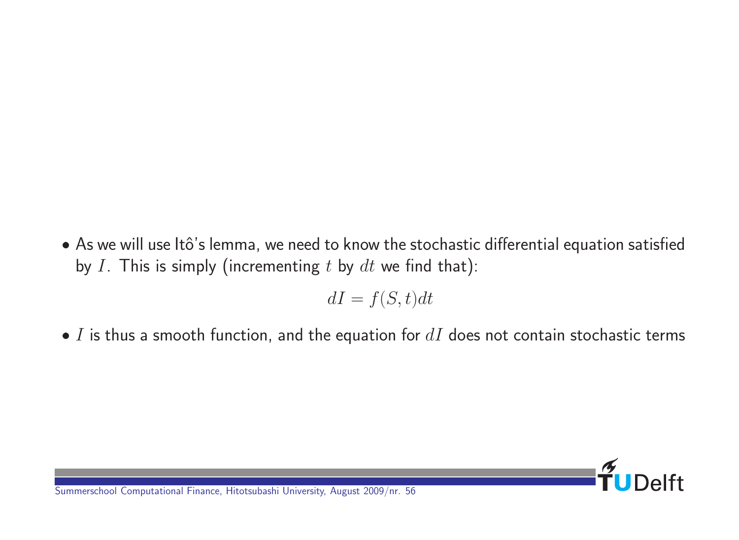- As we will use Itô's lemma, we need to know the stochastic differential equation satisfied by $I$. This is simply (incrementing $t$ by $dt$ we find that):

$$dI = f(S, t)dt$$

- $I$ is thus a smooth function, and the equation for $dI$ does not contain stochastic terms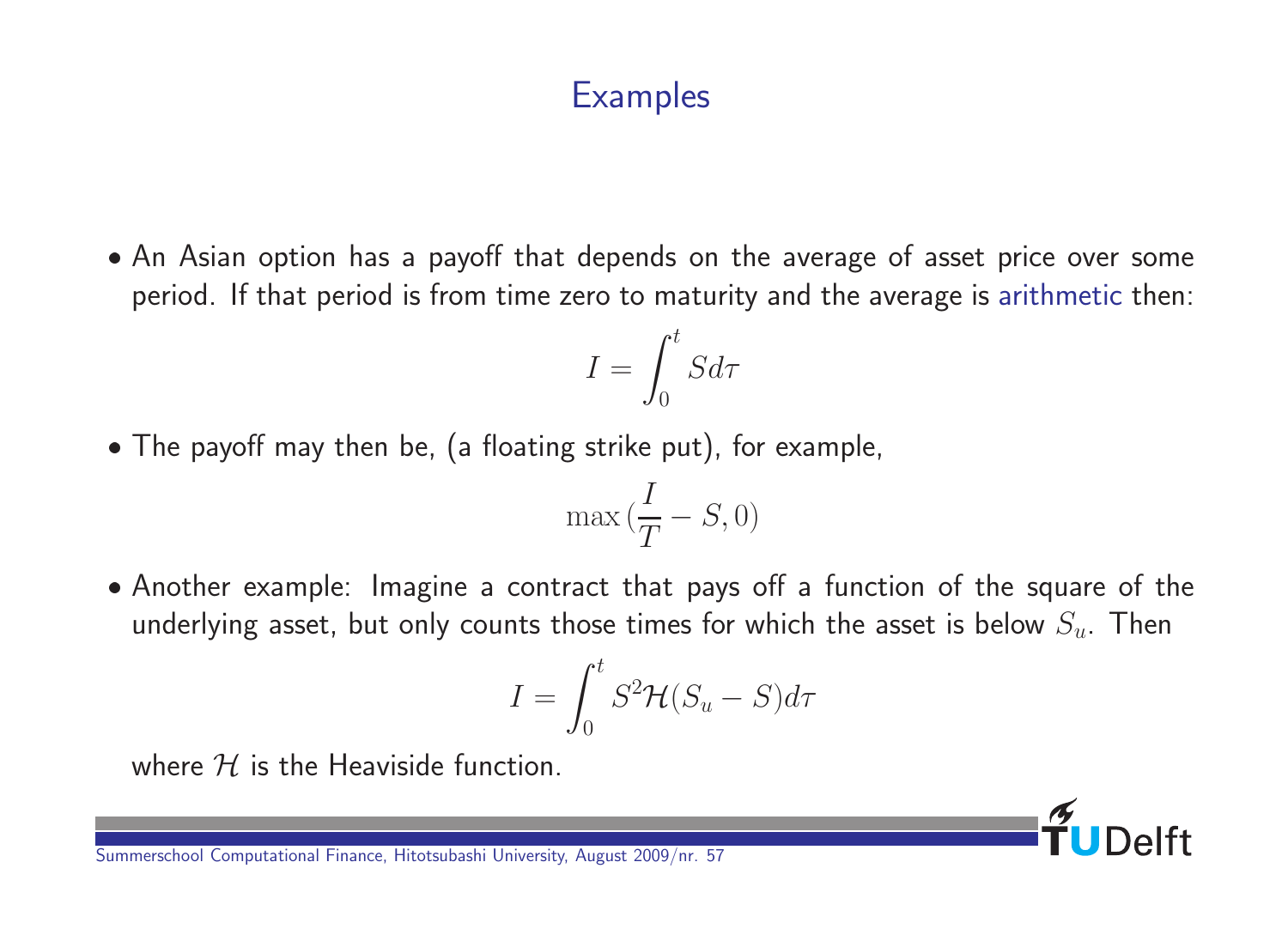## Examples

- An Asian option has a payoff that depends on the average of asset price over some period. If that period is from time zero to maturity and the average is arithmetic then:

$$I = \int_0^t S d\tau$$

- The payoff may then be, (a floating strike put), for example,

$$\max\left(\frac{I}{T} - S, 0\right)$$

- Another example: Imagine a contract that pays off a function of the square of the underlying asset, but only counts those times for which the asset is below $S_u$. Then

$$I = \int_0^t S^2 \mathcal{H}(S_u - S) d\tau$$

  where $\mathcal{H}$ is the Heaviside function.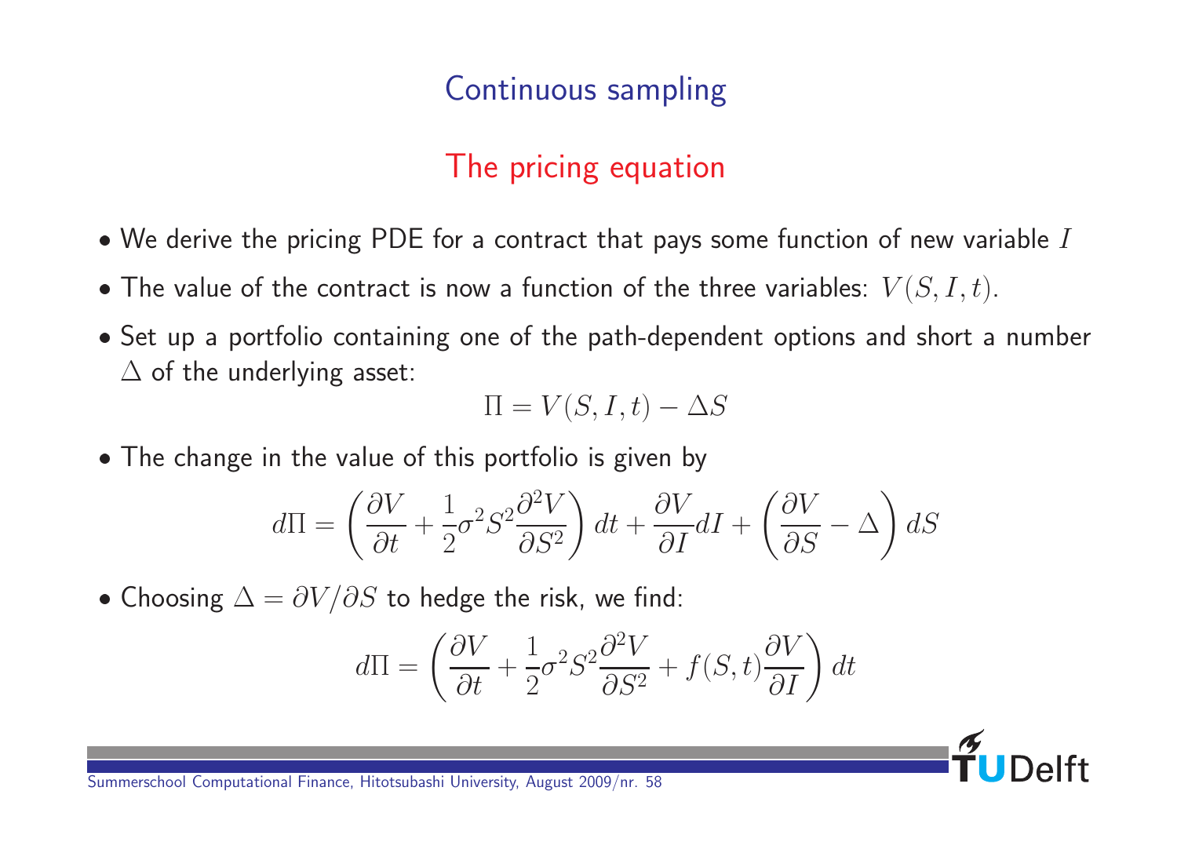## Continuous sampling

### The pricing equation

- We derive the pricing PDE for a contract that pays some function of new variable $I$
- The value of the contract is now a function of the three variables: $V(S, I, t)$.
- Set up a portfolio containing one of the path-dependent options and short a number $\Delta$ of the underlying asset:

$$\Pi = V(S, I, t) - \Delta S$$

- The change in the value of this portfolio is given by

$$d\Pi = \left( \frac{\partial V}{\partial t} + \frac{1}{2}\sigma^2 S^2 \frac{\partial^2 V}{\partial S^2} \right) dt + \frac{\partial V}{\partial I} dI + \left( \frac{\partial V}{\partial S} - \Delta \right) dS$$

- Choosing $\Delta = \partial V / \partial S$ to hedge the risk, we find:

$$d\Pi = \left( \frac{\partial V}{\partial t} + \frac{1}{2}\sigma^2 S^2 \frac{\partial^2 V}{\partial S^2} + f(S, t) \frac{\partial V}{\partial I} \right) dt$$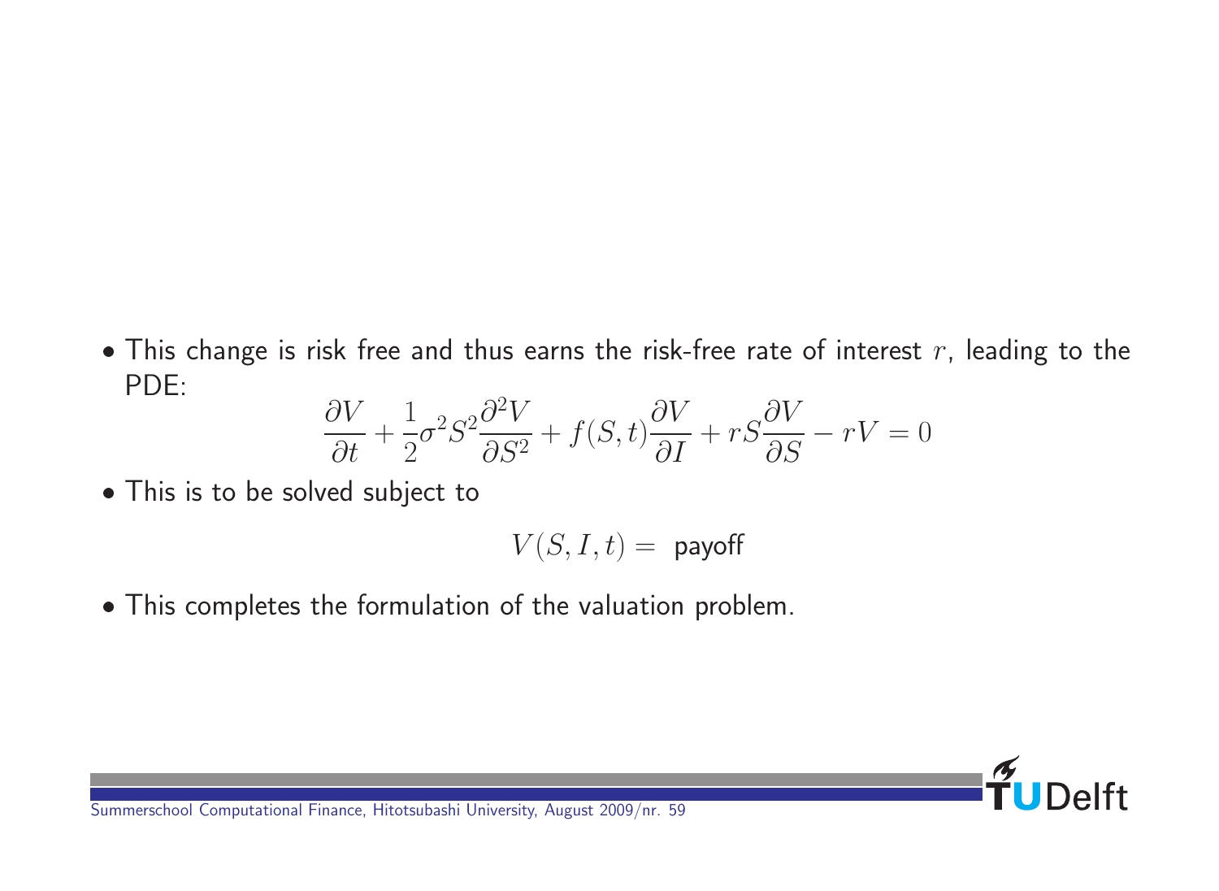- This change is risk free and thus earns the risk-free rate of interest $r$, leading to the PDE:

$$\frac{\partial V}{\partial t} + \frac{1}{2}\sigma^2 S^2 \frac{\partial^2 V}{\partial S^2} + f(S,t)\frac{\partial V}{\partial I} + rS\frac{\partial V}{\partial S} - rV = 0$$

- This is to be solved subject to

$$V(S, I, t) = \text{ payoff}$$

- This completes the formulation of the valuation problem.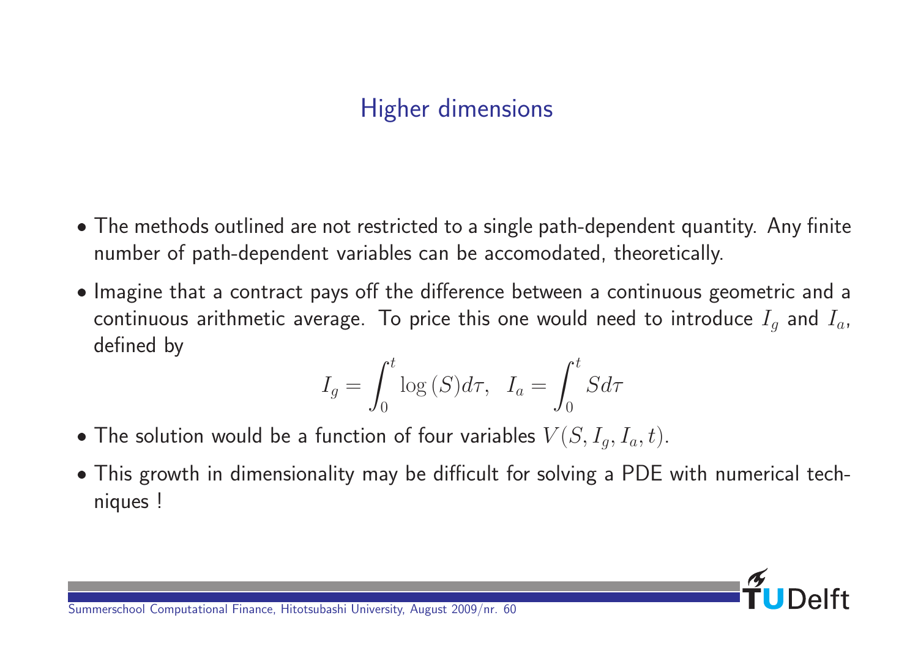## Higher dimensions

- The methods outlined are not restricted to a single path-dependent quantity. Any finite number of path-dependent variables can be accomodated, theoretically.
- Imagine that a contract pays off the difference between a continuous geometric and a continuous arithmetic average. To price this one would need to introduce $I_g$ and $I_a$, defined by

$$I_g = \int_0^t \log(S) d\tau, \quad I_a = \int_0^t S d\tau$$

- The solution would be a function of four variables $V(S, I_g, I_a, t)$.
- This growth in dimensionality may be difficult for solving a PDE with numerical techniques !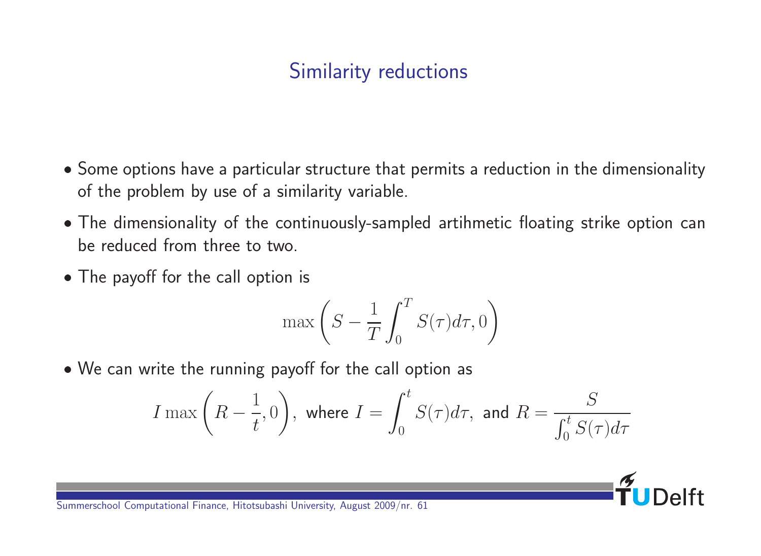## Similarity reductions

- Some options have a particular structure that permits a reduction in the dimensionality of the problem by use of a similarity variable.
- The dimensionality of the continuously-sampled artihmetic floating strike option can be reduced from three to two.
- The payoff for the call option is

$$\max\left(S - \frac{1}{T}\int_0^T S(\tau)d\tau, 0\right)$$

- We can write the running payoff for the call option as

$$I\max\left(R - \frac{1}{t}, 0\right), \text{ where } I = \int_0^t S(\tau)d\tau, \text{ and } R = \frac{S}{\int_0^t S(\tau)d\tau}$$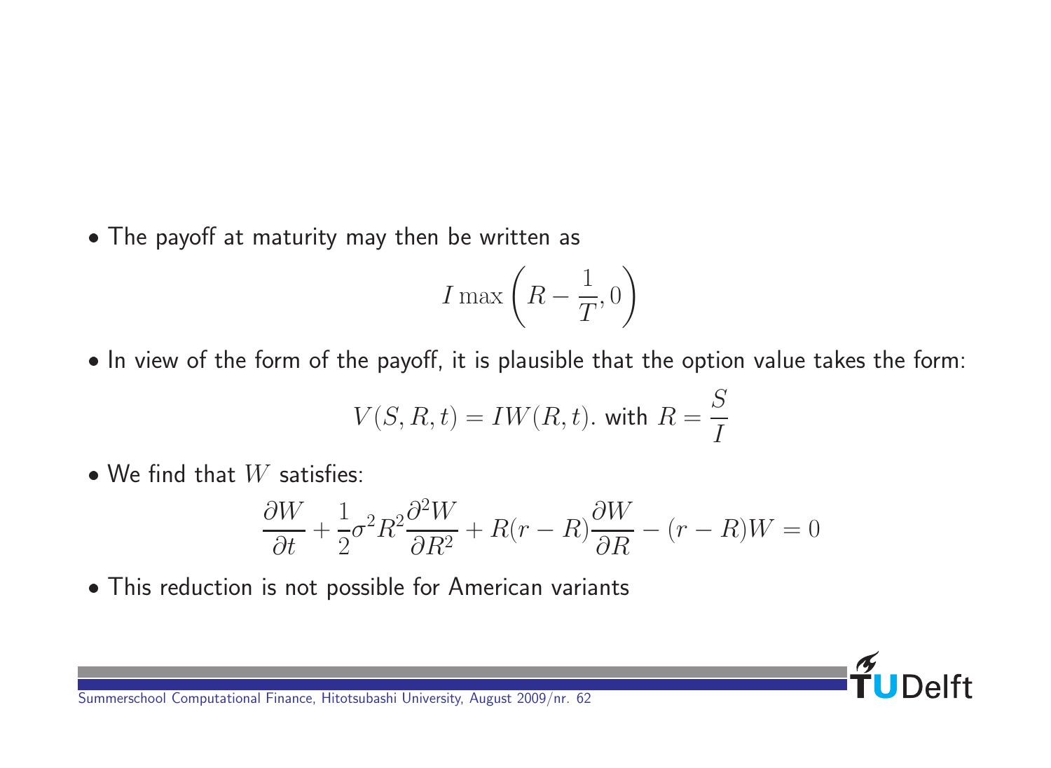- The payoff at maturity may then be written as

$$I \max\left(R - \frac{1}{T}, 0\right)$$

- In view of the form of the payoff, it is plausible that the option value takes the form:

$$V(S, R, t) = IW(R, t). \text{ with } R = \frac{S}{I}$$

- We find that $W$ satisfies:

$$\frac{\partial W}{\partial t} + \frac{1}{2}\sigma^2 R^2 \frac{\partial^2 W}{\partial R^2} + R(r - R)\frac{\partial W}{\partial R} - (r - R)W = 0$$

- This reduction is not possible for American variants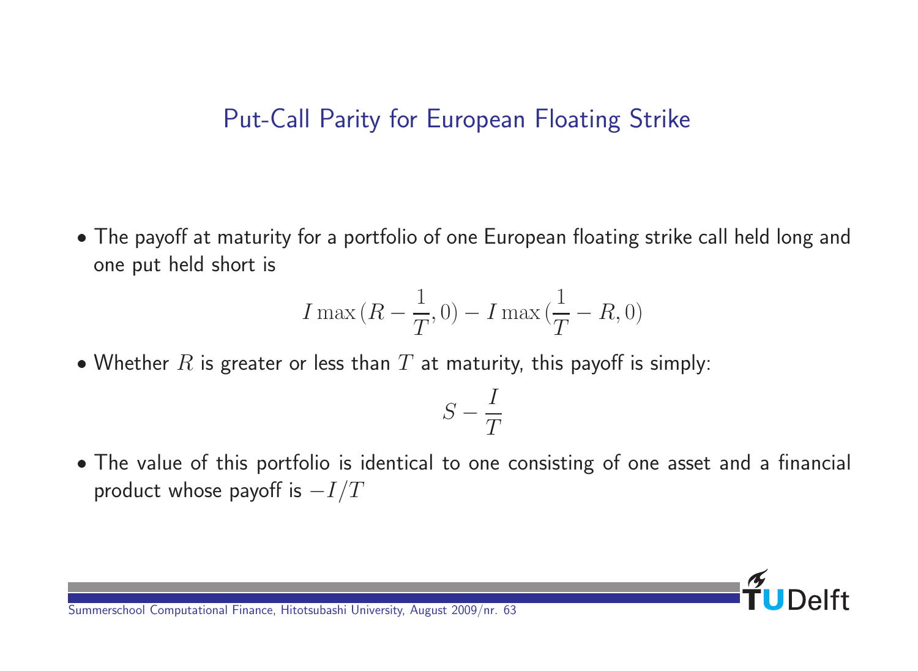## Put-Call Parity for European Floating Strike

- The payoff at maturity for a portfolio of one European floating strike call held long and one put held short is

$$I \max{(R - \frac{1}{T}, 0)} - I \max{(\frac{1}{T} - R, 0)}$$

- Whether $R$ is greater or less than $T$ at maturity, this payoff is simply:

$$S - \frac{I}{T}$$

- The value of this portfolio is identical to one consisting of one asset and a financial product whose payoff is $-I/T$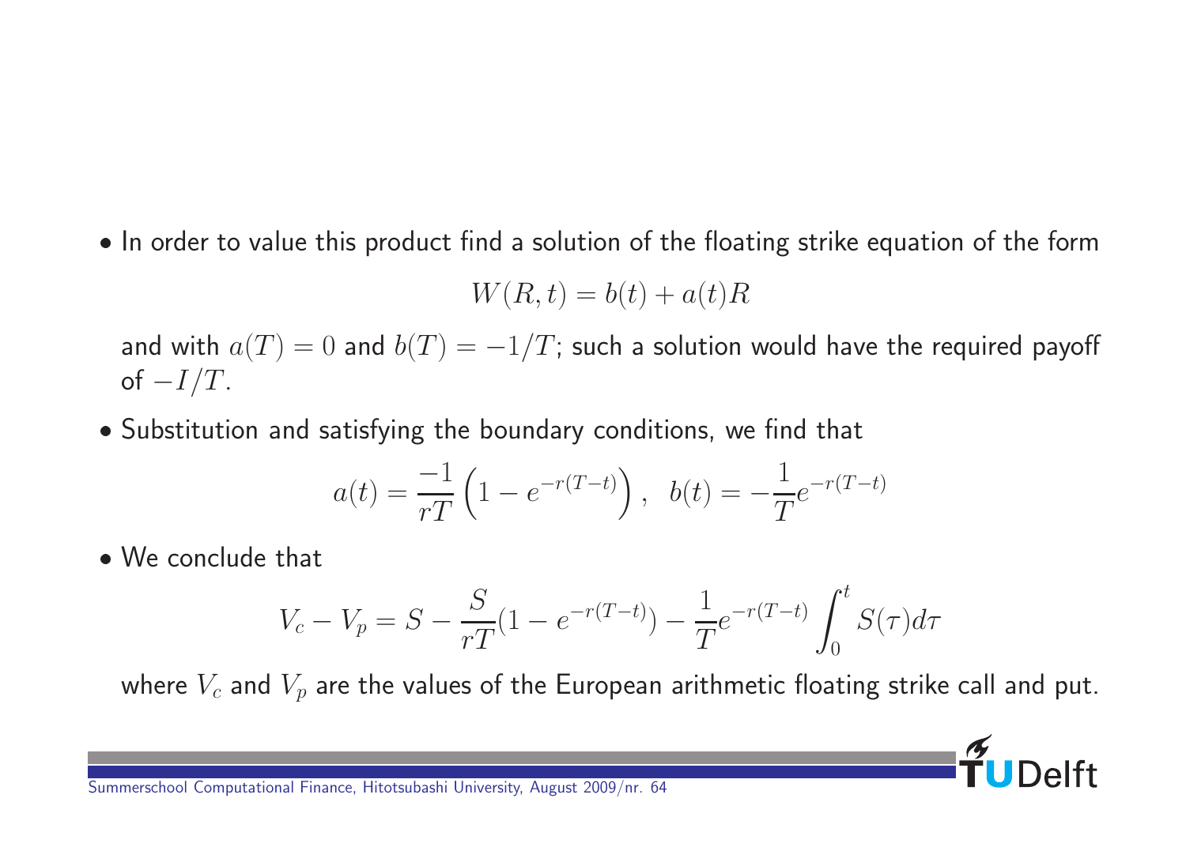- In order to value this product find a solution of the floating strike equation of the form

$$W(R,t) = b(t) + a(t)R$$

  and with $a(T) = 0$ and $b(T) = -1/T$; such a solution would have the required payoff of $-I/T$.

- Substitution and satisfying the boundary conditions, we find that

$$a(t) = \frac{-1}{rT}\left(1 - e^{-r(T-t)}\right), \quad b(t) = -\frac{1}{T}e^{-r(T-t)}$$

- We conclude that

$$V_c - V_p = S - \frac{S}{rT}(1 - e^{-r(T-t)}) - \frac{1}{T}e^{-r(T-t)} \int_0^t S(\tau)d\tau$$

  where $V_c$ and $V_p$ are the values of the European arithmetic floating strike call and put.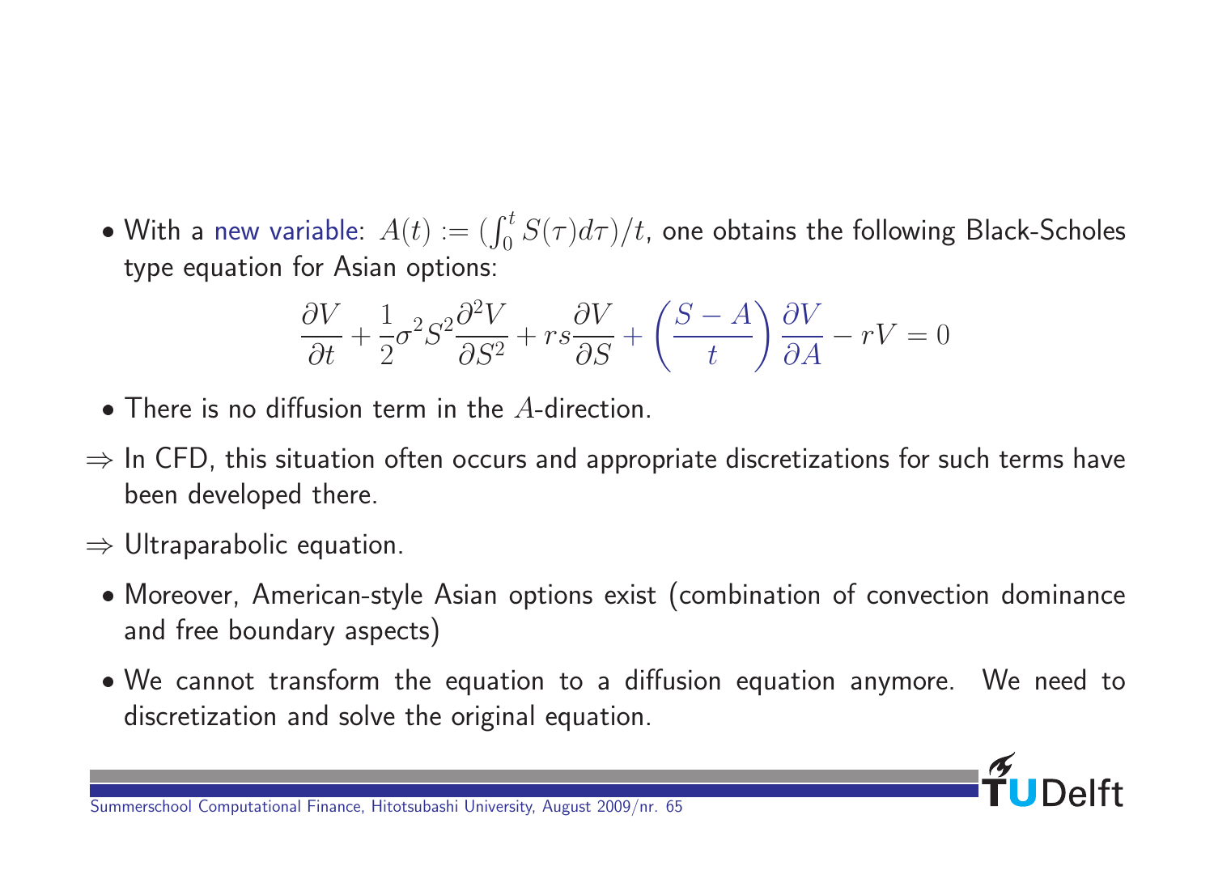- With a new variable: $A(t) := (\int_0^t S(\tau)d\tau)/t$, one obtains the following Black-Scholes type equation for Asian options:

$$\frac{\partial V}{\partial t} + \frac{1}{2}\sigma^2 S^2 \frac{\partial^2 V}{\partial S^2} + rs\frac{\partial V}{\partial S} + \left(\frac{S-A}{t}\right)\frac{\partial V}{\partial A} - rV = 0$$

- There is no diffusion term in the $A$-direction.

$\Rightarrow$ In CFD, this situation often occurs and appropriate discretizations for such terms have been developed there.

$\Rightarrow$ Ultraparabolic equation.

- Moreover, American-style Asian options exist (combination of convection dominance and free boundary aspects)
- We cannot transform the equation to a diffusion equation anymore. We need to discretization and solve the original equation.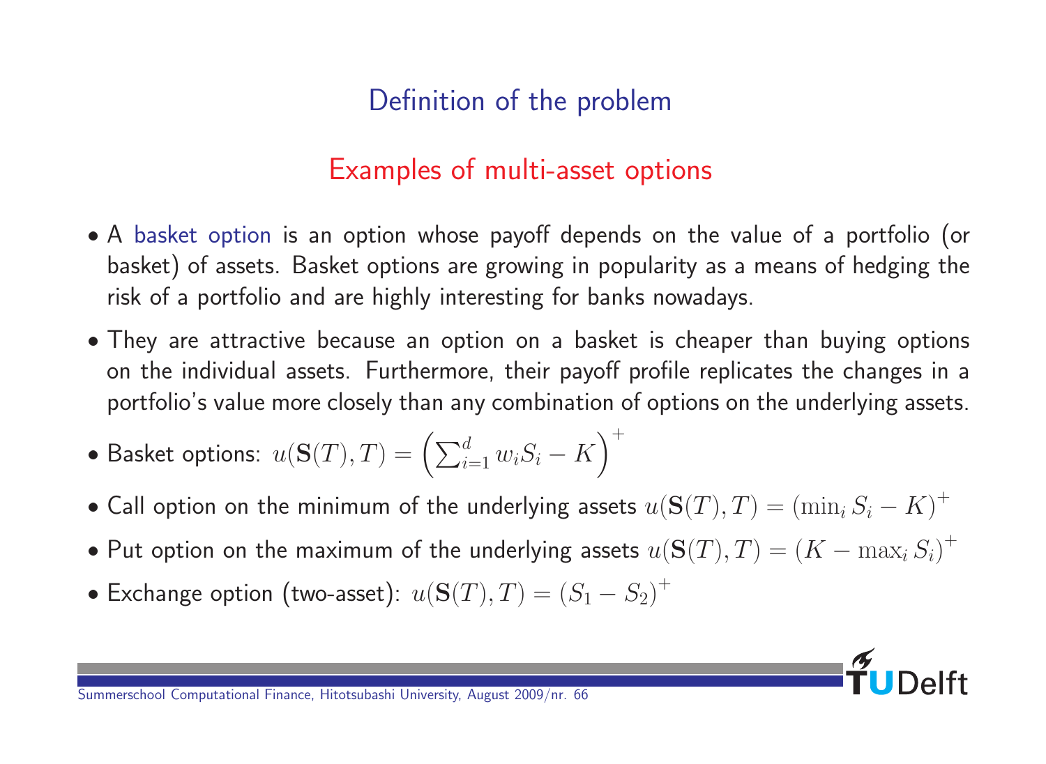# Definition of the problem

## Examples of multi-asset options

- A basket option is an option whose payoff depends on the value of a portfolio (or basket) of assets. Basket options are growing in popularity as a means of hedging the risk of a portfolio and are highly interesting for banks nowadays.
- They are attractive because an option on a basket is cheaper than buying options on the individual assets. Furthermore, their payoff profile replicates the changes in a portfolio's value more closely than any combination of options on the underlying assets.
- Basket options: $u(\mathbf{S}(T), T) = \left(\sum_{i=1}^{d} w_i S_i - K\right)^+$
- Call option on the minimum of the underlying assets $u(\mathbf{S}(T), T) = (\min_i S_i - K)^+$
- Put option on the maximum of the underlying assets $u(\mathbf{S}(T), T) = (K - \max_i S_i)^+$
- Exchange option (two-asset): $u(\mathbf{S}(T), T) = (S_1 - S_2)^+$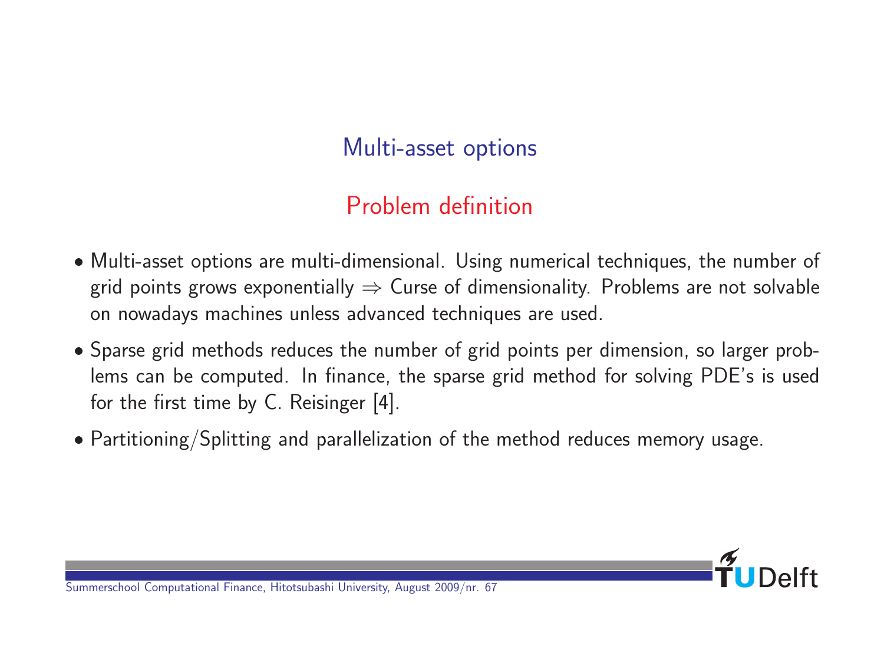## Multi-asset options

### Problem definition

- Multi-asset options are multi-dimensional. Using numerical techniques, the number of grid points grows exponentially $\Rightarrow$ Curse of dimensionality. Problems are not solvable on nowadays machines unless advanced techniques are used.
- Sparse grid methods reduces the number of grid points per dimension, so larger problems can be computed. In finance, the sparse grid method for solving PDE's is used for the first time by C. Reisinger [4].
- Partitioning/Splitting and parallelization of the method reduces memory usage.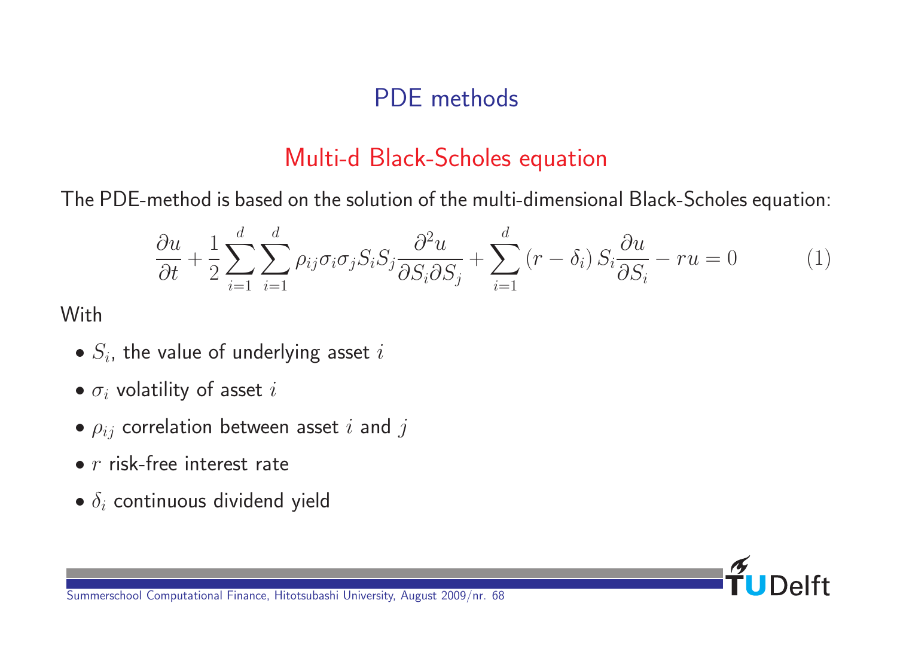# PDE methods

## Multi-d Black-Scholes equation

The PDE-method is based on the solution of the multi-dimensional Black-Scholes equation:

$$\frac{\partial u}{\partial t} + \frac{1}{2}\sum_{i=1}^{d}\sum_{i=1}^{d}\rho_{ij}\sigma_i\sigma_j S_i S_j \frac{\partial^2 u}{\partial S_i \partial S_j} + \sum_{i=1}^{d}\left(r - \delta_i\right) S_i \frac{\partial u}{\partial S_i} - ru = 0 \tag{1}$$

With

- $S_i$, the value of underlying asset $i$
- $\sigma_i$ volatility of asset $i$
- $\rho_{ij}$ correlation between asset $i$ and $j$
- $r$ risk-free interest rate
- $\delta_i$ continuous dividend yield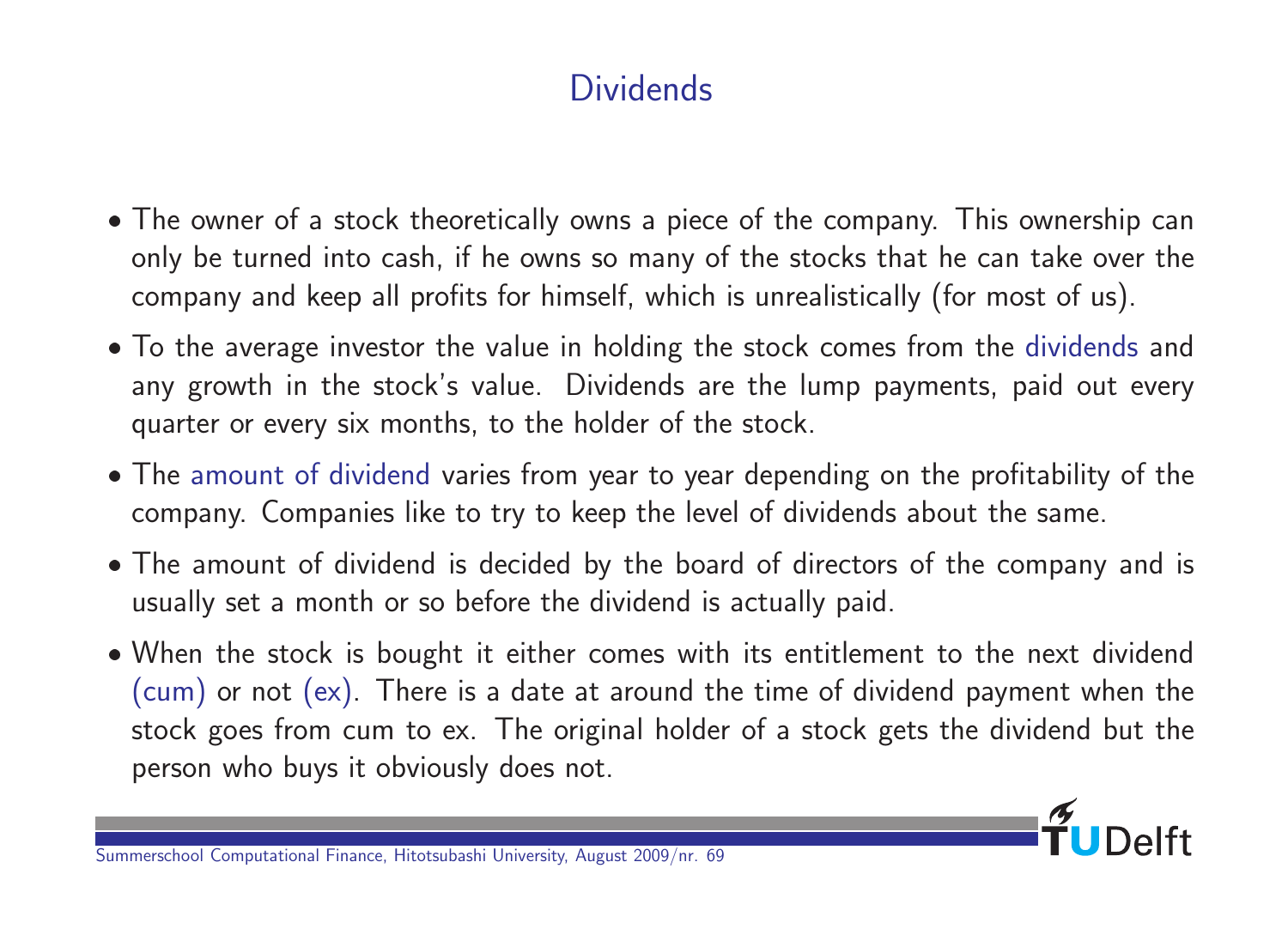# Dividends

- The owner of a stock theoretically owns a piece of the company. This ownership can only be turned into cash, if he owns so many of the stocks that he can take over the company and keep all profits for himself, which is unrealistically (for most of us).
- To the average investor the value in holding the stock comes from the dividends and any growth in the stock's value. Dividends are the lump payments, paid out every quarter or every six months, to the holder of the stock.
- The amount of dividend varies from year to year depending on the profitability of the company. Companies like to try to keep the level of dividends about the same.
- The amount of dividend is decided by the board of directors of the company and is usually set a month or so before the dividend is actually paid.
- When the stock is bought it either comes with its entitlement to the next dividend (cum) or not (ex). There is a date at around the time of dividend payment when the stock goes from cum to ex. The original holder of a stock gets the dividend but the person who buys it obviously does not.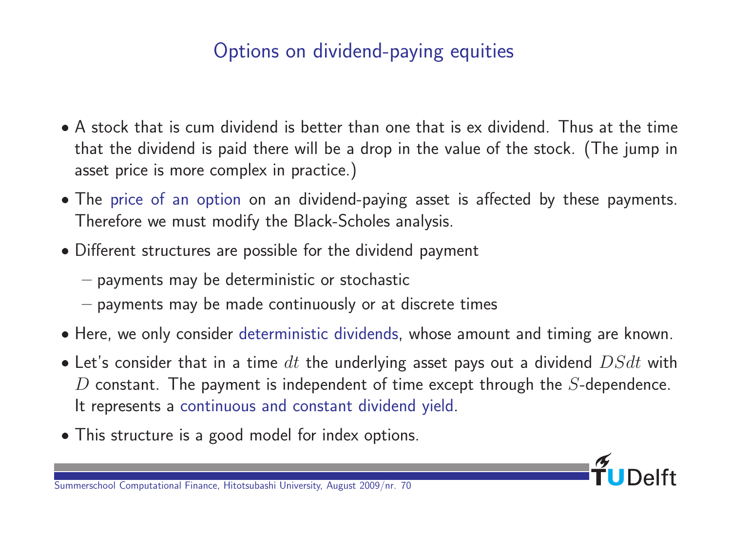# Options on dividend-paying equities

- A stock that is cum dividend is better than one that is ex dividend. Thus at the time that the dividend is paid there will be a drop in the value of the stock. (The jump in asset price is more complex in practice.)
- The price of an option on an dividend-paying asset is affected by these payments. Therefore we must modify the Black-Scholes analysis.
- Different structures are possible for the dividend payment
  - payments may be deterministic or stochastic
  - payments may be made continuously or at discrete times
- Here, we only consider deterministic dividends, whose amount and timing are known.
- Let's consider that in a time $dt$ the underlying asset pays out a dividend $DSdt$ with $D$ constant. The payment is independent of time except through the $S$-dependence. It represents a continuous and constant dividend yield.
- This structure is a good model for index options.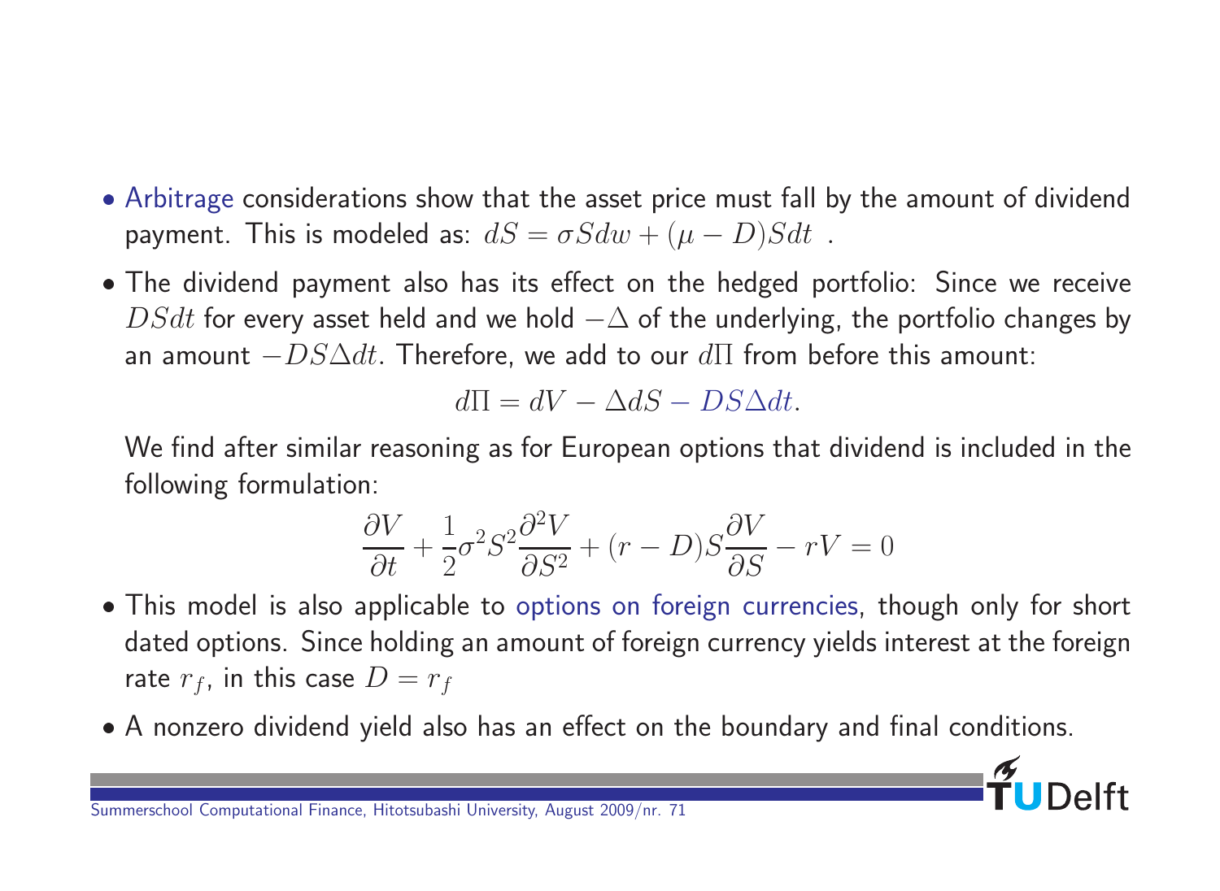- Arbitrage considerations show that the asset price must fall by the amount of dividend payment. This is modeled as: $dS = \sigma S dw + (\mu - D) S dt$ .

- The dividend payment also has its effect on the hedged portfolio: Since we receive $DSdt$ for every asset held and we hold $-\Delta$ of the underlying, the portfolio changes by an amount $-DS\Delta dt$. Therefore, we add to our $d\Pi$ from before this amount:

$$d\Pi = dV - \Delta dS - DS\Delta dt.$$

  We find after similar reasoning as for European options that dividend is included in the following formulation:

$$\frac{\partial V}{\partial t} + \frac{1}{2}\sigma^2 S^2 \frac{\partial^2 V}{\partial S^2} + (r - D) S \frac{\partial V}{\partial S} - rV = 0$$

- This model is also applicable to options on foreign currencies, though only for short dated options. Since holding an amount of foreign currency yields interest at the foreign rate $r_f$, in this case $D = r_f$

- A nonzero dividend yield also has an effect on the boundary and final conditions.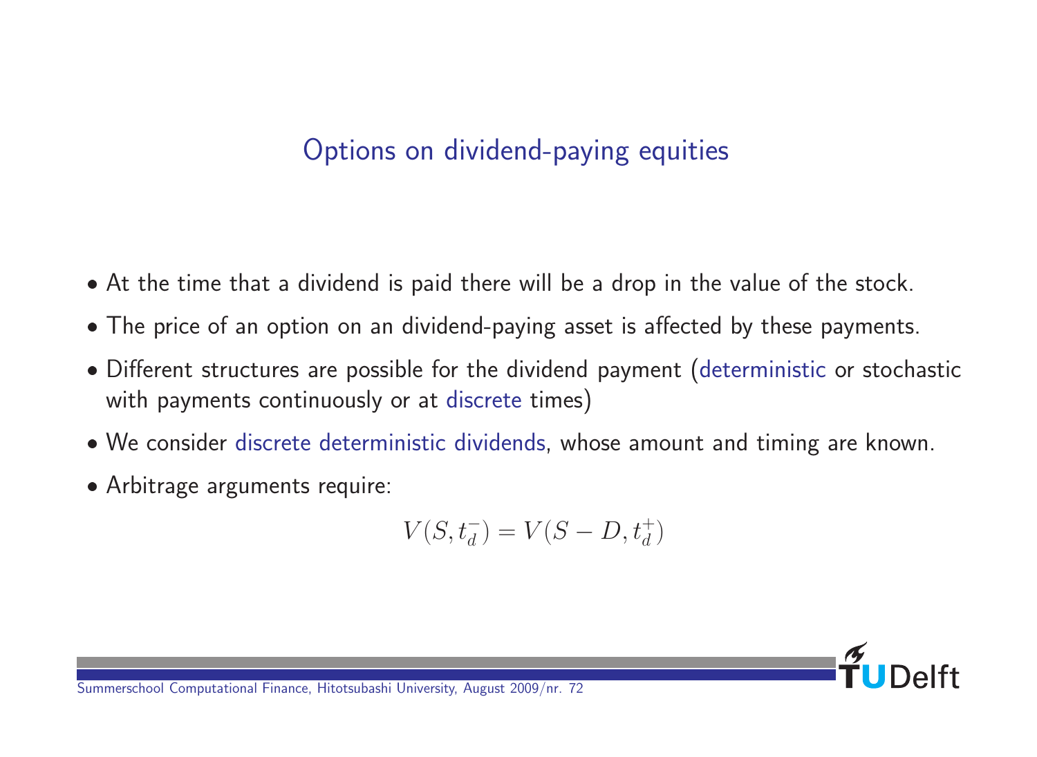# Options on dividend-paying equities

- At the time that a dividend is paid there will be a drop in the value of the stock.
- The price of an option on an dividend-paying asset is affected by these payments.
- Different structures are possible for the dividend payment (deterministic or stochastic with payments continuously or at discrete times)
- We consider discrete deterministic dividends, whose amount and timing are known.
- Arbitrage arguments require:

$$V(S, t_d^-) = V(S - D, t_d^+)$$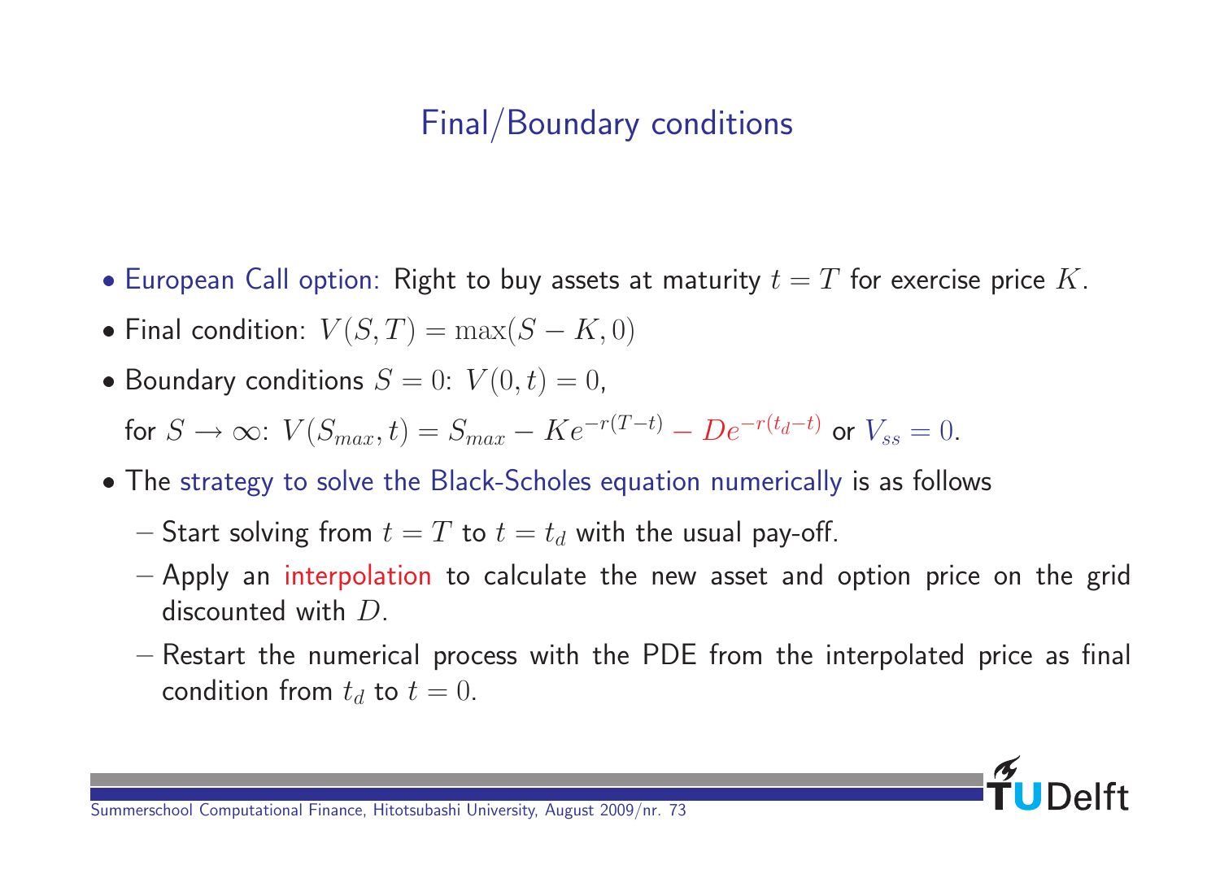## Final/Boundary conditions

- European Call option: Right to buy assets at maturity $t = T$ for exercise price $K$.
- Final condition: $V(S,T) = \max(S-K, 0)$
- Boundary conditions $S = 0$: $V(0,t) = 0$,

  for $S \to \infty$: $V(S_{max}, t) = S_{max} - Ke^{-r(T-t)} - De^{-r(t_d - t)}$ or $V_{ss} = 0$.
- The strategy to solve the Black-Scholes equation numerically is as follows
  - Start solving from $t = T$ to $t = t_d$ with the usual pay-off.
  - Apply an interpolation to calculate the new asset and option price on the grid discounted with $D$.
  - Restart the numerical process with the PDE from the interpolated price as final condition from $t_d$ to $t = 0$.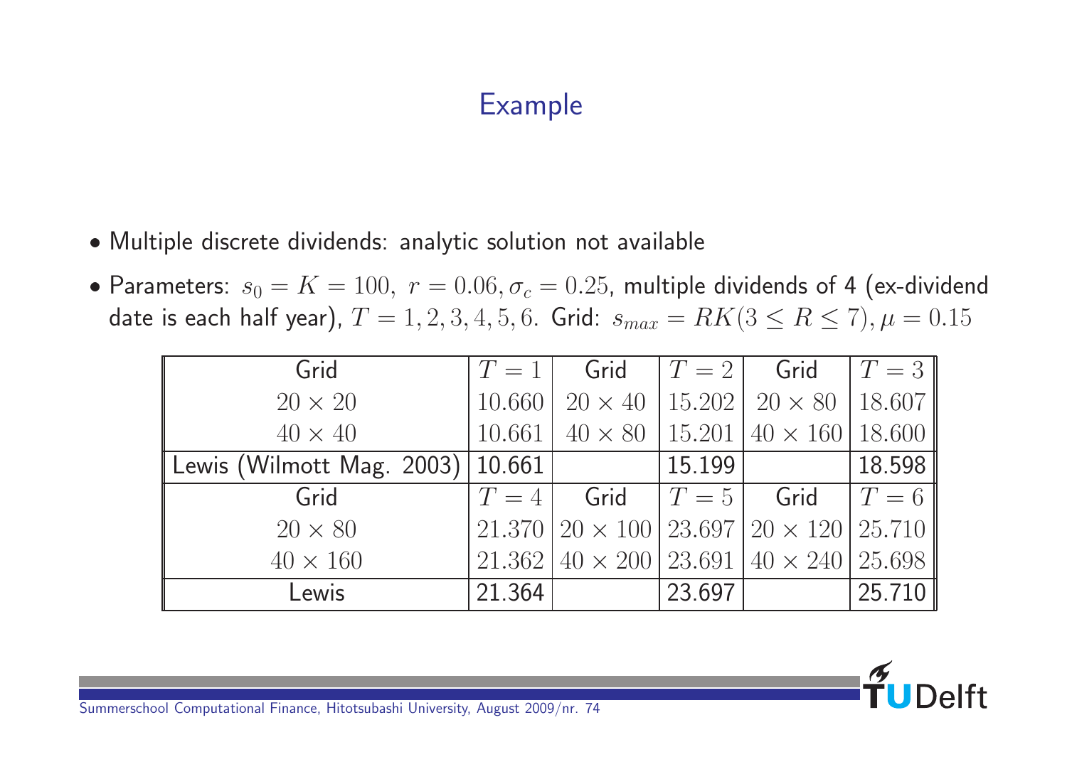# Example

- Multiple discrete dividends: analytic solution not available
- Parameters: $s_0 = K = 100,\ r = 0.06, \sigma_c = 0.25$, multiple dividends of 4 (ex-dividend date is each half year), $T = 1, 2, 3, 4, 5, 6$. Grid: $s_{max} = RK(3 \leq R \leq 7), \mu = 0.15$

| Grid | $T=1$ | Grid | $T=2$ | Grid | $T=3$ |
|---|---|---|---|---|---|
| $20 \times 20$ | 10.660 | $20 \times 40$ | 15.202 | $20 \times 80$ | 18.607 |
| $40 \times 40$ | 10.661 | $40 \times 80$ | 15.201 | $40 \times 160$ | 18.600 |
| Lewis (Wilmott Mag. 2003) | 10.661 | | 15.199 | | 18.598 |
| Grid | $T=4$ | Grid | $T=5$ | Grid | $T=6$ |
| $20 \times 80$ | 21.370 | $20 \times 100$ | 23.697 | $20 \times 120$ | 25.710 |
| $40 \times 160$ | 21.362 | $40 \times 200$ | 23.691 | $40 \times 240$ | 25.698 |
| Lewis | 21.364 | | 23.697 | | 25.710 |